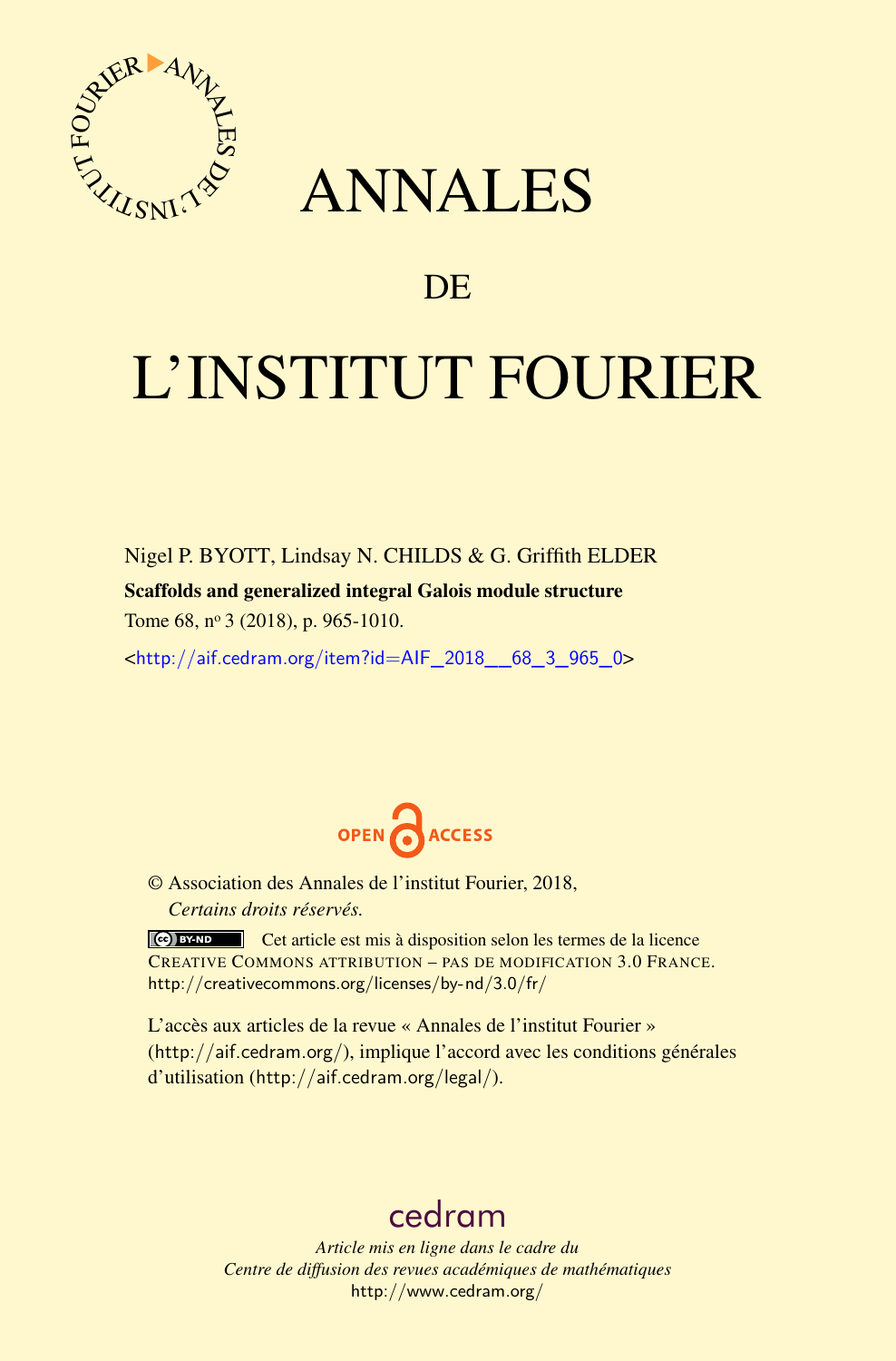# ANNALES

## DE

# L'INSTITUT FOURIER

Nigel P. BYOTT, Lindsay N. CHILDS & G. Griffith ELDER

**Scaffolds and generalized integral Galois module structure**

Tome 68, n[o] 3 (2018), p. 965-1010.

<http://aif.cedram.org/item?id=AIF_2018__68_3_965_0>

OPEN ACCESS

© Association des Annales de l'institut Fourier, 2018,
*Certains droits réservés.*

Cet article est mis à disposition selon les termes de la licence CREATIVE COMMONS ATTRIBUTION – PAS DE MODIFICATION 3.0 FRANCE.
http://creativecommons.org/licenses/by-nd/3.0/fr/

L'accès aux articles de la revue « Annales de l'institut Fourier » (http://aif.cedram.org/), implique l'accord avec les conditions générales d'utilisation (http://aif.cedram.org/legal/).

cedram

*Article mis en ligne dans le cadre du*
*Centre de diffusion des revues académiques de mathématiques*
http://www.cedram.org/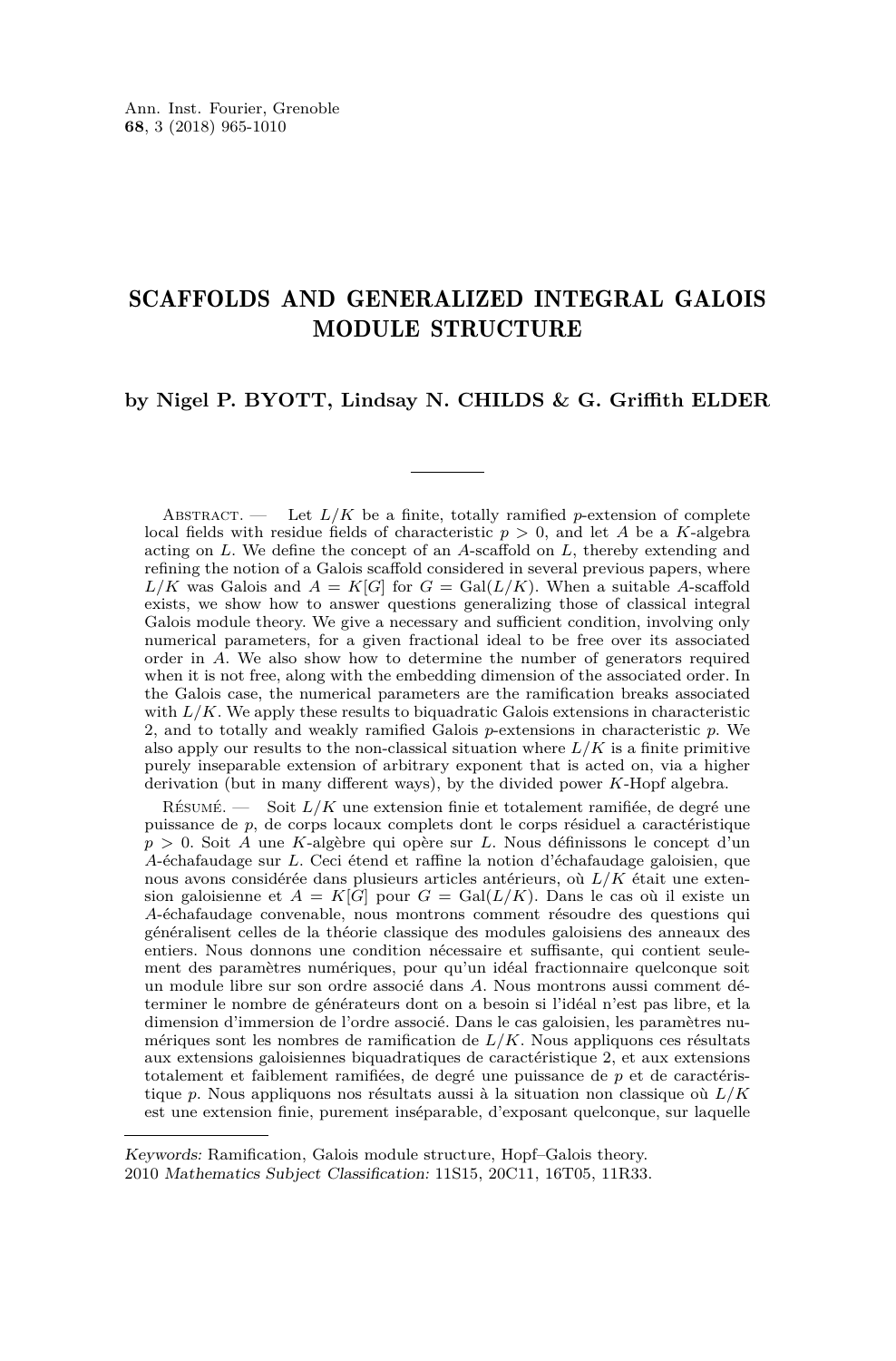# SCAFFOLDS AND GENERALIZED INTEGRAL GALOIS MODULE STRUCTURE

**by Nigel P. BYOTT, Lindsay N. CHILDS & G. Griffith ELDER**

Abstract. — Let $L/K$ be a finite, totally ramified $p$-extension of complete local fields with residue fields of characteristic $p > 0$, and let $A$ be a $K$-algebra acting on $L$. We define the concept of an $A$-scaffold on $L$, thereby extending and refining the notion of a Galois scaffold considered in several previous papers, where $L/K$ was Galois and $A = K[G]$ for $G = \mathrm{Gal}(L/K)$. When a suitable $A$-scaffold exists, we show how to answer questions generalizing those of classical integral Galois module theory. We give a necessary and sufficient condition, involving only numerical parameters, for a given fractional ideal to be free over its associated order in $A$. We also show how to determine the number of generators required when it is not free, along with the embedding dimension of the associated order. In the Galois case, the numerical parameters are the ramification breaks associated with $L/K$. We apply these results to biquadratic Galois extensions in characteristic 2, and to totally and weakly ramified Galois $p$-extensions in characteristic $p$. We also apply our results to the non-classical situation where $L/K$ is a finite primitive purely inseparable extension of arbitrary exponent that is acted on, via a higher derivation (but in many different ways), by the divided power $K$-Hopf algebra.

Résumé. — Soit $L/K$ une extension finie et totalement ramifiée, de degré une puissance de $p$, de corps locaux complets dont le corps résiduel a caractéristique $p > 0$. Soit $A$ une $K$-algèbre qui opère sur $L$. Nous définissons le concept d'un $A$-échafaudage sur $L$. Ceci étend et raffine la notion d'échafaudage galoisien, que nous avons considérée dans plusieurs articles antérieurs, où $L/K$ était une extension galoisienne et $A = K[G]$ pour $G = \mathrm{Gal}(L/K)$. Dans le cas où il existe un $A$-échafaudage convenable, nous montrons comment résoudre des questions qui généralisent celles de la théorie classique des modules galoisiens des anneaux des entiers. Nous donnons une condition nécessaire et suffisante, qui contient seulement des paramètres numériques, pour qu'un idéal fractionnaire quelconque soit un module libre sur son ordre associé dans $A$. Nous montrons aussi comment déterminer le nombre de générateurs dont on a besoin si l'idéal n'est pas libre, et la dimension d'immersion de l'ordre associé. Dans le cas galoisien, les paramètres numériques sont les nombres de ramification de $L/K$. Nous appliquons ces résultats aux extensions galoisiennes biquadratiques de caractéristique 2, et aux extensions totalement et faiblement ramifiées, de degré une puissance de $p$ et de caractéristique $p$. Nous appliquons nos résultats aussi à la situation non classique où $L/K$ est une extension finie, purement inséparable, d'exposant quelconque, sur laquelle

*Keywords:* Ramification, Galois module structure, Hopf–Galois theory.
2010 *Mathematics Subject Classification:* 11S15, 20C11, 16T05, 11R33.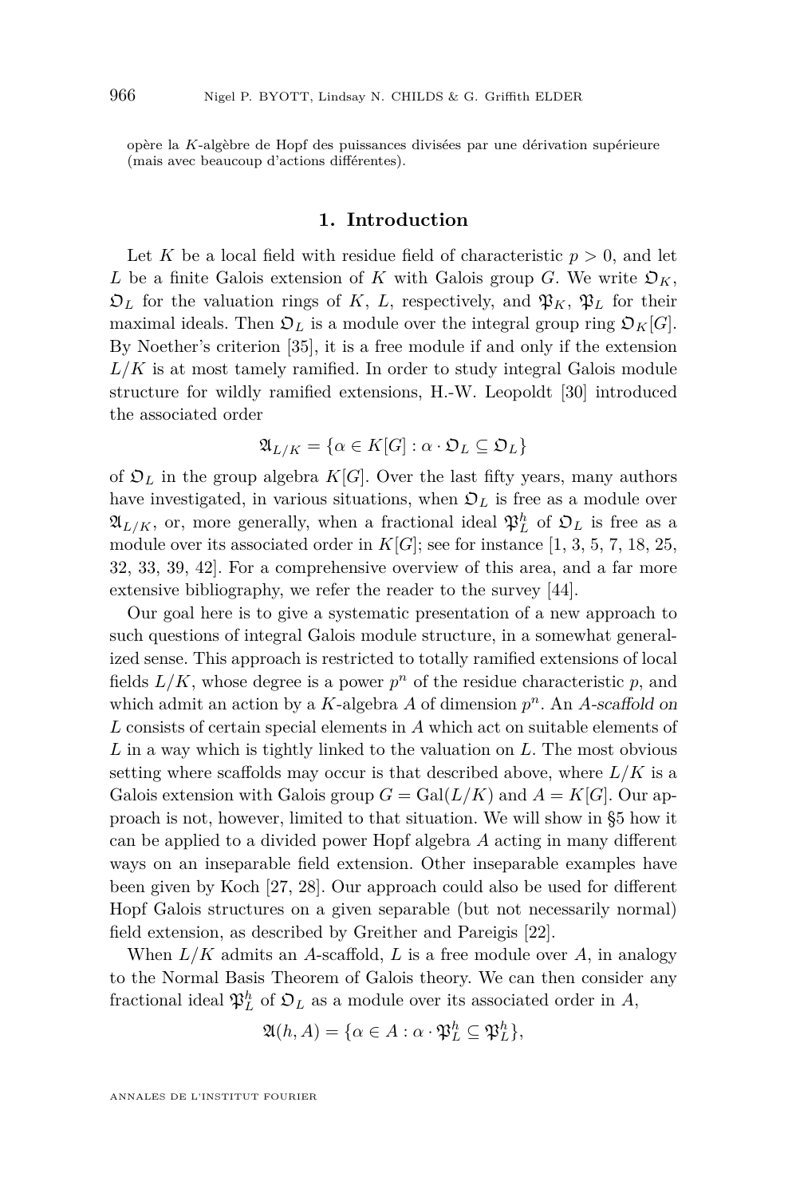opère la $K$-algèbre de Hopf des puissances divisées par une dérivation supérieure (mais avec beaucoup d'actions différentes).

## 1. Introduction

Let $K$ be a local field with residue field of characteristic $p > 0$, and let $L$ be a finite Galois extension of $K$ with Galois group $G$. We write $\mathfrak{O}_K$, $\mathfrak{O}_L$ for the valuation rings of $K$, $L$, respectively, and $\mathfrak{P}_K$, $\mathfrak{P}_L$ for their maximal ideals. Then $\mathfrak{O}_L$ is a module over the integral group ring $\mathfrak{O}_K[G]$. By Noether's criterion [35], it is a free module if and only if the extension $L/K$ is at most tamely ramified. In order to study integral Galois module structure for wildly ramified extensions, H.-W. Leopoldt [30] introduced the associated order

$$\mathfrak{A}_{L/K} = \{\alpha \in K[G] : \alpha \cdot \mathfrak{O}_L \subseteq \mathfrak{O}_L\}$$

of $\mathfrak{O}_L$ in the group algebra $K[G]$. Over the last fifty years, many authors have investigated, in various situations, when $\mathfrak{O}_L$ is free as a module over $\mathfrak{A}_{L/K}$, or, more generally, when a fractional ideal $\mathfrak{P}_L^h$ of $\mathfrak{O}_L$ is free as a module over its associated order in $K[G]$; see for instance [1, 3, 5, 7, 18, 25, 32, 33, 39, 42]. For a comprehensive overview of this area, and a far more extensive bibliography, we refer the reader to the survey [44].

Our goal here is to give a systematic presentation of a new approach to such questions of integral Galois module structure, in a somewhat generalized sense. This approach is restricted to totally ramified extensions of local fields $L/K$, whose degree is a power $p^n$ of the residue characteristic $p$, and which admit an action by a $K$-algebra $A$ of dimension $p^n$. An *$A$-scaffold on $L$* consists of certain special elements in $A$ which act on suitable elements of $L$ in a way which is tightly linked to the valuation on $L$. The most obvious setting where scaffolds may occur is that described above, where $L/K$ is a Galois extension with Galois group $G = \mathrm{Gal}(L/K)$ and $A = K[G]$. Our approach is not, however, limited to that situation. We will show in §5 how it can be applied to a divided power Hopf algebra $A$ acting in many different ways on an inseparable field extension. Other inseparable examples have been given by Koch [27, 28]. Our approach could also be used for different Hopf Galois structures on a given separable (but not necessarily normal) field extension, as described by Greither and Pareigis [22].

When $L/K$ admits an $A$-scaffold, $L$ is a free module over $A$, in analogy to the Normal Basis Theorem of Galois theory. We can then consider any fractional ideal $\mathfrak{P}_L^h$ of $\mathfrak{O}_L$ as a module over its associated order in $A$,

$$\mathfrak{A}(h, A) = \{\alpha \in A : \alpha \cdot \mathfrak{P}_L^h \subseteq \mathfrak{P}_L^h\},$$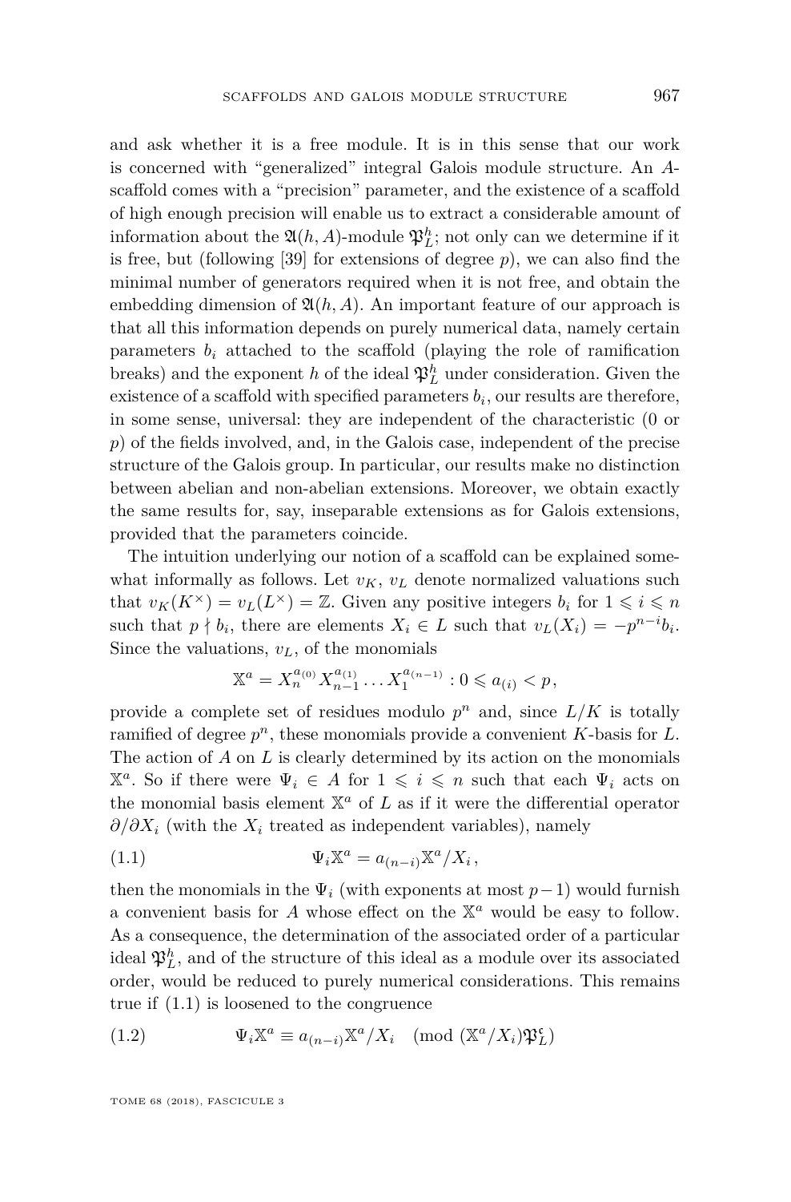and ask whether it is a free module. It is in this sense that our work is concerned with "generalized" integral Galois module structure. An $A$-scaffold comes with a "precision" parameter, and the existence of a scaffold of high enough precision will enable us to extract a considerable amount of information about the $\mathfrak{A}(h,A)$-module $\mathfrak{P}_L^h$; not only can we determine if it is free, but (following [39] for extensions of degree $p$), we can also find the minimal number of generators required when it is not free, and obtain the embedding dimension of $\mathfrak{A}(h,A)$. An important feature of our approach is that all this information depends on purely numerical data, namely certain parameters $b_i$ attached to the scaffold (playing the role of ramification breaks) and the exponent $h$ of the ideal $\mathfrak{P}_L^h$ under consideration. Given the existence of a scaffold with specified parameters $b_i$, our results are therefore, in some sense, universal: they are independent of the characteristic (0 or $p$) of the fields involved, and, in the Galois case, independent of the precise structure of the Galois group. In particular, our results make no distinction between abelian and non-abelian extensions. Moreover, we obtain exactly the same results for, say, inseparable extensions as for Galois extensions, provided that the parameters coincide.

The intuition underlying our notion of a scaffold can be explained somewhat informally as follows. Let $v_K$, $v_L$ denote normalized valuations such that $v_K(K^\times)=v_L(L^\times)=\mathbb{Z}$. Given any positive integers $b_i$ for $1\leqslant i\leqslant n$ such that $p\nmid b_i$, there are elements $X_i\in L$ such that $v_L(X_i)=-p^{n-i}b_i$. Since the valuations, $v_L$, of the monomials

$$\mathbb{X}^a = X_n^{a_{(0)}}X_{n-1}^{a_{(1)}}\dots X_1^{a_{(n-1)}} : 0\leqslant a_{(i)}<p,$$

provide a complete set of residues modulo $p^n$ and, since $L/K$ is totally ramified of degree $p^n$, these monomials provide a convenient $K$-basis for $L$. The action of $A$ on $L$ is clearly determined by its action on the monomials $\mathbb{X}^a$. So if there were $\Psi_i\in A$ for $1\leqslant i\leqslant n$ such that each $\Psi_i$ acts on the monomial basis element $\mathbb{X}^a$ of $L$ as if it were the differential operator $\partial/\partial X_i$ (with the $X_i$ treated as independent variables), namely

$$\Psi_i\mathbb{X}^a = a_{(n-i)}\mathbb{X}^a/X_i\,, \tag{1.1}$$

then the monomials in the $\Psi_i$ (with exponents at most $p-1$) would furnish a convenient basis for $A$ whose effect on the $\mathbb{X}^a$ would be easy to follow. As a consequence, the determination of the associated order of a particular ideal $\mathfrak{P}_L^h$, and of the structure of this ideal as a module over its associated order, would be reduced to purely numerical considerations. This remains true if (1.1) is loosened to the congruence

$$\Psi_i\mathbb{X}^a \equiv a_{(n-i)}\mathbb{X}^a/X_i \pmod{(\mathbb{X}^a/X_i)\mathfrak{P}_L^{\mathfrak{c}}} \tag{1.2}$$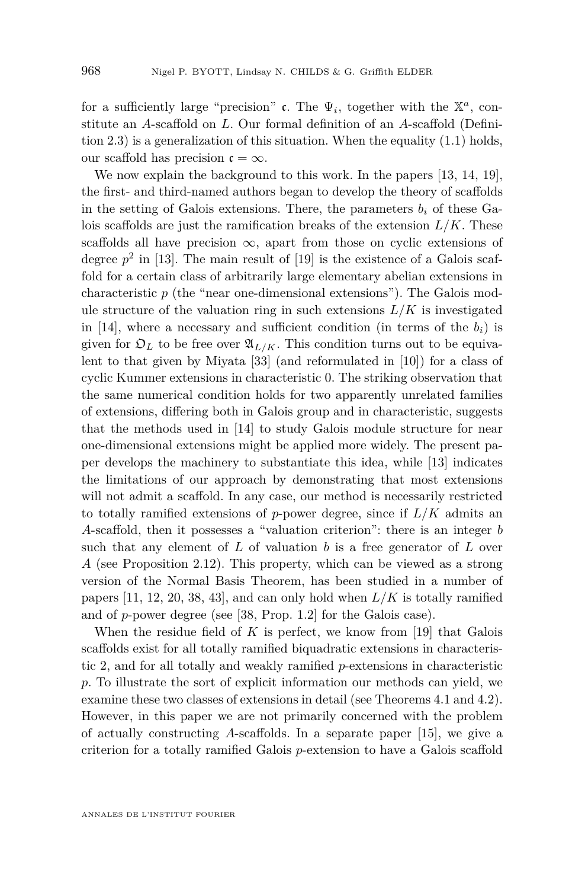for a sufficiently large "precision" $\mathfrak{c}$. The $\Psi_i$, together with the $\mathbb{X}^a$, constitute an $A$-scaffold on $L$. Our formal definition of an $A$-scaffold (Definition 2.3) is a generalization of this situation. When the equality (1.1) holds, our scaffold has precision $\mathfrak{c} = \infty$.

We now explain the background to this work. In the papers [13, 14, 19], the first- and third-named authors began to develop the theory of scaffolds in the setting of Galois extensions. There, the parameters $b_i$ of these Galois scaffolds are just the ramification breaks of the extension $L/K$. These scaffolds all have precision $\infty$, apart from those on cyclic extensions of degree $p^2$ in [13]. The main result of [19] is the existence of a Galois scaffold for a certain class of arbitrarily large elementary abelian extensions in characteristic $p$ (the "near one-dimensional extensions"). The Galois module structure of the valuation ring in such extensions $L/K$ is investigated in [14], where a necessary and sufficient condition (in terms of the $b_i$) is given for $\mathfrak{O}_L$ to be free over $\mathfrak{A}_{L/K}$. This condition turns out to be equivalent to that given by Miyata [33] (and reformulated in [10]) for a class of cyclic Kummer extensions in characteristic 0. The striking observation that the same numerical condition holds for two apparently unrelated families of extensions, differing both in Galois group and in characteristic, suggests that the methods used in [14] to study Galois module structure for near one-dimensional extensions might be applied more widely. The present paper develops the machinery to substantiate this idea, while [13] indicates the limitations of our approach by demonstrating that most extensions will not admit a scaffold. In any case, our method is necessarily restricted to totally ramified extensions of $p$-power degree, since if $L/K$ admits an $A$-scaffold, then it possesses a "valuation criterion": there is an integer $b$ such that any element of $L$ of valuation $b$ is a free generator of $L$ over $A$ (see Proposition 2.12). This property, which can be viewed as a strong version of the Normal Basis Theorem, has been studied in a number of papers [11, 12, 20, 38, 43], and can only hold when $L/K$ is totally ramified and of $p$-power degree (see [38, Prop. 1.2] for the Galois case).

When the residue field of $K$ is perfect, we know from [19] that Galois scaffolds exist for all totally ramified biquadratic extensions in characteristic 2, and for all totally and weakly ramified $p$-extensions in characteristic $p$. To illustrate the sort of explicit information our methods can yield, we examine these two classes of extensions in detail (see Theorems 4.1 and 4.2). However, in this paper we are not primarily concerned with the problem of actually constructing $A$-scaffolds. In a separate paper [15], we give a criterion for a totally ramified Galois $p$-extension to have a Galois scaffold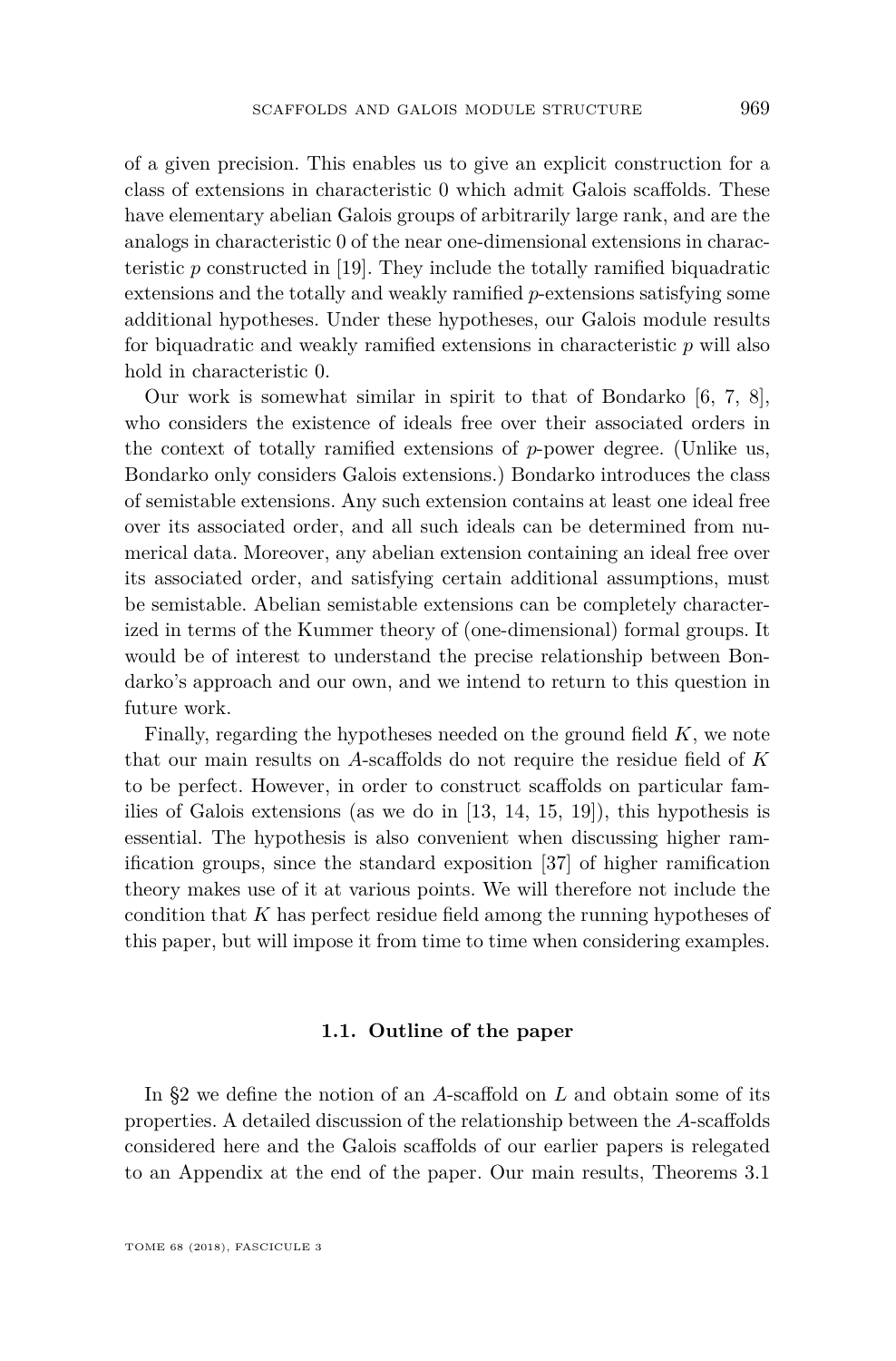of a given precision. This enables us to give an explicit construction for a class of extensions in characteristic 0 which admit Galois scaffolds. These have elementary abelian Galois groups of arbitrarily large rank, and are the analogs in characteristic 0 of the near one-dimensional extensions in characteristic $p$ constructed in [19]. They include the totally ramified biquadratic extensions and the totally and weakly ramified $p$-extensions satisfying some additional hypotheses. Under these hypotheses, our Galois module results for biquadratic and weakly ramified extensions in characteristic $p$ will also hold in characteristic 0.

Our work is somewhat similar in spirit to that of Bondarko [6, 7, 8], who considers the existence of ideals free over their associated orders in the context of totally ramified extensions of $p$-power degree. (Unlike us, Bondarko only considers Galois extensions.) Bondarko introduces the class of semistable extensions. Any such extension contains at least one ideal free over its associated order, and all such ideals can be determined from numerical data. Moreover, any abelian extension containing an ideal free over its associated order, and satisfying certain additional assumptions, must be semistable. Abelian semistable extensions can be completely characterized in terms of the Kummer theory of (one-dimensional) formal groups. It would be of interest to understand the precise relationship between Bondarko's approach and our own, and we intend to return to this question in future work.

Finally, regarding the hypotheses needed on the ground field $K$, we note that our main results on $A$-scaffolds do not require the residue field of $K$ to be perfect. However, in order to construct scaffolds on particular families of Galois extensions (as we do in [13, 14, 15, 19]), this hypothesis is essential. The hypothesis is also convenient when discussing higher ramification groups, since the standard exposition [37] of higher ramification theory makes use of it at various points. We will therefore not include the condition that $K$ has perfect residue field among the running hypotheses of this paper, but will impose it from time to time when considering examples.

### 1.1. Outline of the paper

In §2 we define the notion of an $A$-scaffold on $L$ and obtain some of its properties. A detailed discussion of the relationship between the $A$-scaffolds considered here and the Galois scaffolds of our earlier papers is relegated to an Appendix at the end of the paper. Our main results, Theorems 3.1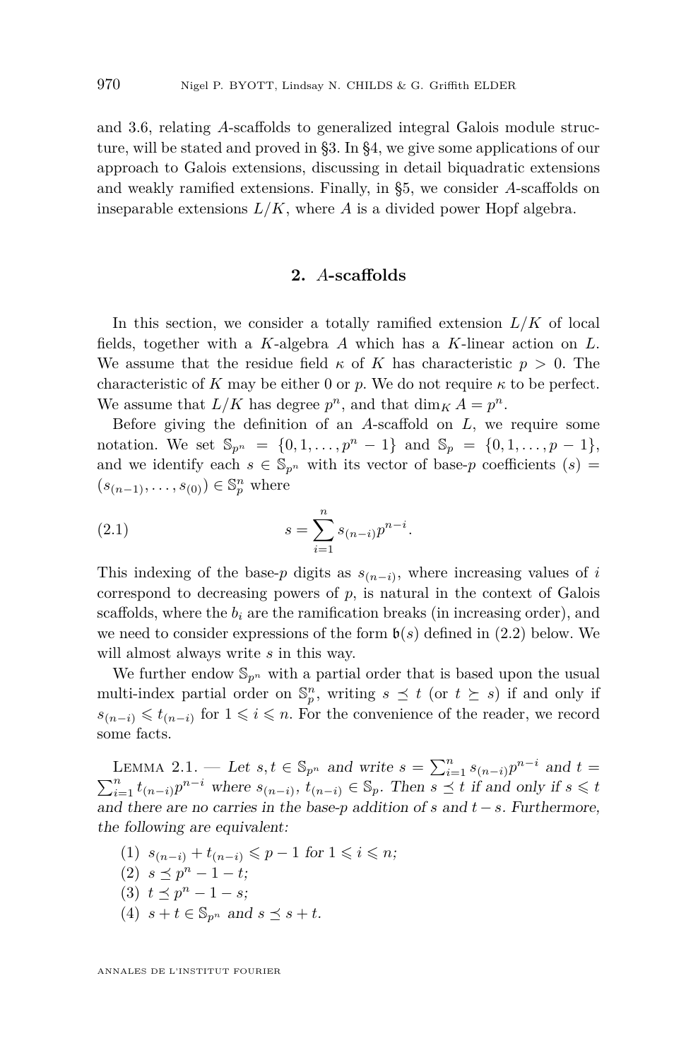and 3.6, relating $A$-scaffolds to generalized integral Galois module structure, will be stated and proved in §3. In §4, we give some applications of our approach to Galois extensions, discussing in detail biquadratic extensions and weakly ramified extensions. Finally, in §5, we consider $A$-scaffolds on inseparable extensions $L/K$, where $A$ is a divided power Hopf algebra.

## 2. $A$-scaffolds

In this section, we consider a totally ramified extension $L/K$ of local fields, together with a $K$-algebra $A$ which has a $K$-linear action on $L$. We assume that the residue field $\kappa$ of $K$ has characteristic $p > 0$. The characteristic of $K$ may be either 0 or $p$. We do not require $\kappa$ to be perfect. We assume that $L/K$ has degree $p^n$, and that $\dim_K A = p^n$.

Before giving the definition of an $A$-scaffold on $L$, we require some notation. We set $\mathbb{S}_{p^n} = \{0, 1, \dots, p^n - 1\}$ and $\mathbb{S}_p = \{0, 1, \dots, p-1\}$, and we identify each $s \in \mathbb{S}_{p^n}$ with its vector of base-$p$ coefficients $(s) = (s_{(n-1)}, \dots, s_{(0)}) \in \mathbb{S}_p^n$ where

$$s = \sum_{i=1}^{n} s_{(n-i)} p^{n-i}. \tag{2.1}$$

This indexing of the base-$p$ digits as $s_{(n-i)}$, where increasing values of $i$ correspond to decreasing powers of $p$, is natural in the context of Galois scaffolds, where the $b_i$ are the ramification breaks (in increasing order), and we need to consider expressions of the form $\mathfrak{b}(s)$ defined in (2.2) below. We will almost always write $s$ in this way.

We further endow $\mathbb{S}_{p^n}$ with a partial order that is based upon the usual multi-index partial order on $\mathbb{S}_p^n$, writing $s \preceq t$ (or $t \succeq s$) if and only if $s_{(n-i)} \leqslant t_{(n-i)}$ for $1 \leqslant i \leqslant n$. For the convenience of the reader, we record some facts.

Lemma 2.1. — *Let $s, t \in \mathbb{S}_{p^n}$ and write $s = \sum_{i=1}^{n} s_{(n-i)} p^{n-i}$ and $t = \sum_{i=1}^{n} t_{(n-i)} p^{n-i}$ where $s_{(n-i)}, t_{(n-i)} \in \mathbb{S}_p$. Then $s \preceq t$ if and only if $s \leqslant t$ and there are no carries in the base-$p$ addition of $s$ and $t - s$. Furthermore, the following are equivalent:*

1. $s_{(n-i)} + t_{(n-i)} \leqslant p - 1$ *for* $1 \leqslant i \leqslant n$;
2. $s \preceq p^n - 1 - t$;
3. $t \preceq p^n - 1 - s$;
4. $s + t \in \mathbb{S}_{p^n}$ *and* $s \preceq s + t$.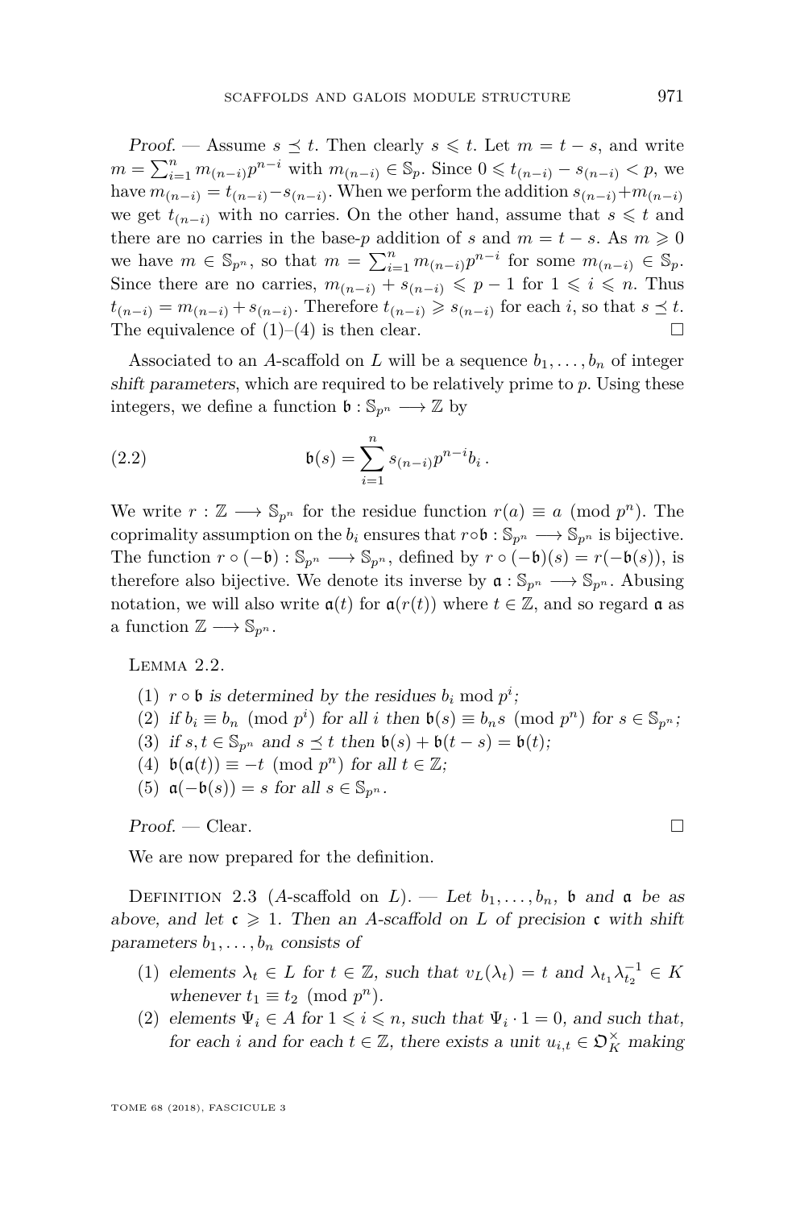*Proof.* — Assume $s \preceq t$. Then clearly $s \leqslant t$. Let $m = t - s$, and write $m = \sum_{i=1}^{n} m_{(n-i)} p^{n-i}$ with $m_{(n-i)} \in \mathbb{S}_p$. Since $0 \leqslant t_{(n-i)} - s_{(n-i)} < p$, we have $m_{(n-i)} = t_{(n-i)} - s_{(n-i)}$. When we perform the addition $s_{(n-i)} + m_{(n-i)}$ we get $t_{(n-i)}$ with no carries. On the other hand, assume that $s \leqslant t$ and there are no carries in the base-$p$ addition of $s$ and $m = t - s$. As $m \geqslant 0$ we have $m \in \mathbb{S}_{p^n}$, so that $m = \sum_{i=1}^{n} m_{(n-i)} p^{n-i}$ for some $m_{(n-i)} \in \mathbb{S}_p$. Since there are no carries, $m_{(n-i)} + s_{(n-i)} \leqslant p - 1$ for $1 \leqslant i \leqslant n$. Thus $t_{(n-i)} = m_{(n-i)} + s_{(n-i)}$. Therefore $t_{(n-i)} \geqslant s_{(n-i)}$ for each $i$, so that $s \preceq t$. The equivalence of (1)–(4) is then clear. □

Associated to an $A$-scaffold on $L$ will be a sequence $b_1, \ldots, b_n$ of integer *shift parameters*, which are required to be relatively prime to $p$. Using these integers, we define a function $\mathfrak{b} : \mathbb{S}_{p^n} \longrightarrow \mathbb{Z}$ by

$$\mathfrak{b}(s) = \sum_{i=1}^{n} s_{(n-i)} p^{n-i} b_i \,. \tag{2.2}$$

We write $r : \mathbb{Z} \longrightarrow \mathbb{S}_{p^n}$ for the residue function $r(a) \equiv a \pmod{p^n}$. The coprimality assumption on the $b_i$ ensures that $r \circ \mathfrak{b} : \mathbb{S}_{p^n} \longrightarrow \mathbb{S}_{p^n}$ is bijective. The function $r \circ (-\mathfrak{b}) : \mathbb{S}_{p^n} \longrightarrow \mathbb{S}_{p^n}$, defined by $r \circ (-\mathfrak{b})(s) = r(-\mathfrak{b}(s))$, is therefore also bijective. We denote its inverse by $\mathfrak{a} : \mathbb{S}_{p^n} \longrightarrow \mathbb{S}_{p^n}$. Abusing notation, we will also write $\mathfrak{a}(t)$ for $\mathfrak{a}(r(t))$ where $t \in \mathbb{Z}$, and so regard $\mathfrak{a}$ as a function $\mathbb{Z} \longrightarrow \mathbb{S}_{p^n}$.

Lemma 2.2.

1. *$r \circ \mathfrak{b}$ is determined by the residues $b_i \bmod p^i$;*
2. *if $b_i \equiv b_n \pmod{p^i}$ for all $i$ then $\mathfrak{b}(s) \equiv b_n s \pmod{p^n}$ for $s \in \mathbb{S}_{p^n}$;*
3. *if $s, t \in \mathbb{S}_{p^n}$ and $s \preceq t$ then $\mathfrak{b}(s) + \mathfrak{b}(t - s) = \mathfrak{b}(t)$;*
4. *$\mathfrak{b}(\mathfrak{a}(t)) \equiv -t \pmod{p^n}$ for all $t \in \mathbb{Z}$;*
5. *$\mathfrak{a}(-\mathfrak{b}(s)) = s$ for all $s \in \mathbb{S}_{p^n}$.*

*Proof.* — Clear. □

We are now prepared for the definition.

Definition 2.3 ($A$-scaffold on $L$). — *Let $b_1, \ldots, b_n$, $\mathfrak{b}$ and $\mathfrak{a}$ be as above, and let $\mathfrak{c} \geqslant 1$. Then an $A$-scaffold on $L$ of precision $\mathfrak{c}$ with shift parameters $b_1, \ldots, b_n$ consists of*

1. *elements $\lambda_t \in L$ for $t \in \mathbb{Z}$, such that $v_L(\lambda_t) = t$ and $\lambda_{t_1} \lambda_{t_2}^{-1} \in K$ whenever $t_1 \equiv t_2 \pmod{p^n}$.*
2. *elements $\Psi_i \in A$ for $1 \leqslant i \leqslant n$, such that $\Psi_i \cdot 1 = 0$, and such that, for each $i$ and for each $t \in \mathbb{Z}$, there exists a unit $u_{i,t} \in \mathfrak{O}_K^{\times}$ making*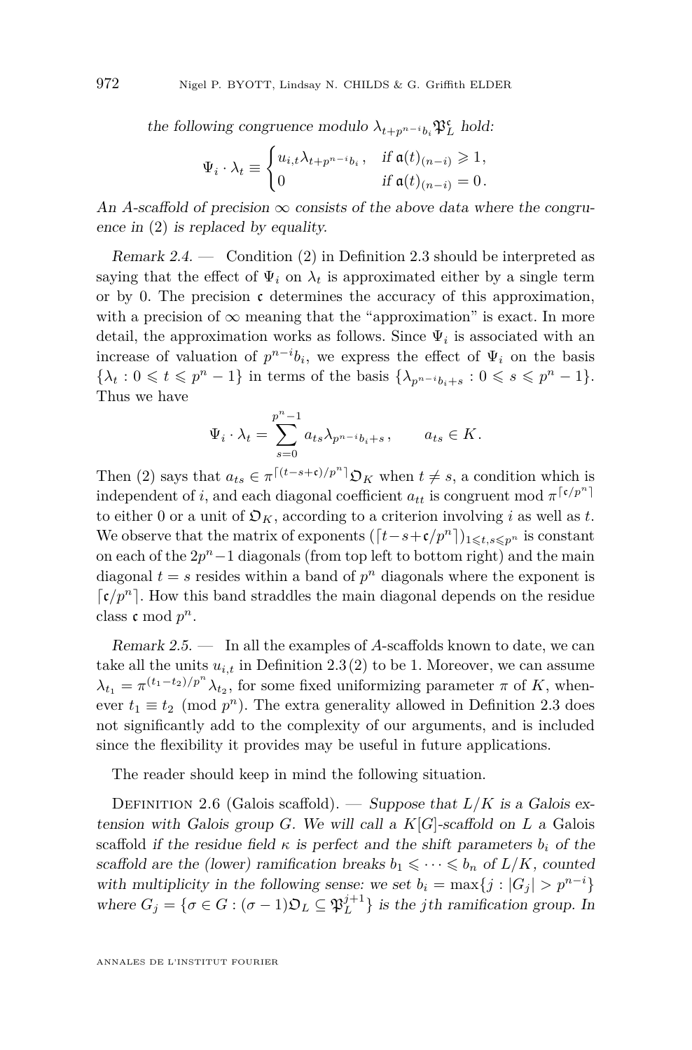*the following congruence modulo $\lambda_{t+p^{n-i}b_i}\mathfrak{P}_L^{\mathfrak{c}}$ hold:*

$$\Psi_i \cdot \lambda_t \equiv \begin{cases} u_{i,t}\lambda_{t+p^{n-i}b_i}, & \text{if } \mathfrak{a}(t)_{(n-i)} \geqslant 1, \\ 0 & \text{if } \mathfrak{a}(t)_{(n-i)} = 0. \end{cases}$$

*An $A$-scaffold of precision $\infty$ consists of the above data where the congruence in (2) is replaced by equality.*

*Remark 2.4.* — Condition (2) in Definition 2.3 should be interpreted as saying that the effect of $\Psi_i$ on $\lambda_t$ is approximated either by a single term or by 0. The precision $\mathfrak{c}$ determines the accuracy of this approximation, with a precision of $\infty$ meaning that the "approximation" is exact. In more detail, the approximation works as follows. Since $\Psi_i$ is associated with an increase of valuation of $p^{n-i}b_i$, we express the effect of $\Psi_i$ on the basis $\{\lambda_t : 0 \leqslant t \leqslant p^n - 1\}$ in terms of the basis $\{\lambda_{p^{n-i}b_i+s} : 0 \leqslant s \leqslant p^n - 1\}$. Thus we have

$$\Psi_i \cdot \lambda_t = \sum_{s=0}^{p^n-1} a_{ts}\lambda_{p^{n-i}b_i+s}, \qquad a_{ts} \in K.$$

Then (2) says that $a_{ts} \in \pi^{\lceil (t-s+\mathfrak{c})/p^n \rceil}\mathfrak{O}_K$ when $t \neq s$, a condition which is independent of $i$, and each diagonal coefficient $a_{tt}$ is congruent mod $\pi^{\lceil \mathfrak{c}/p^n \rceil}$ to either 0 or a unit of $\mathfrak{O}_K$, according to a criterion involving $i$ as well as $t$. We observe that the matrix of exponents $(\lceil t-s+\mathfrak{c}/p^n \rceil)_{1 \leqslant t,s \leqslant p^n}$ is constant on each of the $2p^n-1$ diagonals (from top left to bottom right) and the main diagonal $t = s$ resides within a band of $p^n$ diagonals where the exponent is $\lceil \mathfrak{c}/p^n \rceil$. How this band straddles the main diagonal depends on the residue class $\mathfrak{c} \bmod p^n$.

*Remark 2.5.* — In all the examples of $A$-scaffolds known to date, we can take all the units $u_{i,t}$ in Definition 2.3(2) to be 1. Moreover, we can assume $\lambda_{t_1} = \pi^{(t_1-t_2)/p^n}\lambda_{t_2}$, for some fixed uniformizing parameter $\pi$ of $K$, whenever $t_1 \equiv t_2 \pmod{p^n}$. The extra generality allowed in Definition 2.3 does not significantly add to the complexity of our arguments, and is included since the flexibility it provides may be useful in future applications.

The reader should keep in mind the following situation.

Definition 2.6 (Galois scaffold). — *Suppose that $L/K$ is a Galois extension with Galois group $G$. We will call a $K[G]$-scaffold on $L$ a* Galois scaffold *if the residue field $\kappa$ is perfect and the shift parameters $b_i$ of the scaffold are the (lower) ramification breaks $b_1 \leqslant \cdots \leqslant b_n$ of $L/K$, counted with multiplicity in the following sense: we set $b_i = \max\{j : |G_j| > p^{n-i}\}$ where $G_j = \{\sigma \in G : (\sigma - 1)\mathfrak{O}_L \subseteq \mathfrak{P}_L^{j+1}\}$ is the $j$th ramification group. In*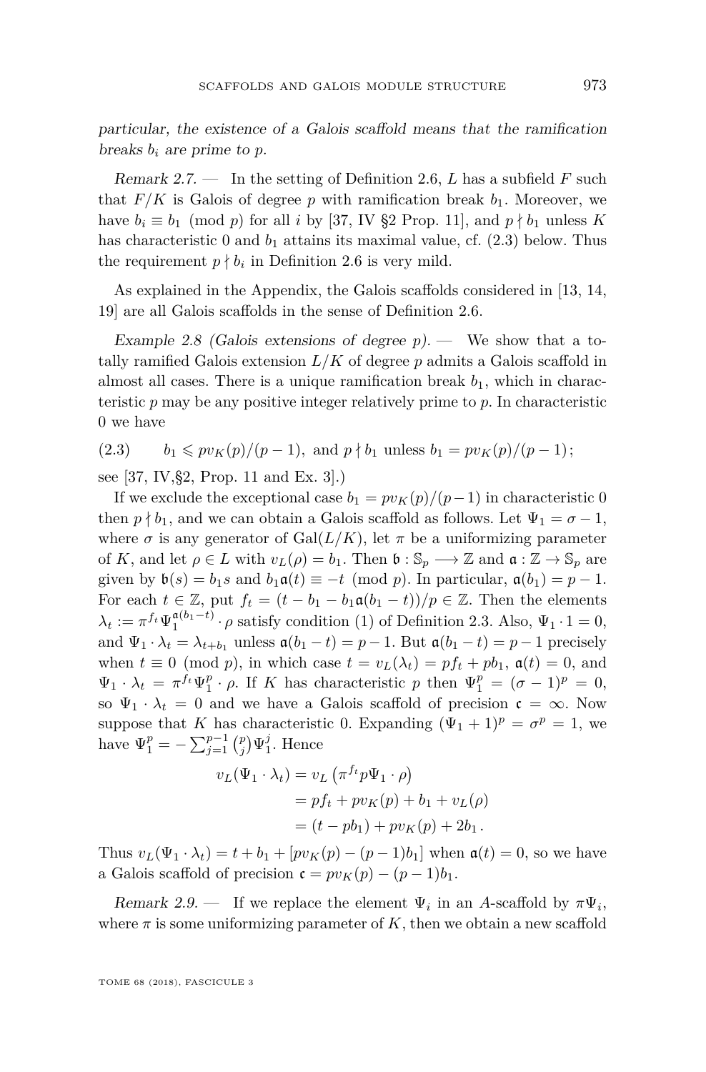*particular, the existence of a Galois scaffold means that the ramification breaks $b_i$ are prime to $p$.*

*Remark 2.7.* — In the setting of Definition 2.6, $L$ has a subfield $F$ such that $F/K$ is Galois of degree $p$ with ramification break $b_1$. Moreover, we have $b_i \equiv b_1 \pmod p$ for all $i$ by [37, IV §2 Prop. 11], and $p \nmid b_1$ unless $K$ has characteristic 0 and $b_1$ attains its maximal value, cf. (2.3) below. Thus the requirement $p \nmid b_i$ in Definition 2.6 is very mild.

As explained in the Appendix, the Galois scaffolds considered in [13, 14, 19] are all Galois scaffolds in the sense of Definition 2.6.

*Example 2.8 (Galois extensions of degree $p$).* — We show that a totally ramified Galois extension $L/K$ of degree $p$ admits a Galois scaffold in almost all cases. There is a unique ramification break $b_1$, which in characteristic $p$ may be any positive integer relatively prime to $p$. In characteristic 0 we have

$$(2.3) \qquad b_1 \leqslant pv_K(p)/(p-1), \text{ and } p \nmid b_1 \text{ unless } b_1 = pv_K(p)/(p-1);$$

see [37, IV,§2, Prop. 11 and Ex. 3].)

If we exclude the exceptional case $b_1 = pv_K(p)/(p-1)$ in characteristic 0 then $p \nmid b_1$, and we can obtain a Galois scaffold as follows. Let $\Psi_1 = \sigma - 1$, where $\sigma$ is any generator of $\mathrm{Gal}(L/K)$, let $\pi$ be a uniformizing parameter of $K$, and let $\rho \in L$ with $v_L(\rho) = b_1$. Then $\mathfrak{b} : \mathbb{S}_p \longrightarrow \mathbb{Z}$ and $\mathfrak{a} : \mathbb{Z} \to \mathbb{S}_p$ are given by $\mathfrak{b}(s) = b_1 s$ and $b_1 \mathfrak{a}(t) \equiv -t \pmod p$. In particular, $\mathfrak{a}(b_1) = p-1$. For each $t \in \mathbb{Z}$, put $f_t = (t - b_1 - b_1\mathfrak{a}(b_1 - t))/p \in \mathbb{Z}$. Then the elements $\lambda_t := \pi^{f_t} \Psi_1^{\mathfrak{a}(b_1-t)} \cdot \rho$ satisfy condition (1) of Definition 2.3. Also, $\Psi_1 \cdot 1 = 0$, and $\Psi_1 \cdot \lambda_t = \lambda_{t+b_1}$ unless $\mathfrak{a}(b_1 - t) = p-1$. But $\mathfrak{a}(b_1 - t) = p-1$ precisely when $t \equiv 0 \pmod p$, in which case $t = v_L(\lambda_t) = pf_t + pb_1$, $\mathfrak{a}(t) = 0$, and $\Psi_1 \cdot \lambda_t = \pi^{f_t}\Psi_1^p \cdot \rho$. If $K$ has characteristic $p$ then $\Psi_1^p = (\sigma-1)^p = 0$, so $\Psi_1 \cdot \lambda_t = 0$ and we have a Galois scaffold of precision $\mathfrak{c} = \infty$. Now suppose that $K$ has characteristic 0. Expanding $(\Psi_1 + 1)^p = \sigma^p = 1$, we have $\Psi_1^p = -\sum_{j=1}^{p-1}\binom{p}{j}\Psi_1^j$. Hence

$$\begin{aligned} v_L(\Psi_1 \cdot \lambda_t) &= v_L\left(\pi^{f_t} p \Psi_1 \cdot \rho\right) \\ &= pf_t + pv_K(p) + b_1 + v_L(\rho) \\ &= (t - pb_1) + pv_K(p) + 2b_1 \,. \end{aligned}$$

Thus $v_L(\Psi_1 \cdot \lambda_t) = t + b_1 + [pv_K(p) - (p-1)b_1]$ when $\mathfrak{a}(t) = 0$, so we have a Galois scaffold of precision $\mathfrak{c} = pv_K(p) - (p-1)b_1$.

*Remark 2.9.* — If we replace the element $\Psi_i$ in an $A$-scaffold by $\pi\Psi_i$, where $\pi$ is some uniformizing parameter of $K$, then we obtain a new scaffold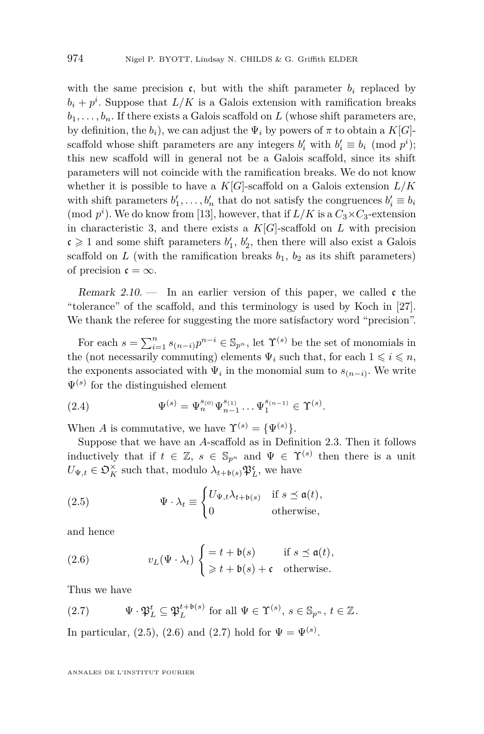with the same precision $\mathfrak{c}$, but with the shift parameter $b_i$ replaced by $b_i + p^i$. Suppose that $L/K$ is a Galois extension with ramification breaks $b_1, \ldots, b_n$. If there exists a Galois scaffold on $L$ (whose shift parameters are, by definition, the $b_i$), we can adjust the $\Psi_i$ by powers of $\pi$ to obtain a $K[G]$-scaffold whose shift parameters are any integers $b_i'$ with $b_i' \equiv b_i \pmod{p^i}$; this new scaffold will in general not be a Galois scaffold, since its shift parameters will not coincide with the ramification breaks. We do not know whether it is possible to have a $K[G]$-scaffold on a Galois extension $L/K$ with shift parameters $b_1', \ldots, b_n'$ that do not satisfy the congruences $b_i' \equiv b_i \pmod{p^i}$. We do know from [13], however, that if $L/K$ is a $C_3 \times C_3$-extension in characteristic 3, and there exists a $K[G]$-scaffold on $L$ with precision $\mathfrak{c} \geqslant 1$ and some shift parameters $b_1'$, $b_2'$, then there will also exist a Galois scaffold on $L$ (with the ramification breaks $b_1$, $b_2$ as its shift parameters) of precision $\mathfrak{c} = \infty$.

*Remark 2.10.* — In an earlier version of this paper, we called $\mathfrak{c}$ the "tolerance" of the scaffold, and this terminology is used by Koch in [27]. We thank the referee for suggesting the more satisfactory word "precision".

For each $s = \sum_{i=1}^{n} s_{(n-i)} p^{n-i} \in \mathbb{S}_{p^n}$, let $\Upsilon^{(s)}$ be the set of monomials in the (not necessarily commuting) elements $\Psi_i$ such that, for each $1 \leqslant i \leqslant n$, the exponents associated with $\Psi_i$ in the monomial sum to $s_{(n-i)}$. We write $\Psi^{(s)}$ for the distinguished element

$$\Psi^{(s)} = \Psi_n^{s_{(0)}} \Psi_{n-1}^{s_{(1)}} \cdots \Psi_1^{s_{(n-1)}} \in \Upsilon^{(s)}. \tag{2.4}$$

When $A$ is commutative, we have $\Upsilon^{(s)} = \{\Psi^{(s)}\}$.

Suppose that we have an $A$-scaffold as in Definition 2.3. Then it follows inductively that if $t \in \mathbb{Z}$, $s \in \mathbb{S}_{p^n}$ and $\Psi \in \Upsilon^{(s)}$ then there is a unit $U_{\Psi,t} \in \mathfrak{O}_K^\times$ such that, modulo $\lambda_{t+\mathfrak{b}(s)} \mathfrak{P}_L^{\mathfrak{c}}$, we have

$$\Psi \cdot \lambda_t \equiv \begin{cases} U_{\Psi,t} \lambda_{t+\mathfrak{b}(s)} & \text{if } s \preceq \mathfrak{a}(t), \\ 0 & \text{otherwise,} \end{cases} \tag{2.5}$$

and hence

$$v_L(\Psi \cdot \lambda_t) \begin{cases} = t + \mathfrak{b}(s) & \text{if } s \preceq \mathfrak{a}(t), \\ \geqslant t + \mathfrak{b}(s) + \mathfrak{c} & \text{otherwise.} \end{cases} \tag{2.6}$$

Thus we have

$$\Psi \cdot \mathfrak{P}_L^t \subseteq \mathfrak{P}_L^{t+\mathfrak{b}(s)} \text{ for all } \Psi \in \Upsilon^{(s)},\ s \in \mathbb{S}_{p^n},\ t \in \mathbb{Z}. \tag{2.7}$$

In particular, (2.5), (2.6) and (2.7) hold for $\Psi = \Psi^{(s)}$.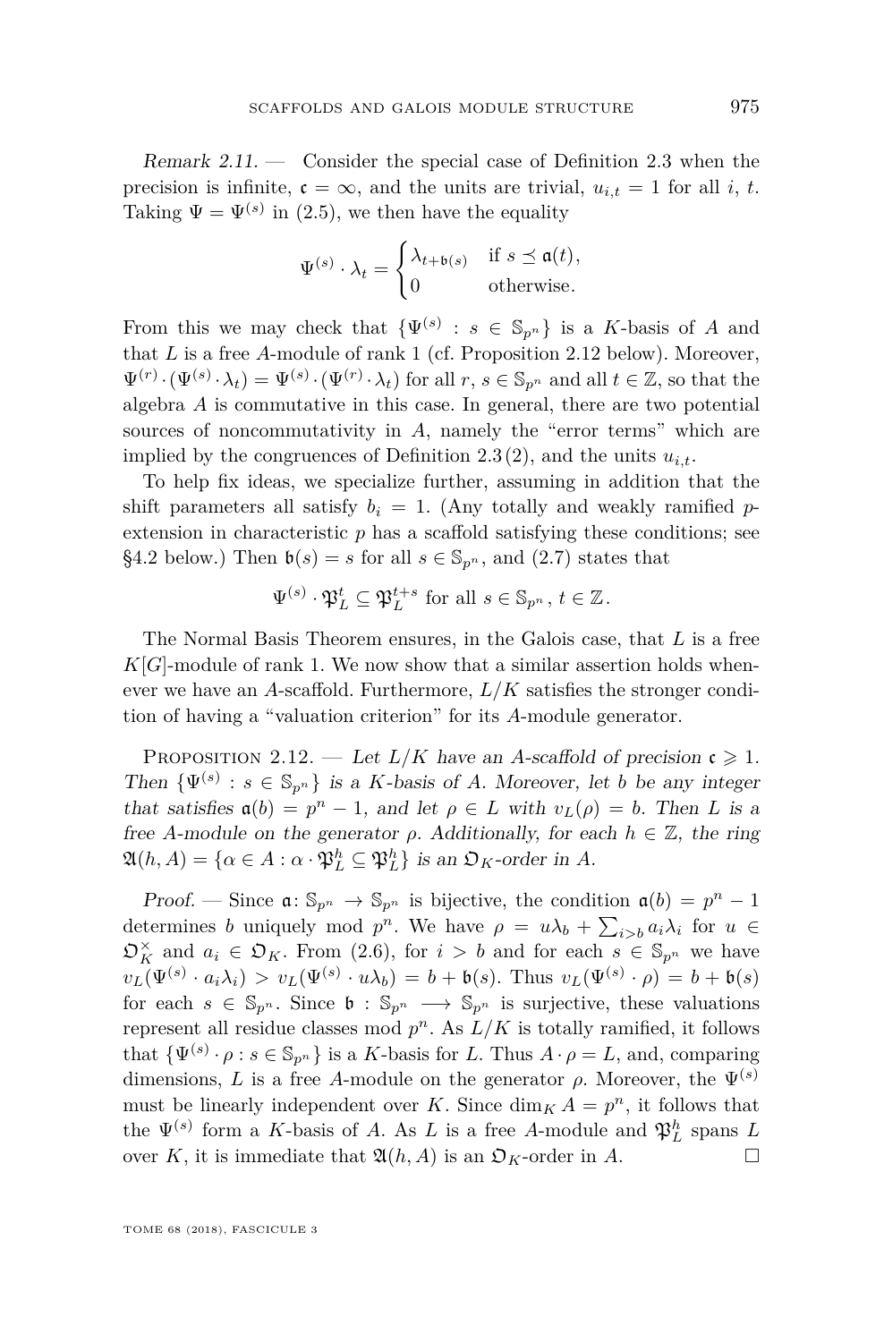*Remark 2.11.* — Consider the special case of Definition 2.3 when the precision is infinite, $\mathfrak{c} = \infty$, and the units are trivial, $u_{i,t} = 1$ for all $i$, $t$. Taking $\Psi = \Psi^{(s)}$ in (2.5), we then have the equality

$$\Psi^{(s)} \cdot \lambda_t = \begin{cases} \lambda_{t+\mathfrak{b}(s)} & \text{if } s \preceq \mathfrak{a}(t), \\ 0 & \text{otherwise.} \end{cases}$$

From this we may check that $\{\Psi^{(s)} : s \in \mathbb{S}_{p^n}\}$ is a $K$-basis of $A$ and that $L$ is a free $A$-module of rank 1 (cf. Proposition 2.12 below). Moreover, $\Psi^{(r)} \cdot (\Psi^{(s)} \cdot \lambda_t) = \Psi^{(s)} \cdot (\Psi^{(r)} \cdot \lambda_t)$ for all $r$, $s \in \mathbb{S}_{p^n}$ and all $t \in \mathbb{Z}$, so that the algebra $A$ is commutative in this case. In general, there are two potential sources of noncommutativity in $A$, namely the "error terms" which are implied by the congruences of Definition 2.3(2), and the units $u_{i,t}$.

To help fix ideas, we specialize further, assuming in addition that the shift parameters all satisfy $b_i = 1$. (Any totally and weakly ramified $p$-extension in characteristic $p$ has a scaffold satisfying these conditions; see §4.2 below.) Then $\mathfrak{b}(s) = s$ for all $s \in \mathbb{S}_{p^n}$, and (2.7) states that

$$\Psi^{(s)} \cdot \mathfrak{P}_L^t \subseteq \mathfrak{P}_L^{t+s} \text{ for all } s \in \mathbb{S}_{p^n},\, t \in \mathbb{Z}.$$

The Normal Basis Theorem ensures, in the Galois case, that $L$ is a free $K[G]$-module of rank 1. We now show that a similar assertion holds whenever we have an $A$-scaffold. Furthermore, $L/K$ satisfies the stronger condition of having a "valuation criterion" for its $A$-module generator.

Proposition 2.12. — *Let $L/K$ have an $A$-scaffold of precision $\mathfrak{c} \geqslant 1$. Then $\{\Psi^{(s)} : s \in \mathbb{S}_{p^n}\}$ is a $K$-basis of $A$. Moreover, let $b$ be any integer that satisfies $\mathfrak{a}(b) = p^n - 1$, and let $\rho \in L$ with $v_L(\rho) = b$. Then $L$ is a free $A$-module on the generator $\rho$. Additionally, for each $h \in \mathbb{Z}$, the ring $\mathfrak{A}(h, A) = \{\alpha \in A : \alpha \cdot \mathfrak{P}_L^h \subseteq \mathfrak{P}_L^h\}$ is an $\mathfrak{O}_K$-order in $A$.*

*Proof.* — Since $\mathfrak{a} \colon \mathbb{S}_{p^n} \to \mathbb{S}_{p^n}$ is bijective, the condition $\mathfrak{a}(b) = p^n - 1$ determines $b$ uniquely mod $p^n$. We have $\rho = u\lambda_b + \sum_{i>b} a_i \lambda_i$ for $u \in \mathfrak{O}_K^\times$ and $a_i \in \mathfrak{O}_K$. From (2.6), for $i > b$ and for each $s \in \mathbb{S}_{p^n}$ we have $v_L(\Psi^{(s)} \cdot a_i\lambda_i) > v_L(\Psi^{(s)} \cdot u\lambda_b) = b + \mathfrak{b}(s)$. Thus $v_L(\Psi^{(s)} \cdot \rho) = b + \mathfrak{b}(s)$ for each $s \in \mathbb{S}_{p^n}$. Since $\mathfrak{b} : \mathbb{S}_{p^n} \longrightarrow \mathbb{S}_{p^n}$ is surjective, these valuations represent all residue classes mod $p^n$. As $L/K$ is totally ramified, it follows that $\{\Psi^{(s)} \cdot \rho : s \in \mathbb{S}_{p^n}\}$ is a $K$-basis for $L$. Thus $A \cdot \rho = L$, and, comparing dimensions, $L$ is a free $A$-module on the generator $\rho$. Moreover, the $\Psi^{(s)}$ must be linearly independent over $K$. Since $\dim_K A = p^n$, it follows that the $\Psi^{(s)}$ form a $K$-basis of $A$. As $L$ is a free $A$-module and $\mathfrak{P}_L^h$ spans $L$ over $K$, it is immediate that $\mathfrak{A}(h, A)$ is an $\mathfrak{O}_K$-order in $A$. □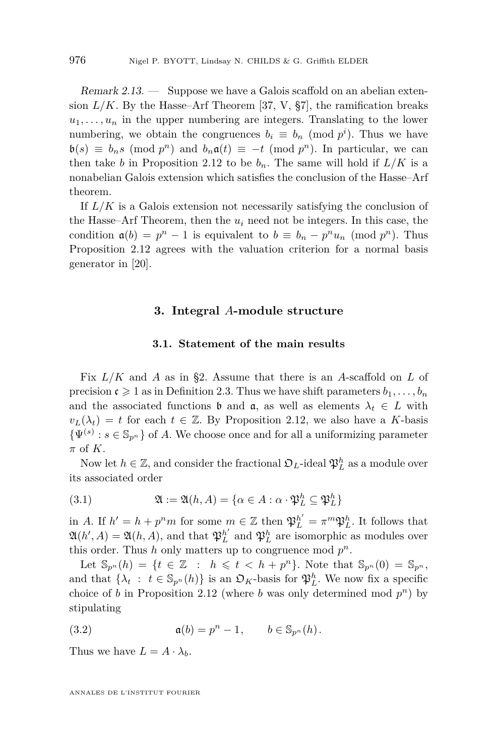*Remark 2.13.* — Suppose we have a Galois scaffold on an abelian extension $L/K$. By the Hasse–Arf Theorem [37, V, §7], the ramification breaks $u_1, \dots, u_n$ in the upper numbering are integers. Translating to the lower numbering, we obtain the congruences $b_i \equiv b_n \pmod{p^i}$. Thus we have $\mathfrak{b}(s) \equiv b_n s \pmod{p^n}$ and $b_n \mathfrak{a}(t) \equiv -t \pmod{p^n}$. In particular, we can then take $b$ in Proposition 2.12 to be $b_n$. The same will hold if $L/K$ is a nonabelian Galois extension which satisfies the conclusion of the Hasse–Arf theorem.

If $L/K$ is a Galois extension not necessarily satisfying the conclusion of the Hasse–Arf Theorem, then the $u_i$ need not be integers. In this case, the condition $\mathfrak{a}(b) = p^n - 1$ is equivalent to $b \equiv b_n - p^n u_n \pmod{p^n}$. Thus Proposition 2.12 agrees with the valuation criterion for a normal basis generator in [20].

## 3. Integral $A$-module structure

### 3.1. Statement of the main results

Fix $L/K$ and $A$ as in §2. Assume that there is an $A$-scaffold on $L$ of precision $\mathfrak{c} \geqslant 1$ as in Definition 2.3. Thus we have shift parameters $b_1, \dots, b_n$ and the associated functions $\mathfrak{b}$ and $\mathfrak{a}$, as well as elements $\lambda_t \in L$ with $v_L(\lambda_t) = t$ for each $t \in \mathbb{Z}$. By Proposition 2.12, we also have a $K$-basis $\{\Psi^{(s)} : s \in \mathbb{S}_{p^n}\}$ of $A$. We choose once and for all a uniformizing parameter $\pi$ of $K$.

Now let $h \in \mathbb{Z}$, and consider the fractional $\mathfrak{O}_L$-ideal $\mathfrak{P}_L^h$ as a module over its associated order

$$\mathfrak{A} := \mathfrak{A}(h, A) = \{\alpha \in A : \alpha \cdot \mathfrak{P}_L^h \subseteq \mathfrak{P}_L^h\} \tag{3.1}$$

in $A$. If $h' = h + p^n m$ for some $m \in \mathbb{Z}$ then $\mathfrak{P}_L^{h'} = \pi^m \mathfrak{P}_L^h$. It follows that $\mathfrak{A}(h', A) = \mathfrak{A}(h, A)$, and that $\mathfrak{P}_L^{h'}$ and $\mathfrak{P}_L^h$ are isomorphic as modules over this order. Thus $h$ only matters up to congruence mod $p^n$.

Let $\mathbb{S}_{p^n}(h) = \{t \in \mathbb{Z} \ : \ h \leqslant t < h + p^n\}$. Note that $\mathbb{S}_{p^n}(0) = \mathbb{S}_{p^n}$, and that $\{\lambda_t \ : \ t \in \mathbb{S}_{p^n}(h)\}$ is an $\mathfrak{O}_K$-basis for $\mathfrak{P}_L^h$. We now fix a specific choice of $b$ in Proposition 2.12 (where $b$ was only determined mod $p^n$) by stipulating

$$\mathfrak{a}(b) = p^n - 1, \qquad b \in \mathbb{S}_{p^n}(h). \tag{3.2}$$

Thus we have $L = A \cdot \lambda_b$.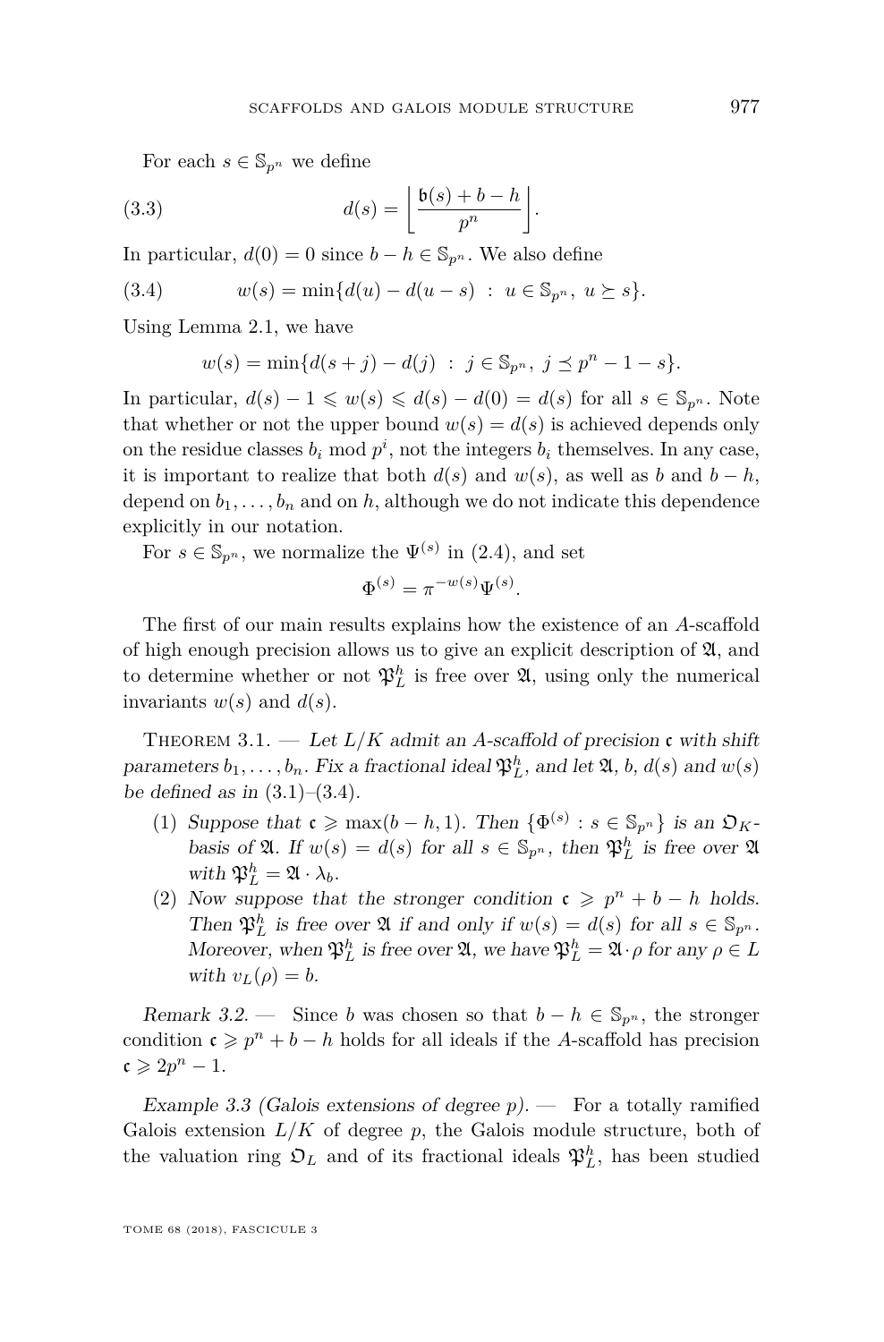For each $s \in \mathbb{S}_{p^n}$ we define

$$d(s) = \left\lfloor \frac{\mathfrak{b}(s) + b - h}{p^n} \right\rfloor. \tag{3.3}$$

In particular, $d(0) = 0$ since $b - h \in \mathbb{S}_{p^n}$. We also define

$$w(s) = \min\{d(u) - d(u-s) \ : \ u \in \mathbb{S}_{p^n},\ u \succeq s\}. \tag{3.4}$$

Using Lemma 2.1, we have

$$w(s) = \min\{d(s+j) - d(j) \ : \ j \in \mathbb{S}_{p^n},\ j \preceq p^n - 1 - s\}.$$

In particular, $d(s) - 1 \leqslant w(s) \leqslant d(s) - d(0) = d(s)$ for all $s \in \mathbb{S}_{p^n}$. Note that whether or not the upper bound $w(s) = d(s)$ is achieved depends only on the residue classes $b_i \bmod p^i$, not the integers $b_i$ themselves. In any case, it is important to realize that both $d(s)$ and $w(s)$, as well as $b$ and $b - h$, depend on $b_1, \dots, b_n$ and on $h$, although we do not indicate this dependence explicitly in our notation.

For $s \in \mathbb{S}_{p^n}$, we normalize the $\Psi^{(s)}$ in (2.4), and set

$$\Phi^{(s)} = \pi^{-w(s)} \Psi^{(s)}.$$

The first of our main results explains how the existence of an $A$-scaffold of high enough precision allows us to give an explicit description of $\mathfrak{A}$, and to determine whether or not $\mathfrak{P}_L^h$ is free over $\mathfrak{A}$, using only the numerical invariants $w(s)$ and $d(s)$.

Theorem 3.1. — *Let $L/K$ admit an $A$-scaffold of precision $\mathfrak{c}$ with shift parameters $b_1, \dots, b_n$. Fix a fractional ideal $\mathfrak{P}_L^h$, and let $\mathfrak{A}$, $b$, $d(s)$ and $w(s)$ be defined as in (3.1)–(3.4).*

1. *Suppose that $\mathfrak{c} \geqslant \max(b - h, 1)$. Then $\{\Phi^{(s)} : s \in \mathbb{S}_{p^n}\}$ is an $\mathfrak{O}_K$-basis of $\mathfrak{A}$. If $w(s) = d(s)$ for all $s \in \mathbb{S}_{p^n}$, then $\mathfrak{P}_L^h$ is free over $\mathfrak{A}$ with $\mathfrak{P}_L^h = \mathfrak{A} \cdot \lambda_b$.*
2. *Now suppose that the stronger condition $\mathfrak{c} \geqslant p^n + b - h$ holds. Then $\mathfrak{P}_L^h$ is free over $\mathfrak{A}$ if and only if $w(s) = d(s)$ for all $s \in \mathbb{S}_{p^n}$. Moreover, when $\mathfrak{P}_L^h$ is free over $\mathfrak{A}$, we have $\mathfrak{P}_L^h = \mathfrak{A} \cdot \rho$ for any $\rho \in L$ with $v_L(\rho) = b$.*

*Remark 3.2.* — Since $b$ was chosen so that $b - h \in \mathbb{S}_{p^n}$, the stronger condition $\mathfrak{c} \geqslant p^n + b - h$ holds for all ideals if the $A$-scaffold has precision $\mathfrak{c} \geqslant 2p^n - 1$.

*Example 3.3 (Galois extensions of degree $p$).* — For a totally ramified Galois extension $L/K$ of degree $p$, the Galois module structure, both of the valuation ring $\mathfrak{O}_L$ and of its fractional ideals $\mathfrak{P}_L^h$, has been studied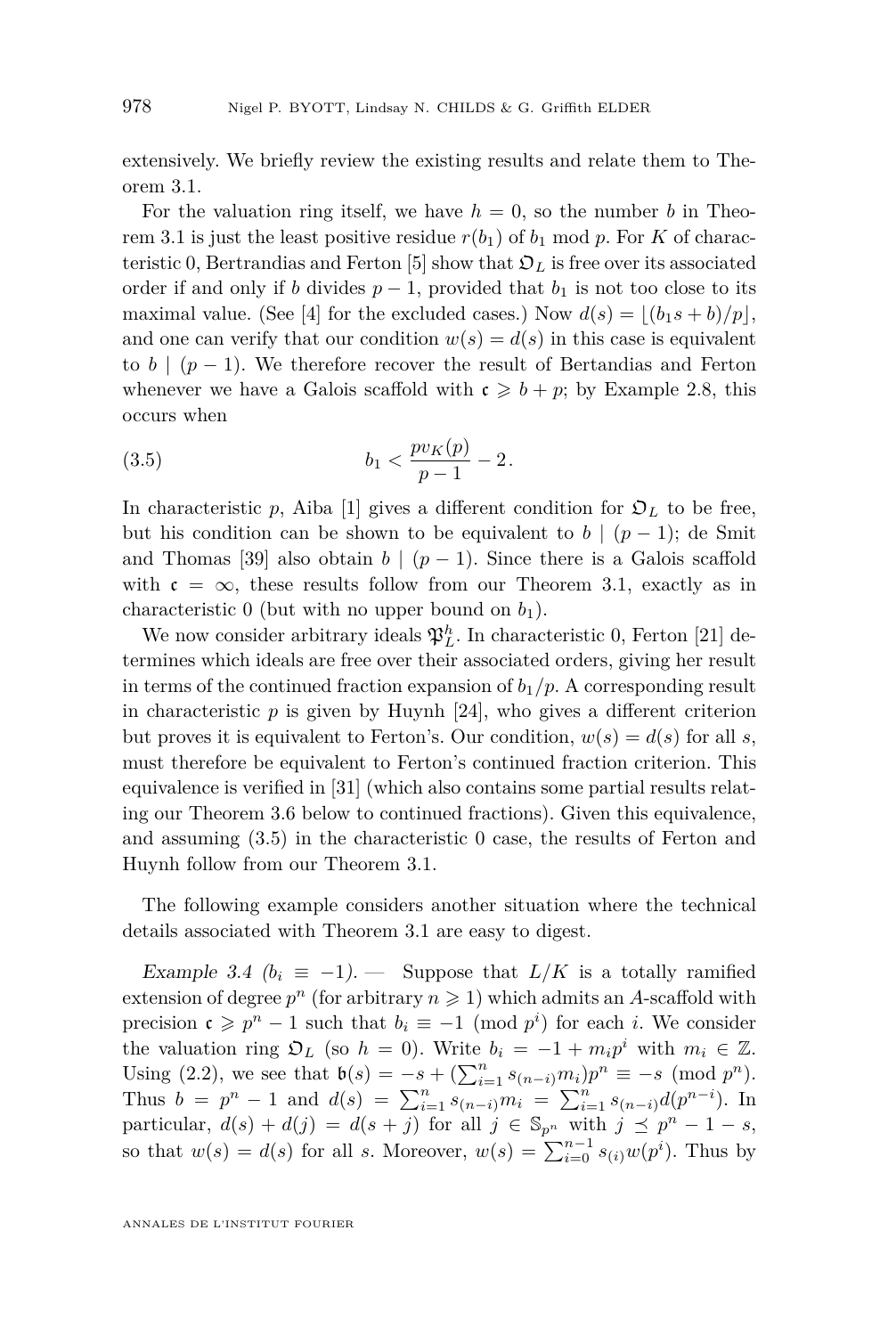extensively. We briefly review the existing results and relate them to Theorem 3.1.

For the valuation ring itself, we have $h = 0$, so the number $b$ in Theorem 3.1 is just the least positive residue $r(b_1)$ of $b_1$ mod $p$. For $K$ of characteristic 0, Bertrandias and Ferton [5] show that $\mathfrak{O}_L$ is free over its associated order if and only if $b$ divides $p-1$, provided that $b_1$ is not too close to its maximal value. (See [4] for the excluded cases.) Now $d(s) = \lfloor (b_1 s + b)/p \rfloor$, and one can verify that our condition $w(s) = d(s)$ in this case is equivalent to $b \mid (p-1)$. We therefore recover the result of Bertandias and Ferton whenever we have a Galois scaffold with $\mathfrak{c} \geqslant b + p$; by Example 2.8, this occurs when

$$b_1 < \frac{p v_K(p)}{p-1} - 2. \tag{3.5}$$

In characteristic $p$, Aiba [1] gives a different condition for $\mathfrak{O}_L$ to be free, but his condition can be shown to be equivalent to $b \mid (p-1)$; de Smit and Thomas [39] also obtain $b \mid (p-1)$. Since there is a Galois scaffold with $\mathfrak{c} = \infty$, these results follow from our Theorem 3.1, exactly as in characteristic 0 (but with no upper bound on $b_1$).

We now consider arbitrary ideals $\mathfrak{P}_L^h$. In characteristic 0, Ferton [21] determines which ideals are free over their associated orders, giving her result in terms of the continued fraction expansion of $b_1/p$. A corresponding result in characteristic $p$ is given by Huynh [24], who gives a different criterion but proves it is equivalent to Ferton's. Our condition, $w(s) = d(s)$ for all $s$, must therefore be equivalent to Ferton's continued fraction criterion. This equivalence is verified in [31] (which also contains some partial results relating our Theorem 3.6 below to continued fractions). Given this equivalence, and assuming (3.5) in the characteristic 0 case, the results of Ferton and Huynh follow from our Theorem 3.1.

The following example considers another situation where the technical details associated with Theorem 3.1 are easy to digest.

*Example 3.4* ($b_i \equiv -1$). — Suppose that $L/K$ is a totally ramified extension of degree $p^n$ (for arbitrary $n \geqslant 1$) which admits an $A$-scaffold with precision $\mathfrak{c} \geqslant p^n - 1$ such that $b_i \equiv -1 \pmod{p^i}$ for each $i$. We consider the valuation ring $\mathfrak{O}_L$ (so $h = 0$). Write $b_i = -1 + m_i p^i$ with $m_i \in \mathbb{Z}$. Using (2.2), we see that $\mathfrak{b}(s) = -s + (\sum_{i=1}^n s_{(n-i)} m_i) p^n \equiv -s \pmod{p^n}$. Thus $b = p^n - 1$ and $d(s) = \sum_{i=1}^n s_{(n-i)} m_i = \sum_{i=1}^n s_{(n-i)} d(p^{n-i})$. In particular, $d(s) + d(j) = d(s+j)$ for all $j \in \mathbb{S}_{p^n}$ with $j \preceq p^n - 1 - s$, so that $w(s) = d(s)$ for all $s$. Moreover, $w(s) = \sum_{i=0}^{n-1} s_{(i)} w(p^i)$. Thus by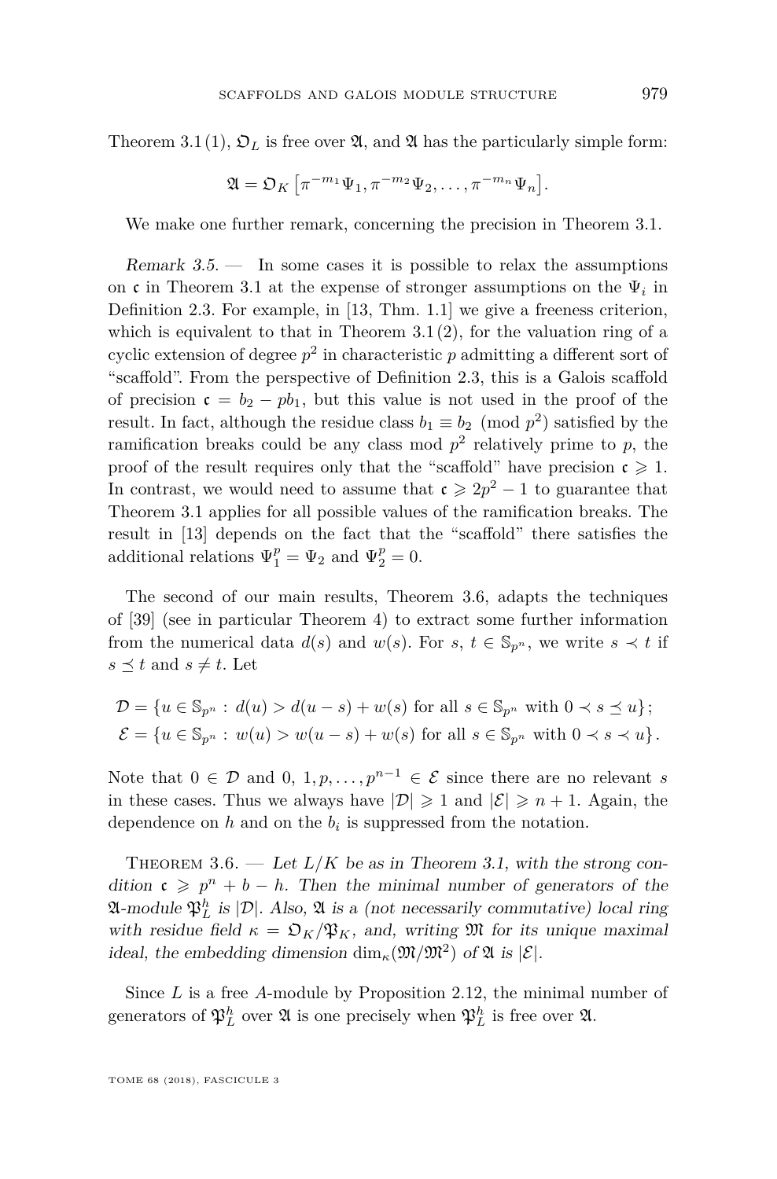Theorem 3.1 (1), $\mathfrak{O}_L$ is free over $\mathfrak{A}$, and $\mathfrak{A}$ has the particularly simple form:

$$\mathfrak{A} = \mathfrak{O}_K\left[\pi^{-m_1}\Psi_1, \pi^{-m_2}\Psi_2, \ldots, \pi^{-m_n}\Psi_n\right].$$

We make one further remark, concerning the precision in Theorem 3.1.

*Remark 3.5.* — In some cases it is possible to relax the assumptions on $\mathfrak{c}$ in Theorem 3.1 at the expense of stronger assumptions on the $\Psi_i$ in Definition 2.3. For example, in [13, Thm. 1.1] we give a freeness criterion, which is equivalent to that in Theorem 3.1 (2), for the valuation ring of a cyclic extension of degree $p^2$ in characteristic $p$ admitting a different sort of "scaffold". From the perspective of Definition 2.3, this is a Galois scaffold of precision $\mathfrak{c} = b_2 - pb_1$, but this value is not used in the proof of the result. In fact, although the residue class $b_1 \equiv b_2 \pmod{p^2}$ satisfied by the ramification breaks could be any class mod $p^2$ relatively prime to $p$, the proof of the result requires only that the "scaffold" have precision $\mathfrak{c} \geqslant 1$. In contrast, we would need to assume that $\mathfrak{c} \geqslant 2p^2 - 1$ to guarantee that Theorem 3.1 applies for all possible values of the ramification breaks. The result in [13] depends on the fact that the "scaffold" there satisfies the additional relations $\Psi_1^p = \Psi_2$ and $\Psi_2^p = 0$.

The second of our main results, Theorem 3.6, adapts the techniques of [39] (see in particular Theorem 4) to extract some further information from the numerical data $d(s)$ and $w(s)$. For $s$, $t \in \mathbb{S}_{p^n}$, we write $s \prec t$ if $s \preceq t$ and $s \neq t$. Let

$$\begin{aligned}
\mathcal{D} &= \{u \in \mathbb{S}_{p^n} : d(u) > d(u-s) + w(s) \text{ for all } s \in \mathbb{S}_{p^n} \text{ with } 0 \prec s \preceq u\};\\
\mathcal{E} &= \{u \in \mathbb{S}_{p^n} : w(u) > w(u-s) + w(s) \text{ for all } s \in \mathbb{S}_{p^n} \text{ with } 0 \prec s \prec u\}.
\end{aligned}$$

Note that $0 \in \mathcal{D}$ and $0, 1, p, \ldots, p^{n-1} \in \mathcal{E}$ since there are no relevant $s$ in these cases. Thus we always have $|\mathcal{D}| \geqslant 1$ and $|\mathcal{E}| \geqslant n+1$. Again, the dependence on $h$ and on the $b_i$ is suppressed from the notation.

Theorem 3.6. — *Let $L/K$ be as in Theorem 3.1, with the strong condition $\mathfrak{c} \geqslant p^n + b - h$. Then the minimal number of generators of the $\mathfrak{A}$-module $\mathfrak{P}_L^h$ is $|\mathcal{D}|$. Also, $\mathfrak{A}$ is a (not necessarily commutative) local ring with residue field $\kappa = \mathfrak{O}_K/\mathfrak{P}_K$, and, writing $\mathfrak{M}$ for its unique maximal ideal, the embedding dimension $\dim_\kappa(\mathfrak{M}/\mathfrak{M}^2)$ of $\mathfrak{A}$ is $|\mathcal{E}|$.*

Since $L$ is a free $A$-module by Proposition 2.12, the minimal number of generators of $\mathfrak{P}_L^h$ over $\mathfrak{A}$ is one precisely when $\mathfrak{P}_L^h$ is free over $\mathfrak{A}$.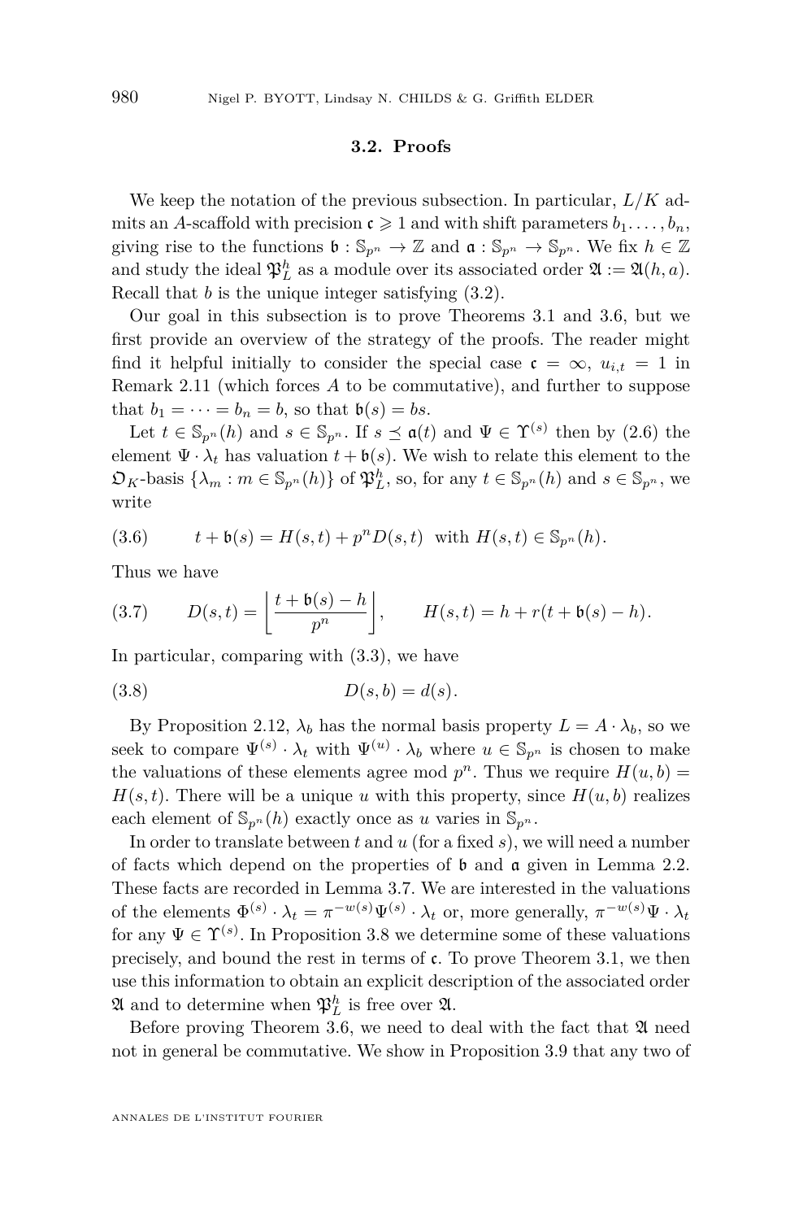### 3.2. Proofs

We keep the notation of the previous subsection. In particular, $L/K$ admits an $A$-scaffold with precision $\mathfrak{c} \geqslant 1$ and with shift parameters $b_1, \dots, b_n$, giving rise to the functions $\mathfrak{b} : \mathbb{S}_{p^n} \to \mathbb{Z}$ and $\mathfrak{a} : \mathbb{S}_{p^n} \to \mathbb{S}_{p^n}$. We fix $h \in \mathbb{Z}$ and study the ideal $\mathfrak{P}_L^h$ as a module over its associated order $\mathfrak{A} := \mathfrak{A}(h, a)$. Recall that $b$ is the unique integer satisfying (3.2).

Our goal in this subsection is to prove Theorems 3.1 and 3.6, but we first provide an overview of the strategy of the proofs. The reader might find it helpful initially to consider the special case $\mathfrak{c} = \infty$, $u_{i,t} = 1$ in Remark 2.11 (which forces $A$ to be commutative), and further to suppose that $b_1 = \cdots = b_n = b$, so that $\mathfrak{b}(s) = bs$.

Let $t \in \mathbb{S}_{p^n}(h)$ and $s \in \mathbb{S}_{p^n}$. If $s \preceq \mathfrak{a}(t)$ and $\Psi \in \Upsilon^{(s)}$ then by (2.6) the element $\Psi \cdot \lambda_t$ has valuation $t + \mathfrak{b}(s)$. We wish to relate this element to the $\mathfrak{O}_K$-basis $\{\lambda_m : m \in \mathbb{S}_{p^n}(h)\}$ of $\mathfrak{P}_L^h$, so, for any $t \in \mathbb{S}_{p^n}(h)$ and $s \in \mathbb{S}_{p^n}$, we write

$$t + \mathfrak{b}(s) = H(s,t) + p^n D(s,t) \quad \text{with } H(s,t) \in \mathbb{S}_{p^n}(h). \tag{3.6}$$

Thus we have

$$D(s,t) = \left\lfloor \frac{t + \mathfrak{b}(s) - h}{p^n} \right\rfloor, \qquad H(s,t) = h + r(t + \mathfrak{b}(s) - h). \tag{3.7}$$

In particular, comparing with (3.3), we have

$$D(s,b) = d(s). \tag{3.8}$$

By Proposition 2.12, $\lambda_b$ has the normal basis property $L = A \cdot \lambda_b$, so we seek to compare $\Psi^{(s)} \cdot \lambda_t$ with $\Psi^{(u)} \cdot \lambda_b$ where $u \in \mathbb{S}_{p^n}$ is chosen to make the valuations of these elements agree mod $p^n$. Thus we require $H(u,b) = H(s,t)$. There will be a unique $u$ with this property, since $H(u,b)$ realizes each element of $\mathbb{S}_{p^n}(h)$ exactly once as $u$ varies in $\mathbb{S}_{p^n}$.

In order to translate between $t$ and $u$ (for a fixed $s$), we will need a number of facts which depend on the properties of $\mathfrak{b}$ and $\mathfrak{a}$ given in Lemma 2.2. These facts are recorded in Lemma 3.7. We are interested in the valuations of the elements $\Phi^{(s)} \cdot \lambda_t = \pi^{-w(s)} \Psi^{(s)} \cdot \lambda_t$ or, more generally, $\pi^{-w(s)} \Psi \cdot \lambda_t$ for any $\Psi \in \Upsilon^{(s)}$. In Proposition 3.8 we determine some of these valuations precisely, and bound the rest in terms of $\mathfrak{c}$. To prove Theorem 3.1, we then use this information to obtain an explicit description of the associated order $\mathfrak{A}$ and to determine when $\mathfrak{P}_L^h$ is free over $\mathfrak{A}$.

Before proving Theorem 3.6, we need to deal with the fact that $\mathfrak{A}$ need not in general be commutative. We show in Proposition 3.9 that any two of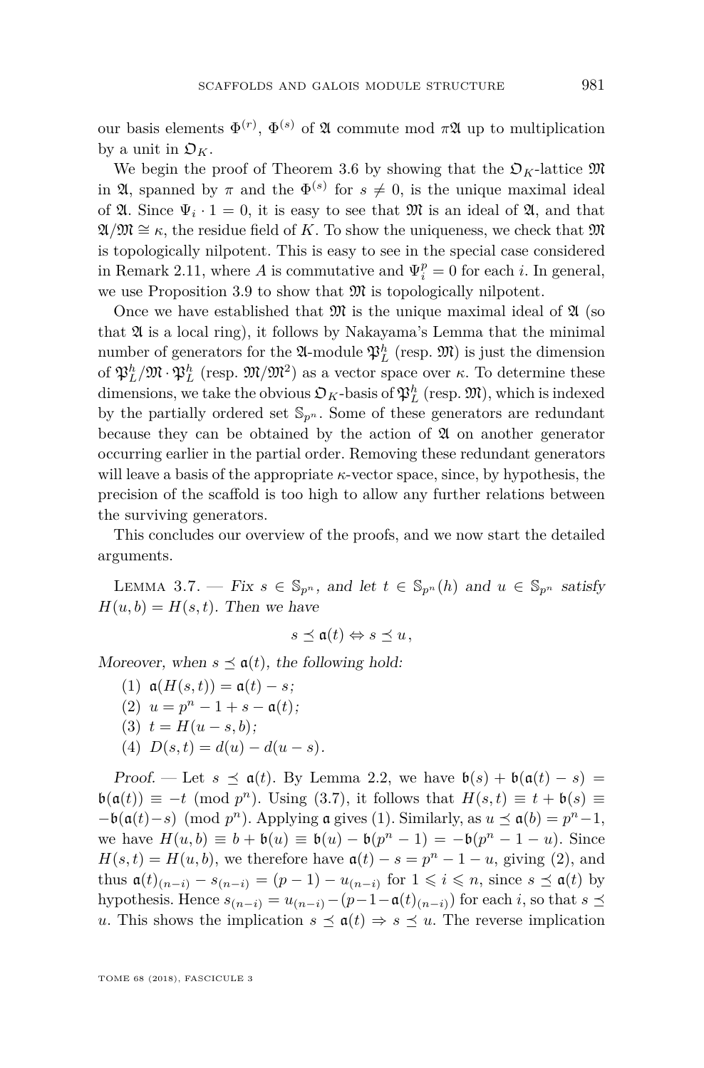our basis elements $\Phi^{(r)}$, $\Phi^{(s)}$ of $\mathfrak{A}$ commute mod $\pi\mathfrak{A}$ up to multiplication by a unit in $\mathfrak{O}_K$.

We begin the proof of Theorem 3.6 by showing that the $\mathfrak{O}_K$-lattice $\mathfrak{M}$ in $\mathfrak{A}$, spanned by $\pi$ and the $\Phi^{(s)}$ for $s \neq 0$, is the unique maximal ideal of $\mathfrak{A}$. Since $\Psi_i \cdot 1 = 0$, it is easy to see that $\mathfrak{M}$ is an ideal of $\mathfrak{A}$, and that $\mathfrak{A}/\mathfrak{M} \cong \kappa$, the residue field of $K$. To show the uniqueness, we check that $\mathfrak{M}$ is topologically nilpotent. This is easy to see in the special case considered in Remark 2.11, where $A$ is commutative and $\Psi_i^p = 0$ for each $i$. In general, we use Proposition 3.9 to show that $\mathfrak{M}$ is topologically nilpotent.

Once we have established that $\mathfrak{M}$ is the unique maximal ideal of $\mathfrak{A}$ (so that $\mathfrak{A}$ is a local ring), it follows by Nakayama's Lemma that the minimal number of generators for the $\mathfrak{A}$-module $\mathfrak{P}_L^h$ (resp. $\mathfrak{M}$) is just the dimension of $\mathfrak{P}_L^h/\mathfrak{M}\cdot\mathfrak{P}_L^h$ (resp. $\mathfrak{M}/\mathfrak{M}^2$) as a vector space over $\kappa$. To determine these dimensions, we take the obvious $\mathfrak{O}_K$-basis of $\mathfrak{P}_L^h$ (resp. $\mathfrak{M}$), which is indexed by the partially ordered set $\mathbb{S}_{p^n}$. Some of these generators are redundant because they can be obtained by the action of $\mathfrak{A}$ on another generator occurring earlier in the partial order. Removing these redundant generators will leave a basis of the appropriate $\kappa$-vector space, since, by hypothesis, the precision of the scaffold is too high to allow any further relations between the surviving generators.

This concludes our overview of the proofs, and we now start the detailed arguments.

Lemma 3.7. — *Fix $s \in \mathbb{S}_{p^n}$, and let $t \in \mathbb{S}_{p^n}(h)$ and $u \in \mathbb{S}_{p^n}$ satisfy $H(u,b) = H(s,t)$. Then we have*

$$s \preceq \mathfrak{a}(t) \Leftrightarrow s \preceq u,$$

*Moreover, when $s \preceq \mathfrak{a}(t)$, the following hold:*

1. $\mathfrak{a}(H(s,t)) = \mathfrak{a}(t) - s$;
2. $u = p^n - 1 + s - \mathfrak{a}(t)$;
3. $t = H(u-s, b)$;
4. $D(s,t) = d(u) - d(u-s)$.

*Proof.* — Let $s \preceq \mathfrak{a}(t)$. By Lemma 2.2, we have $\mathfrak{b}(s) + \mathfrak{b}(\mathfrak{a}(t) - s) = \mathfrak{b}(\mathfrak{a}(t)) \equiv -t \pmod{p^n}$. Using (3.7), it follows that $H(s,t) \equiv t + \mathfrak{b}(s) \equiv -\mathfrak{b}(\mathfrak{a}(t) - s) \pmod{p^n}$. Applying $\mathfrak{a}$ gives (1). Similarly, as $u \preceq \mathfrak{a}(b) = p^n - 1$, we have $H(u,b) \equiv b + \mathfrak{b}(u) \equiv \mathfrak{b}(u) - \mathfrak{b}(p^n-1) = -\mathfrak{b}(p^n - 1 - u)$. Since $H(s,t) = H(u,b)$, we therefore have $\mathfrak{a}(t) - s = p^n - 1 - u$, giving (2), and thus $\mathfrak{a}(t)_{(n-i)} - s_{(n-i)} = (p-1) - u_{(n-i)}$ for $1 \leqslant i \leqslant n$, since $s \preceq \mathfrak{a}(t)$ by hypothesis. Hence $s_{(n-i)} = u_{(n-i)} - (p-1-\mathfrak{a}(t)_{(n-i)})$ for each $i$, so that $s \preceq u$. This shows the implication $s \preceq \mathfrak{a}(t) \Rightarrow s \preceq u$. The reverse implication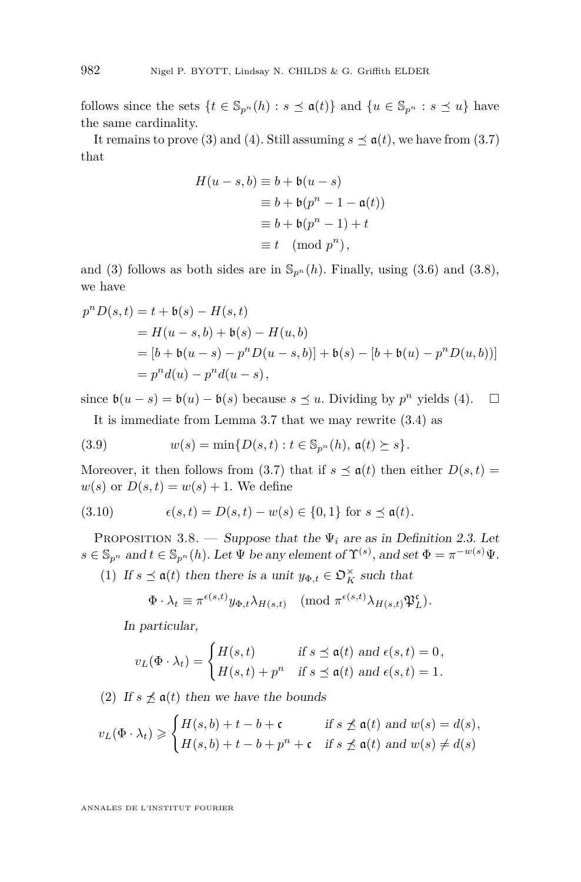follows since the sets $\{t \in \mathbb{S}_{p^n}(h) : s \preceq \mathfrak{a}(t)\}$ and $\{u \in \mathbb{S}_{p^n} : s \preceq u\}$ have the same cardinality.

It remains to prove (3) and (4). Still assuming $s \preceq \mathfrak{a}(t)$, we have from (3.7) that

$$\begin{aligned}
H(u-s,b) &\equiv b + \mathfrak{b}(u-s) \\
&\equiv b + \mathfrak{b}(p^n - 1 - \mathfrak{a}(t)) \\
&\equiv b + \mathfrak{b}(p^n-1) + t \\
&\equiv t \pmod{p^n},
\end{aligned}$$

and (3) follows as both sides are in $\mathbb{S}_{p^n}(h)$. Finally, using (3.6) and (3.8), we have

$$\begin{aligned}
p^n D(s,t) &= t + \mathfrak{b}(s) - H(s,t) \\
&= H(u-s,b) + \mathfrak{b}(s) - H(u,b) \\
&= [b + \mathfrak{b}(u-s) - p^n D(u-s,b)] + \mathfrak{b}(s) - [b + \mathfrak{b}(u) - p^n D(u,b))] \\
&= p^n d(u) - p^n d(u-s),
\end{aligned}$$

since $\mathfrak{b}(u-s) = \mathfrak{b}(u) - \mathfrak{b}(s)$ because $s \preceq u$. Dividing by $p^n$ yields (4). $\square$

It is immediate from Lemma 3.7 that we may rewrite (3.4) as

$$w(s) = \min\{D(s,t) : t \in \mathbb{S}_{p^n}(h),\ \mathfrak{a}(t) \succeq s\}. \tag{3.9}$$

Moreover, it then follows from (3.7) that if $s \preceq \mathfrak{a}(t)$ then either $D(s,t) = w(s)$ or $D(s,t) = w(s)+1$. We define

$$\epsilon(s,t) = D(s,t) - w(s) \in \{0,1\} \text{ for } s \preceq \mathfrak{a}(t). \tag{3.10}$$

Proposition 3.8. — *Suppose that the $\Psi_i$ are as in Definition 2.3. Let $s \in \mathbb{S}_{p^n}$ and $t \in \mathbb{S}_{p^n}(h)$. Let $\Psi$ be any element of $\Upsilon^{(s)}$, and set $\Phi = \pi^{-w(s)}\Psi$.*

(1) *If $s \preceq \mathfrak{a}(t)$ then there is a unit $y_{\Phi,t} \in \mathfrak{O}_K^\times$ such that*

$$\Phi \cdot \lambda_t \equiv \pi^{\epsilon(s,t)} y_{\Phi,t} \lambda_{H(s,t)} \pmod{\pi^{\epsilon(s,t)}\lambda_{H(s,t)}\mathfrak{P}_L^{\mathfrak{c}}}.$$

*In particular,*

$$v_L(\Phi\cdot\lambda_t) = \begin{cases} H(s,t) & \text{if } s \preceq \mathfrak{a}(t) \text{ and } \epsilon(s,t) = 0, \\ H(s,t) + p^n & \text{if } s \preceq \mathfrak{a}(t) \text{ and } \epsilon(s,t) = 1. \end{cases}$$

(2) *If $s \not\preceq \mathfrak{a}(t)$ then we have the bounds*

$$v_L(\Phi\cdot\lambda_t) \geqslant \begin{cases} H(s,b) + t - b + \mathfrak{c} & \text{if } s \not\preceq \mathfrak{a}(t) \text{ and } w(s) = d(s), \\ H(s,b) + t - b + p^n + \mathfrak{c} & \text{if } s \not\preceq \mathfrak{a}(t) \text{ and } w(s) \neq d(s) \end{cases}$$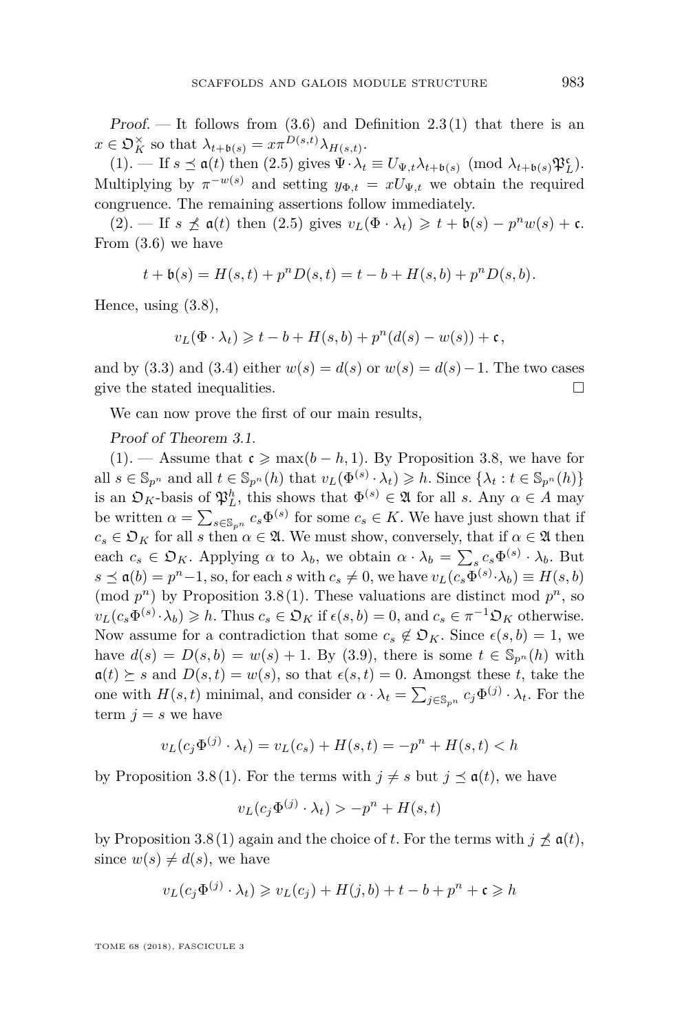*Proof.* — It follows from (3.6) and Definition 2.3 (1) that there is an $x \in \mathfrak{O}_K^\times$ so that $\lambda_{t+\mathfrak{b}(s)} = x\pi^{D(s,t)}\lambda_{H(s,t)}$.

(1). — If $s \preceq \mathfrak{a}(t)$ then (2.5) gives $\Psi \cdot \lambda_t \equiv U_{\Psi,t}\lambda_{t+\mathfrak{b}(s)} \pmod{\lambda_{t+\mathfrak{b}(s)}\mathfrak{P}_L^{\mathfrak{c}}}$. Multiplying by $\pi^{-w(s)}$ and setting $y_{\Phi,t} = xU_{\Psi,t}$ we obtain the required congruence. The remaining assertions follow immediately.

(2). — If $s \not\preceq \mathfrak{a}(t)$ then (2.5) gives $v_L(\Phi \cdot \lambda_t) \geqslant t + \mathfrak{b}(s) - p^n w(s) + \mathfrak{c}$. From (3.6) we have

$$t + \mathfrak{b}(s) = H(s,t) + p^n D(s,t) = t - b + H(s,b) + p^n D(s,b).$$

Hence, using (3.8),

$$v_L(\Phi \cdot \lambda_t) \geqslant t - b + H(s,b) + p^n(d(s) - w(s)) + \mathfrak{c},$$

and by (3.3) and (3.4) either $w(s) = d(s)$ or $w(s) = d(s) - 1$. The two cases give the stated inequalities. $\square$

We can now prove the first of our main results,

*Proof of Theorem 3.1.*

(1). — Assume that $\mathfrak{c} \geqslant \max(b-h, 1)$. By Proposition 3.8, we have for all $s \in \mathbb{S}_{p^n}$ and all $t \in \mathbb{S}_{p^n}(h)$ that $v_L(\Phi^{(s)} \cdot \lambda_t) \geqslant h$. Since $\{\lambda_t : t \in \mathbb{S}_{p^n}(h)\}$ is an $\mathfrak{O}_K$-basis of $\mathfrak{P}_L^h$, this shows that $\Phi^{(s)} \in \mathfrak{A}$ for all $s$. Any $\alpha \in A$ may be written $\alpha = \sum_{s \in \mathbb{S}_{p^n}} c_s \Phi^{(s)}$ for some $c_s \in K$. We have just shown that if $c_s \in \mathfrak{O}_K$ for all $s$ then $\alpha \in \mathfrak{A}$. We must show, conversely, that if $\alpha \in \mathfrak{A}$ then each $c_s \in \mathfrak{O}_K$. Applying $\alpha$ to $\lambda_b$, we obtain $\alpha \cdot \lambda_b = \sum_s c_s \Phi^{(s)} \cdot \lambda_b$. But $s \preceq \mathfrak{a}(b) = p^n - 1$, so, for each $s$ with $c_s \neq 0$, we have $v_L(c_s \Phi^{(s)} \cdot \lambda_b) \equiv H(s,b) \pmod{p^n}$ by Proposition 3.8 (1). These valuations are distinct mod $p^n$, so $v_L(c_s \Phi^{(s)} \cdot \lambda_b) \geqslant h$. Thus $c_s \in \mathfrak{O}_K$ if $\epsilon(s,b) = 0$, and $c_s \in \pi^{-1}\mathfrak{O}_K$ otherwise. Now assume for a contradiction that some $c_s \notin \mathfrak{O}_K$. Since $\epsilon(s,b) = 1$, we have $d(s) = D(s,b) = w(s) + 1$. By (3.9), there is some $t \in \mathbb{S}_{p^n}(h)$ with $\mathfrak{a}(t) \succeq s$ and $D(s,t) = w(s)$, so that $\epsilon(s,t) = 0$. Amongst these $t$, take the one with $H(s,t)$ minimal, and consider $\alpha \cdot \lambda_t = \sum_{j \in \mathbb{S}_{p^n}} c_j \Phi^{(j)} \cdot \lambda_t$. For the term $j = s$ we have

$$v_L(c_j \Phi^{(j)} \cdot \lambda_t) = v_L(c_s) + H(s,t) = -p^n + H(s,t) < h$$

by Proposition 3.8 (1). For the terms with $j \neq s$ but $j \preceq \mathfrak{a}(t)$, we have

$$v_L(c_j \Phi^{(j)} \cdot \lambda_t) > -p^n + H(s,t)$$

by Proposition 3.8 (1) again and the choice of $t$. For the terms with $j \not\preceq \mathfrak{a}(t)$, since $w(s) \neq d(s)$, we have

$$v_L(c_j \Phi^{(j)} \cdot \lambda_t) \geqslant v_L(c_j) + H(j,b) + t - b + p^n + \mathfrak{c} \geqslant h$$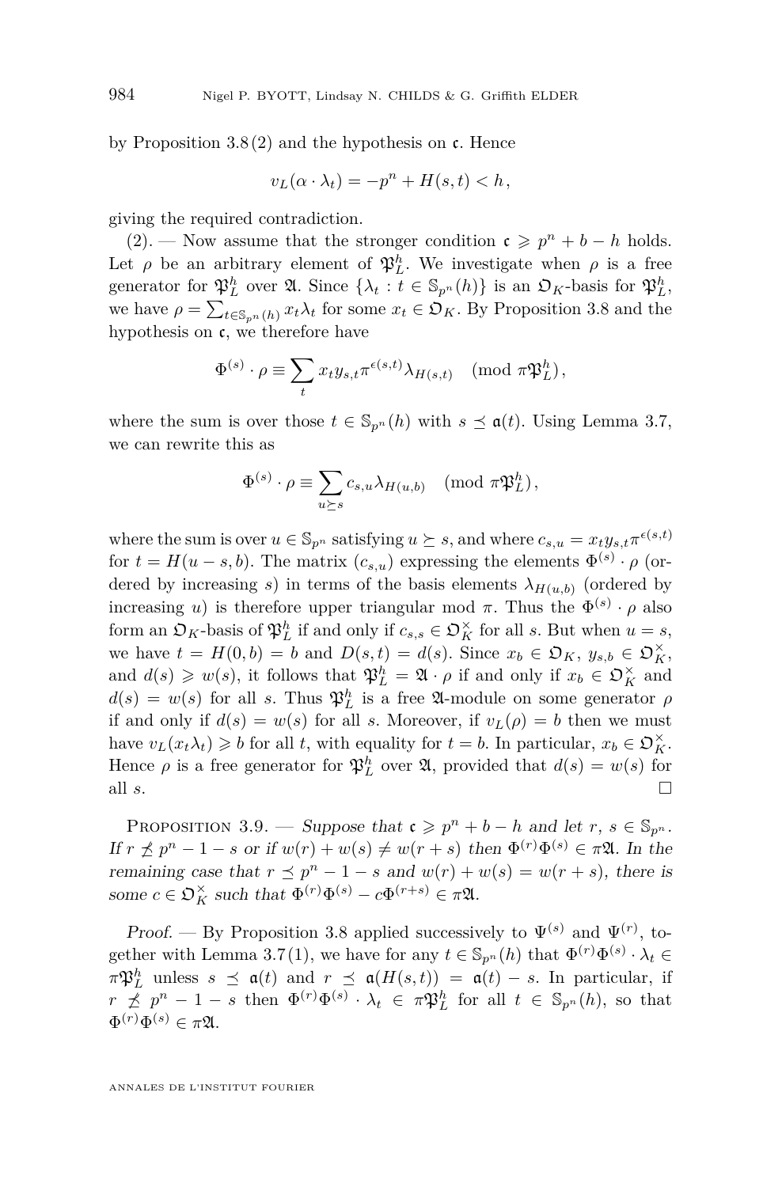by Proposition 3.8 (2) and the hypothesis on $\mathfrak{c}$. Hence

$$v_L(\alpha \cdot \lambda_t) = -p^n + H(s,t) < h,$$

giving the required contradiction.

(2). — Now assume that the stronger condition $\mathfrak{c} \geqslant p^n + b - h$ holds. Let $\rho$ be an arbitrary element of $\mathfrak{P}_L^h$. We investigate when $\rho$ is a free generator for $\mathfrak{P}_L^h$ over $\mathfrak{A}$. Since $\{\lambda_t : t \in \mathbb{S}_{p^n}(h)\}$ is an $\mathfrak{O}_K$-basis for $\mathfrak{P}_L^h$, we have $\rho = \sum_{t \in \mathbb{S}_{p^n}(h)} x_t \lambda_t$ for some $x_t \in \mathfrak{O}_K$. By Proposition 3.8 and the hypothesis on $\mathfrak{c}$, we therefore have

$$\Phi^{(s)} \cdot \rho \equiv \sum_t x_t y_{s,t} \pi^{\epsilon(s,t)} \lambda_{H(s,t)} \pmod{\pi \mathfrak{P}_L^h},$$

where the sum is over those $t \in \mathbb{S}_{p^n}(h)$ with $s \preceq \mathfrak{a}(t)$. Using Lemma 3.7, we can rewrite this as

$$\Phi^{(s)} \cdot \rho \equiv \sum_{u \succeq s} c_{s,u} \lambda_{H(u,b)} \pmod{\pi \mathfrak{P}_L^h},$$

where the sum is over $u \in \mathbb{S}_{p^n}$ satisfying $u \succeq s$, and where $c_{s,u} = x_t y_{s,t} \pi^{\epsilon(s,t)}$ for $t = H(u-s,b)$. The matrix $(c_{s,u})$ expressing the elements $\Phi^{(s)} \cdot \rho$ (ordered by increasing $s$) in terms of the basis elements $\lambda_{H(u,b)}$ (ordered by increasing $u$) is therefore upper triangular mod $\pi$. Thus the $\Phi^{(s)} \cdot \rho$ also form an $\mathfrak{O}_K$-basis of $\mathfrak{P}_L^h$ if and only if $c_{s,s} \in \mathfrak{O}_K^\times$ for all $s$. But when $u = s$, we have $t = H(0,b) = b$ and $D(s,t) = d(s)$. Since $x_b \in \mathfrak{O}_K$, $y_{s,b} \in \mathfrak{O}_K^\times$, and $d(s) \geqslant w(s)$, it follows that $\mathfrak{P}_L^h = \mathfrak{A} \cdot \rho$ if and only if $x_b \in \mathfrak{O}_K^\times$ and $d(s) = w(s)$ for all $s$. Thus $\mathfrak{P}_L^h$ is a free $\mathfrak{A}$-module on some generator $\rho$ if and only if $d(s) = w(s)$ for all $s$. Moreover, if $v_L(\rho) = b$ then we must have $v_L(x_t \lambda_t) \geqslant b$ for all $t$, with equality for $t = b$. In particular, $x_b \in \mathfrak{O}_K^\times$. Hence $\rho$ is a free generator for $\mathfrak{P}_L^h$ over $\mathfrak{A}$, provided that $d(s) = w(s)$ for all $s$. $\square$

Proposition 3.9. — *Suppose that $\mathfrak{c} \geqslant p^n + b - h$ and let $r$, $s \in \mathbb{S}_{p^n}$. If $r \not\preceq p^n - 1 - s$ or if $w(r) + w(s) \neq w(r+s)$ then $\Phi^{(r)} \Phi^{(s)} \in \pi \mathfrak{A}$. In the remaining case that $r \preceq p^n - 1 - s$ and $w(r) + w(s) = w(r+s)$, there is some $c \in \mathfrak{O}_K^\times$ such that $\Phi^{(r)} \Phi^{(s)} - c \Phi^{(r+s)} \in \pi \mathfrak{A}$.*

*Proof.* — By Proposition 3.8 applied successively to $\Psi^{(s)}$ and $\Psi^{(r)}$, together with Lemma 3.7 (1), we have for any $t \in \mathbb{S}_{p^n}(h)$ that $\Phi^{(r)} \Phi^{(s)} \cdot \lambda_t \in \pi \mathfrak{P}_L^h$ unless $s \preceq \mathfrak{a}(t)$ and $r \preceq \mathfrak{a}(H(s,t)) = \mathfrak{a}(t) - s$. In particular, if $r \not\preceq p^n - 1 - s$ then $\Phi^{(r)} \Phi^{(s)} \cdot \lambda_t \in \pi \mathfrak{P}_L^h$ for all $t \in \mathbb{S}_{p^n}(h)$, so that $\Phi^{(r)} \Phi^{(s)} \in \pi \mathfrak{A}$.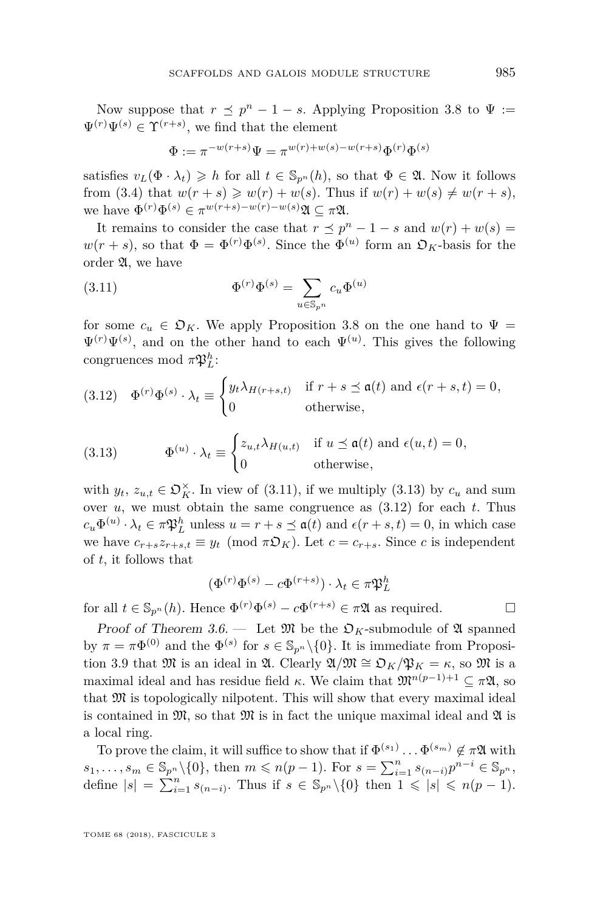Now suppose that $r \preceq p^n - 1 - s$. Applying Proposition 3.8 to $\Psi := \Psi^{(r)}\Psi^{(s)} \in \Upsilon^{(r+s)}$, we find that the element

$$\Phi := \pi^{-w(r+s)}\Psi = \pi^{w(r)+w(s)-w(r+s)}\Phi^{(r)}\Phi^{(s)}$$

satisfies $v_L(\Phi \cdot \lambda_t) \geqslant h$ for all $t \in \mathbb{S}_{p^n}(h)$, so that $\Phi \in \mathfrak{A}$. Now it follows from (3.4) that $w(r+s) \geqslant w(r) + w(s)$. Thus if $w(r) + w(s) \neq w(r+s)$, we have $\Phi^{(r)}\Phi^{(s)} \in \pi^{w(r+s)-w(r)-w(s)}\mathfrak{A} \subseteq \pi\mathfrak{A}$.

It remains to consider the case that $r \preceq p^n - 1 - s$ and $w(r) + w(s) = w(r+s)$, so that $\Phi = \Phi^{(r)}\Phi^{(s)}$. Since the $\Phi^{(u)}$ form an $\mathfrak{O}_K$-basis for the order $\mathfrak{A}$, we have

$$\Phi^{(r)}\Phi^{(s)} = \sum_{u \in \mathbb{S}_{p^n}} c_u \Phi^{(u)} \tag{3.11}$$

for some $c_u \in \mathfrak{O}_K$. We apply Proposition 3.8 on the one hand to $\Psi = \Psi^{(r)}\Psi^{(s)}$, and on the other hand to each $\Psi^{(u)}$. This gives the following congruences mod $\pi\mathfrak{P}_L^h$:

$$\Phi^{(r)}\Phi^{(s)} \cdot \lambda_t \equiv \begin{cases} y_t \lambda_{H(r+s,t)} & \text{if } r+s \preceq \mathfrak{a}(t) \text{ and } \epsilon(r+s,t) = 0, \\ 0 & \text{otherwise,} \end{cases} \tag{3.12}$$

$$\Phi^{(u)} \cdot \lambda_t \equiv \begin{cases} z_{u,t} \lambda_{H(u,t)} & \text{if } u \preceq \mathfrak{a}(t) \text{ and } \epsilon(u,t) = 0, \\ 0 & \text{otherwise,} \end{cases} \tag{3.13}$$

with $y_t, z_{u,t} \in \mathfrak{O}_K^\times$. In view of (3.11), if we multiply (3.13) by $c_u$ and sum over $u$, we must obtain the same congruence as (3.12) for each $t$. Thus $c_u \Phi^{(u)} \cdot \lambda_t \in \pi\mathfrak{P}_L^h$ unless $u = r+s \preceq \mathfrak{a}(t)$ and $\epsilon(r+s,t) = 0$, in which case we have $c_{r+s} z_{r+s,t} \equiv y_t \pmod{\pi\mathfrak{O}_K}$. Let $c = c_{r+s}$. Since $c$ is independent of $t$, it follows that

$$(\Phi^{(r)}\Phi^{(s)} - c\Phi^{(r+s)}) \cdot \lambda_t \in \pi\mathfrak{P}_L^h$$

for all $t \in \mathbb{S}_{p^n}(h)$. Hence $\Phi^{(r)}\Phi^{(s)} - c\Phi^{(r+s)} \in \pi\mathfrak{A}$ as required. □

*Proof of Theorem 3.6.* — Let $\mathfrak{M}$ be the $\mathfrak{O}_K$-submodule of $\mathfrak{A}$ spanned by $\pi = \pi\Phi^{(0)}$ and the $\Phi^{(s)}$ for $s \in \mathbb{S}_{p^n}\backslash\{0\}$. It is immediate from Proposition 3.9 that $\mathfrak{M}$ is an ideal in $\mathfrak{A}$. Clearly $\mathfrak{A}/\mathfrak{M} \cong \mathfrak{O}_K/\mathfrak{P}_K = \kappa$, so $\mathfrak{M}$ is a maximal ideal and has residue field $\kappa$. We claim that $\mathfrak{M}^{n(p-1)+1} \subseteq \pi\mathfrak{A}$, so that $\mathfrak{M}$ is topologically nilpotent. This will show that every maximal ideal is contained in $\mathfrak{M}$, so that $\mathfrak{M}$ is in fact the unique maximal ideal and $\mathfrak{A}$ is a local ring.

To prove the claim, it will suffice to show that if $\Phi^{(s_1)} \dots \Phi^{(s_m)} \notin \pi\mathfrak{A}$ with $s_1, \dots, s_m \in \mathbb{S}_{p^n}\backslash\{0\}$, then $m \leqslant n(p-1)$. For $s = \sum_{i=1}^n s_{(n-i)}p^{n-i} \in \mathbb{S}_{p^n}$, define $|s| = \sum_{i=1}^n s_{(n-i)}$. Thus if $s \in \mathbb{S}_{p^n}\backslash\{0\}$ then $1 \leqslant |s| \leqslant n(p-1)$.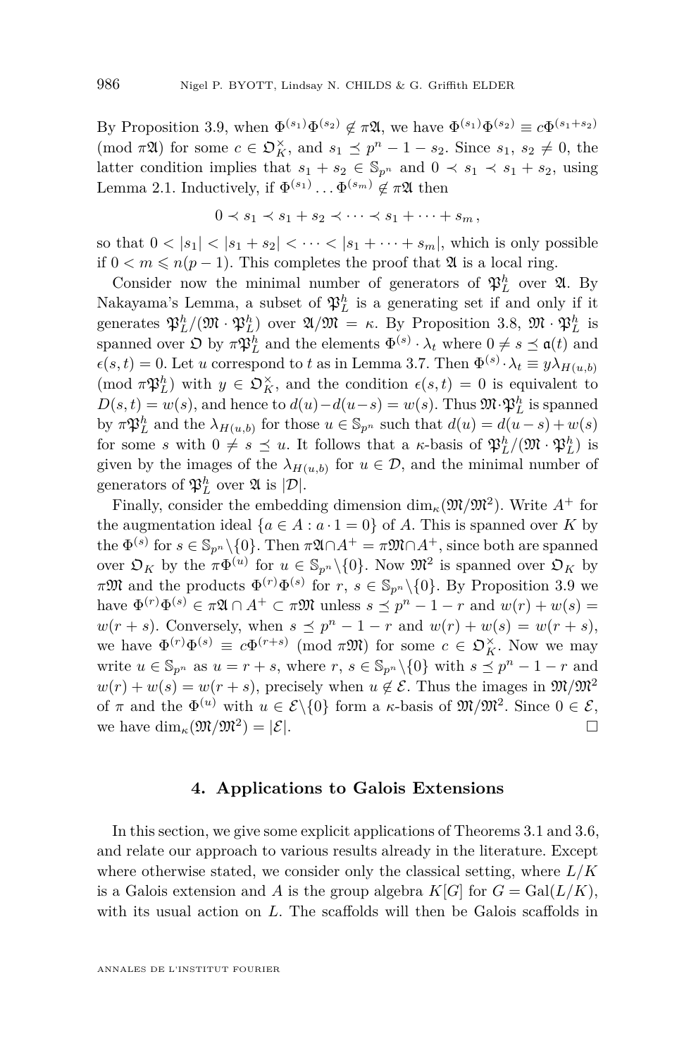By Proposition 3.9, when $\Phi^{(s_1)}\Phi^{(s_2)} \notin \pi\mathfrak{A}$, we have $\Phi^{(s_1)}\Phi^{(s_2)} \equiv c\Phi^{(s_1+s_2)} \pmod{\pi\mathfrak{A}}$ for some $c \in \mathfrak{O}_K^\times$, and $s_1 \preceq p^n - 1 - s_2$. Since $s_1$, $s_2 \neq 0$, the latter condition implies that $s_1 + s_2 \in \mathbb{S}_{p^n}$ and $0 \prec s_1 \prec s_1 + s_2$, using Lemma 2.1. Inductively, if $\Phi^{(s_1)} \dots \Phi^{(s_m)} \notin \pi\mathfrak{A}$ then

$$0 \prec s_1 \prec s_1 + s_2 \prec \cdots \prec s_1 + \cdots + s_m ,$$

so that $0 < |s_1| < |s_1 + s_2| < \cdots < |s_1 + \cdots + s_m|$, which is only possible if $0 < m \leqslant n(p-1)$. This completes the proof that $\mathfrak{A}$ is a local ring.

Consider now the minimal number of generators of $\mathfrak{P}_L^h$ over $\mathfrak{A}$. By Nakayama's Lemma, a subset of $\mathfrak{P}_L^h$ is a generating set if and only if it generates $\mathfrak{P}_L^h/(\mathfrak{M} \cdot \mathfrak{P}_L^h)$ over $\mathfrak{A}/\mathfrak{M} = \kappa$. By Proposition 3.8, $\mathfrak{M} \cdot \mathfrak{P}_L^h$ is spanned over $\mathfrak{O}$ by $\pi\mathfrak{P}_L^h$ and the elements $\Phi^{(s)} \cdot \lambda_t$ where $0 \neq s \preceq \mathfrak{a}(t)$ and $\epsilon(s,t) = 0$. Let $u$ correspond to $t$ as in Lemma 3.7. Then $\Phi^{(s)} \cdot \lambda_t \equiv y\lambda_{H(u,b)} \pmod{\pi\mathfrak{P}_L^h}$ with $y \in \mathfrak{O}_K^\times$, and the condition $\epsilon(s,t) = 0$ is equivalent to $D(s,t) = w(s)$, and hence to $d(u) - d(u-s) = w(s)$. Thus $\mathfrak{M} \cdot \mathfrak{P}_L^h$ is spanned by $\pi\mathfrak{P}_L^h$ and the $\lambda_{H(u,b)}$ for those $u \in \mathbb{S}_{p^n}$ such that $d(u) = d(u-s) + w(s)$ for some $s$ with $0 \neq s \preceq u$. It follows that a $\kappa$-basis of $\mathfrak{P}_L^h/(\mathfrak{M} \cdot \mathfrak{P}_L^h)$ is given by the images of the $\lambda_{H(u,b)}$ for $u \in \mathcal{D}$, and the minimal number of generators of $\mathfrak{P}_L^h$ over $\mathfrak{A}$ is $|\mathcal{D}|$.

Finally, consider the embedding dimension $\dim_\kappa(\mathfrak{M}/\mathfrak{M}^2)$. Write $A^+$ for the augmentation ideal $\{a \in A : a \cdot 1 = 0\}$ of $A$. This is spanned over $K$ by the $\Phi^{(s)}$ for $s \in \mathbb{S}_{p^n}\backslash\{0\}$. Then $\pi\mathfrak{A} \cap A^+ = \pi\mathfrak{M} \cap A^+$, since both are spanned over $\mathfrak{O}_K$ by the $\pi\Phi^{(u)}$ for $u \in \mathbb{S}_{p^n}\backslash\{0\}$. Now $\mathfrak{M}^2$ is spanned over $\mathfrak{O}_K$ by $\pi\mathfrak{M}$ and the products $\Phi^{(r)}\Phi^{(s)}$ for $r$, $s \in \mathbb{S}_{p^n}\backslash\{0\}$. By Proposition 3.9 we have $\Phi^{(r)}\Phi^{(s)} \in \pi\mathfrak{A} \cap A^+ \subset \pi\mathfrak{M}$ unless $s \preceq p^n - 1 - r$ and $w(r) + w(s) = w(r+s)$. Conversely, when $s \preceq p^n - 1 - r$ and $w(r) + w(s) = w(r+s)$, we have $\Phi^{(r)}\Phi^{(s)} \equiv c\Phi^{(r+s)} \pmod{\pi\mathfrak{M}}$ for some $c \in \mathfrak{O}_K^\times$. Now we may write $u \in \mathbb{S}_{p^n}$ as $u = r + s$, where $r$, $s \in \mathbb{S}_{p^n}\backslash\{0\}$ with $s \preceq p^n - 1 - r$ and $w(r) + w(s) = w(r+s)$, precisely when $u \notin \mathcal{E}$. Thus the images in $\mathfrak{M}/\mathfrak{M}^2$ of $\pi$ and the $\Phi^{(u)}$ with $u \in \mathcal{E}\backslash\{0\}$ form a $\kappa$-basis of $\mathfrak{M}/\mathfrak{M}^2$. Since $0 \in \mathcal{E}$, we have $\dim_\kappa(\mathfrak{M}/\mathfrak{M}^2) = |\mathcal{E}|$. □

## 4. Applications to Galois Extensions

In this section, we give some explicit applications of Theorems 3.1 and 3.6, and relate our approach to various results already in the literature. Except where otherwise stated, we consider only the classical setting, where $L/K$ is a Galois extension and $A$ is the group algebra $K[G]$ for $G = \mathrm{Gal}(L/K)$, with its usual action on $L$. The scaffolds will then be Galois scaffolds in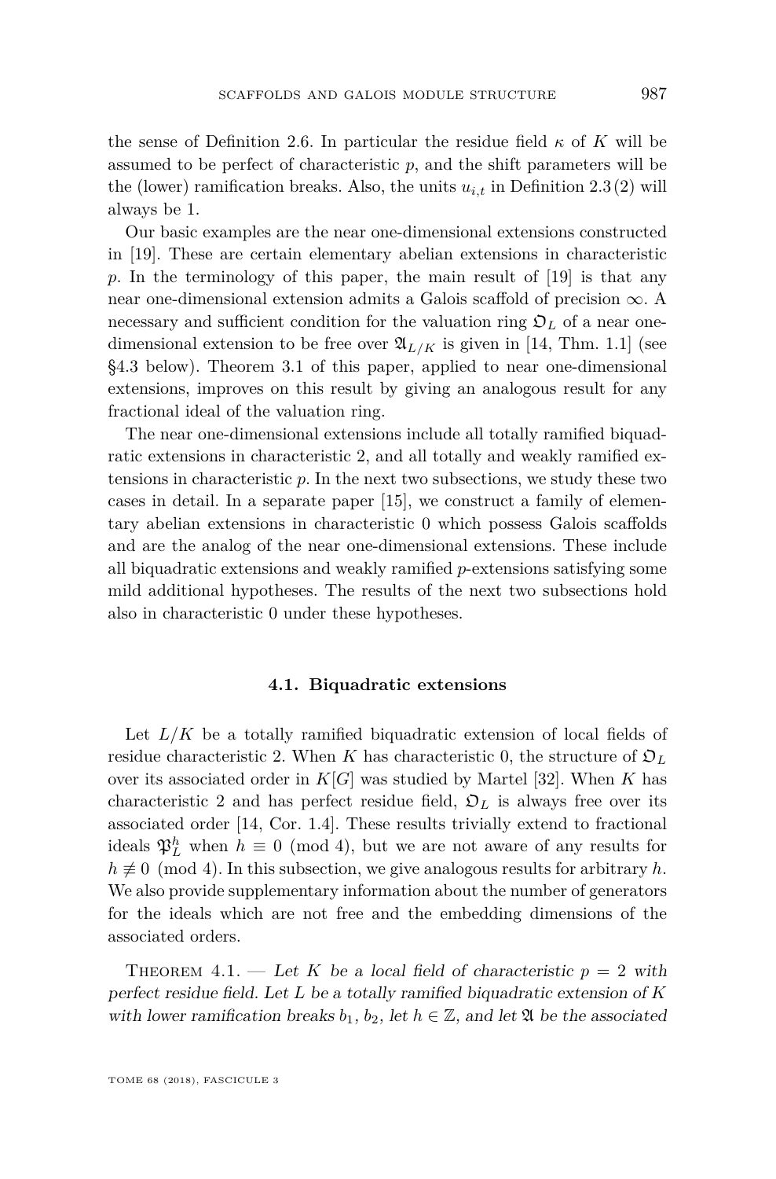the sense of Definition 2.6. In particular the residue field $\kappa$ of $K$ will be assumed to be perfect of characteristic $p$, and the shift parameters will be the (lower) ramification breaks. Also, the units $u_{i,t}$ in Definition 2.3 (2) will always be 1.

Our basic examples are the near one-dimensional extensions constructed in [19]. These are certain elementary abelian extensions in characteristic $p$. In the terminology of this paper, the main result of [19] is that any near one-dimensional extension admits a Galois scaffold of precision $\infty$. A necessary and sufficient condition for the valuation ring $\mathfrak{O}_L$ of a near one-dimensional extension to be free over $\mathfrak{A}_{L/K}$ is given in [14, Thm. 1.1] (see §4.3 below). Theorem 3.1 of this paper, applied to near one-dimensional extensions, improves on this result by giving an analogous result for any fractional ideal of the valuation ring.

The near one-dimensional extensions include all totally ramified biquadratic extensions in characteristic 2, and all totally and weakly ramified extensions in characteristic $p$. In the next two subsections, we study these two cases in detail. In a separate paper [15], we construct a family of elementary abelian extensions in characteristic 0 which possess Galois scaffolds and are the analog of the near one-dimensional extensions. These include all biquadratic extensions and weakly ramified $p$-extensions satisfying some mild additional hypotheses. The results of the next two subsections hold also in characteristic 0 under these hypotheses.

### 4.1. Biquadratic extensions

Let $L/K$ be a totally ramified biquadratic extension of local fields of residue characteristic 2. When $K$ has characteristic 0, the structure of $\mathfrak{O}_L$ over its associated order in $K[G]$ was studied by Martel [32]. When $K$ has characteristic 2 and has perfect residue field, $\mathfrak{O}_L$ is always free over its associated order [14, Cor. 1.4]. These results trivially extend to fractional ideals $\mathfrak{P}_L^h$ when $h \equiv 0 \pmod 4$, but we are not aware of any results for $h \not\equiv 0 \pmod 4$. In this subsection, we give analogous results for arbitrary $h$. We also provide supplementary information about the number of generators for the ideals which are not free and the embedding dimensions of the associated orders.

Theorem 4.1. — *Let $K$ be a local field of characteristic $p = 2$ with perfect residue field. Let $L$ be a totally ramified biquadratic extension of $K$ with lower ramification breaks $b_1$, $b_2$, let $h \in \mathbb{Z}$, and let $\mathfrak{A}$ be the associated*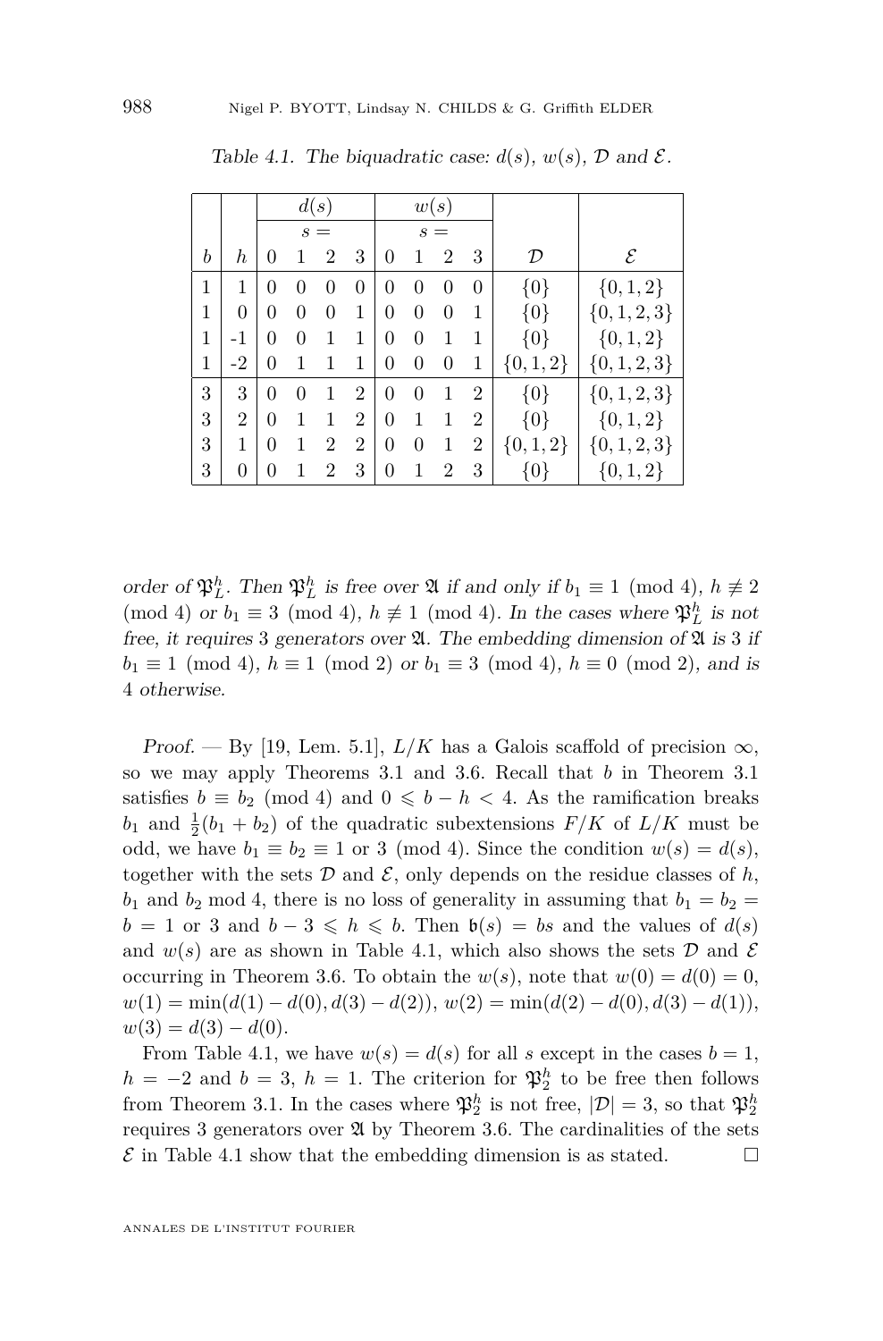*Table 4.1. The biquadratic case: $d(s)$, $w(s)$, $\mathcal{D}$ and $\mathcal{E}$.*

| | | $d(s)$ | | | | $w(s)$ | | | | | |
|---|---|---|---|---|---|---|---|---|---|---|---|
| | | $s=$ | | | | $s=$ | | | | | |
| $b$ | $h$ | 0 | 1 | 2 | 3 | 0 | 1 | 2 | 3 | $\mathcal{D}$ | $\mathcal{E}$ |
| 1 | 1 | 0 | 0 | 0 | 0 | 0 | 0 | 0 | 0 | $\{0\}$ | $\{0,1,2\}$ |
| 1 | 0 | 0 | 0 | 0 | 1 | 0 | 0 | 0 | 1 | $\{0\}$ | $\{0,1,2,3\}$ |
| 1 | -1 | 0 | 0 | 1 | 1 | 0 | 0 | 1 | 1 | $\{0\}$ | $\{0,1,2\}$ |
| 1 | -2 | 0 | 1 | 1 | 1 | 0 | 0 | 0 | 1 | $\{0,1,2\}$ | $\{0,1,2,3\}$ |
| 3 | 3 | 0 | 0 | 1 | 2 | 0 | 0 | 1 | 2 | $\{0\}$ | $\{0,1,2,3\}$ |
| 3 | 2 | 0 | 1 | 1 | 2 | 0 | 1 | 1 | 2 | $\{0\}$ | $\{0,1,2\}$ |
| 3 | 1 | 0 | 1 | 2 | 2 | 0 | 0 | 1 | 2 | $\{0,1,2\}$ | $\{0,1,2,3\}$ |
| 3 | 0 | 0 | 1 | 2 | 3 | 0 | 1 | 2 | 3 | $\{0\}$ | $\{0,1,2\}$ |

*order of $\mathfrak{P}_L^h$. Then $\mathfrak{P}_L^h$ is free over $\mathfrak{A}$ if and only if $b_1 \equiv 1 \pmod 4$, $h \not\equiv 2 \pmod 4$ or $b_1 \equiv 3 \pmod 4$, $h \not\equiv 1 \pmod 4$. In the cases where $\mathfrak{P}_L^h$ is not free, it requires 3 generators over $\mathfrak{A}$. The embedding dimension of $\mathfrak{A}$ is 3 if $b_1 \equiv 1 \pmod 4$, $h \equiv 1 \pmod 2$ or $b_1 \equiv 3 \pmod 4$, $h \equiv 0 \pmod 2$, and is 4 otherwise.*

*Proof.* — By [19, Lem. 5.1], $L/K$ has a Galois scaffold of precision $\infty$, so we may apply Theorems 3.1 and 3.6. Recall that $b$ in Theorem 3.1 satisfies $b \equiv b_2 \pmod 4$ and $0 \leqslant b - h < 4$. As the ramification breaks $b_1$ and $\frac{1}{2}(b_1 + b_2)$ of the quadratic subextensions $F/K$ of $L/K$ must be odd, we have $b_1 \equiv b_2 \equiv 1$ or $3 \pmod 4$. Since the condition $w(s) = d(s)$, together with the sets $\mathcal{D}$ and $\mathcal{E}$, only depends on the residue classes of $h$, $b_1$ and $b_2$ mod 4, there is no loss of generality in assuming that $b_1 = b_2 = b = 1$ or 3 and $b - 3 \leqslant h \leqslant b$. Then $\mathfrak{b}(s) = bs$ and the values of $d(s)$ and $w(s)$ are as shown in Table 4.1, which also shows the sets $\mathcal{D}$ and $\mathcal{E}$ occurring in Theorem 3.6. To obtain the $w(s)$, note that $w(0) = d(0) = 0$, $w(1) = \min(d(1) - d(0), d(3) - d(2))$, $w(2) = \min(d(2) - d(0), d(3) - d(1))$, $w(3) = d(3) - d(0)$.

From Table 4.1, we have $w(s) = d(s)$ for all $s$ except in the cases $b = 1$, $h = -2$ and $b = 3$, $h = 1$. The criterion for $\mathfrak{P}_2^h$ to be free then follows from Theorem 3.1. In the cases where $\mathfrak{P}_2^h$ is not free, $|\mathcal{D}| = 3$, so that $\mathfrak{P}_2^h$ requires 3 generators over $\mathfrak{A}$ by Theorem 3.6. The cardinalities of the sets $\mathcal{E}$ in Table 4.1 show that the embedding dimension is as stated. $\square$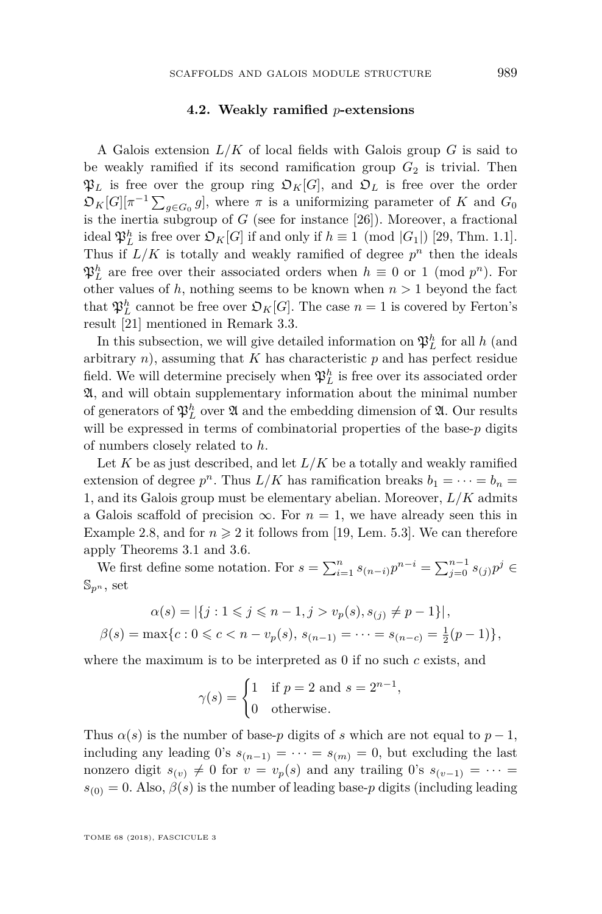### 4.2. Weakly ramified $p$-extensions

A Galois extension $L/K$ of local fields with Galois group $G$ is said to be weakly ramified if its second ramification group $G_2$ is trivial. Then $\mathfrak{P}_L$ is free over the group ring $\mathfrak{O}_K[G]$, and $\mathfrak{O}_L$ is free over the order $\mathfrak{O}_K[G][\pi^{-1}\sum_{g\in G_0} g]$, where $\pi$ is a uniformizing parameter of $K$ and $G_0$ is the inertia subgroup of $G$ (see for instance [26]). Moreover, a fractional ideal $\mathfrak{P}_L^h$ is free over $\mathfrak{O}_K[G]$ if and only if $h \equiv 1 \pmod{|G_1|}$ [29, Thm. 1.1]. Thus if $L/K$ is totally and weakly ramified of degree $p^n$ then the ideals $\mathfrak{P}_L^h$ are free over their associated orders when $h \equiv 0$ or $1 \pmod{p^n}$. For other values of $h$, nothing seems to be known when $n > 1$ beyond the fact that $\mathfrak{P}_L^h$ cannot be free over $\mathfrak{O}_K[G]$. The case $n = 1$ is covered by Ferton's result [21] mentioned in Remark 3.3.

In this subsection, we will give detailed information on $\mathfrak{P}_L^h$ for all $h$ (and arbitrary $n$), assuming that $K$ has characteristic $p$ and has perfect residue field. We will determine precisely when $\mathfrak{P}_L^h$ is free over its associated order $\mathfrak{A}$, and will obtain supplementary information about the minimal number of generators of $\mathfrak{P}_L^h$ over $\mathfrak{A}$ and the embedding dimension of $\mathfrak{A}$. Our results will be expressed in terms of combinatorial properties of the base-$p$ digits of numbers closely related to $h$.

Let $K$ be as just described, and let $L/K$ be a totally and weakly ramified extension of degree $p^n$. Thus $L/K$ has ramification breaks $b_1 = \cdots = b_n = 1$, and its Galois group must be elementary abelian. Moreover, $L/K$ admits a Galois scaffold of precision $\infty$. For $n = 1$, we have already seen this in Example 2.8, and for $n \geqslant 2$ it follows from [19, Lem. 5.3]. We can therefore apply Theorems 3.1 and 3.6.

We first define some notation. For $s = \sum_{i=1}^{n} s_{(n-i)}p^{n-i} = \sum_{j=0}^{n-1} s_{(j)}p^j \in \mathbb{S}_{p^n}$, set

$$\alpha(s) = |\{j : 1 \leqslant j \leqslant n-1, j > v_p(s), s_{(j)} \neq p-1\}|,$$
$$\beta(s) = \max\{c : 0 \leqslant c < n - v_p(s),\, s_{(n-1)} = \cdots = s_{(n-c)} = \tfrac{1}{2}(p-1)\},$$

where the maximum is to be interpreted as 0 if no such $c$ exists, and

$$\gamma(s) = \begin{cases} 1 & \text{if } p = 2 \text{ and } s = 2^{n-1}, \\ 0 & \text{otherwise.} \end{cases}$$

Thus $\alpha(s)$ is the number of base-$p$ digits of $s$ which are not equal to $p-1$, including any leading 0's $s_{(n-1)} = \cdots = s_{(m)} = 0$, but excluding the last nonzero digit $s_{(v)} \neq 0$ for $v = v_p(s)$ and any trailing 0's $s_{(v-1)} = \cdots = s_{(0)} = 0$. Also, $\beta(s)$ is the number of leading base-$p$ digits (including leading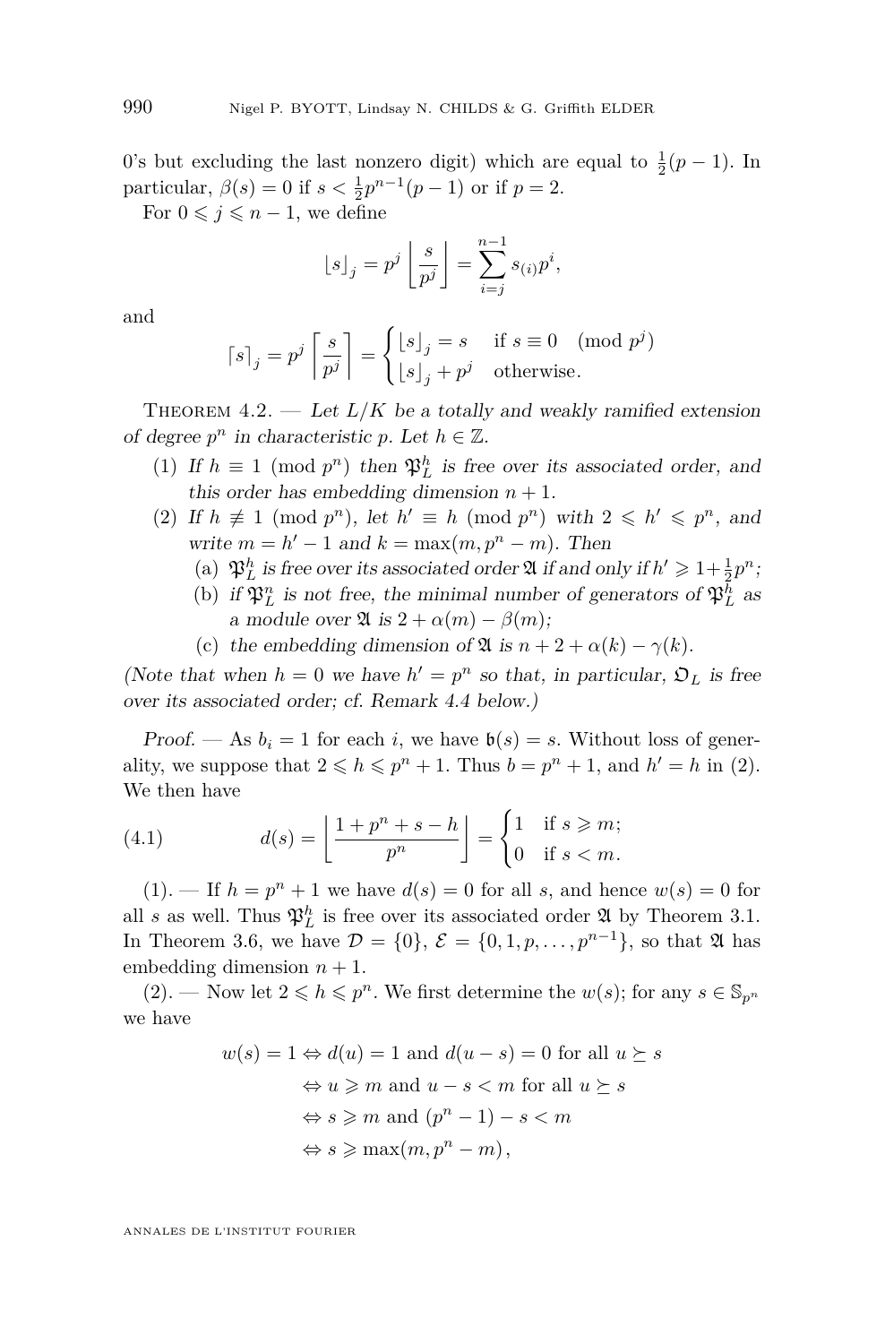0's but excluding the last nonzero digit) which are equal to $\frac{1}{2}(p-1)$. In particular, $\beta(s)=0$ if $s<\frac{1}{2}p^{n-1}(p-1)$ or if $p=2$.

For $0\leqslant j\leqslant n-1$, we define

$$\lfloor s\rfloor_j = p^j\left\lfloor \frac{s}{p^j}\right\rfloor = \sum_{i=j}^{n-1} s_{(i)}p^i,$$

and

$$\lceil s\rceil_j = p^j\left\lceil \frac{s}{p^j}\right\rceil = \begin{cases} \lfloor s\rfloor_j = s & \text{if } s\equiv 0 \pmod{p^j}\\ \lfloor s\rfloor_j + p^j & \text{otherwise.}\end{cases}$$

Theorem 4.2. — *Let $L/K$ be a totally and weakly ramified extension of degree $p^n$ in characteristic $p$. Let $h\in\mathbb{Z}$.*

1. *If $h\equiv 1 \pmod{p^n}$ then $\mathfrak{P}_L^h$ is free over its associated order, and this order has embedding dimension $n+1$.*
2. *If $h\not\equiv 1 \pmod{p^n}$, let $h'\equiv h \pmod{p^n}$ with $2\leqslant h'\leqslant p^n$, and write $m=h'-1$ and $k=\max(m,p^n-m)$. Then*
   - (a) *$\mathfrak{P}_L^h$ is free over its associated order $\mathfrak{A}$ if and only if $h'\geqslant 1+\frac{1}{2}p^n$;*
   - (b) *if $\mathfrak{P}_L^n$ is not free, the minimal number of generators of $\mathfrak{P}_L^h$ as a module over $\mathfrak{A}$ is $2+\alpha(m)-\beta(m)$;*
   - (c) *the embedding dimension of $\mathfrak{A}$ is $n+2+\alpha(k)-\gamma(k)$.*

*(Note that when $h=0$ we have $h'=p^n$ so that, in particular, $\mathfrak{O}_L$ is free over its associated order; cf. Remark 4.4 below.)*

*Proof.* — As $b_i=1$ for each $i$, we have $\mathfrak{b}(s)=s$. Without loss of generality, we suppose that $2\leqslant h\leqslant p^n+1$. Thus $b=p^n+1$, and $h'=h$ in (2). We then have

$$d(s)=\left\lfloor \frac{1+p^n+s-h}{p^n}\right\rfloor = \begin{cases} 1 & \text{if } s\geqslant m;\\ 0 & \text{if } s<m.\end{cases} \tag{4.1}$$

(1). — If $h=p^n+1$ we have $d(s)=0$ for all $s$, and hence $w(s)=0$ for all $s$ as well. Thus $\mathfrak{P}_L^h$ is free over its associated order $\mathfrak{A}$ by Theorem 3.1. In Theorem 3.6, we have $\mathcal{D}=\{0\}$, $\mathcal{E}=\{0,1,p,\ldots,p^{n-1}\}$, so that $\mathfrak{A}$ has embedding dimension $n+1$.

(2). — Now let $2\leqslant h\leqslant p^n$. We first determine the $w(s)$; for any $s\in\mathbb{S}_{p^n}$ we have

$$\begin{aligned} w(s)=1 &\Leftrightarrow d(u)=1 \text{ and } d(u-s)=0 \text{ for all } u\succeq s\\ &\Leftrightarrow u\geqslant m \text{ and } u-s<m \text{ for all } u\succeq s\\ &\Leftrightarrow s\geqslant m \text{ and } (p^n-1)-s<m\\ &\Leftrightarrow s\geqslant \max(m,p^n-m),\end{aligned}$$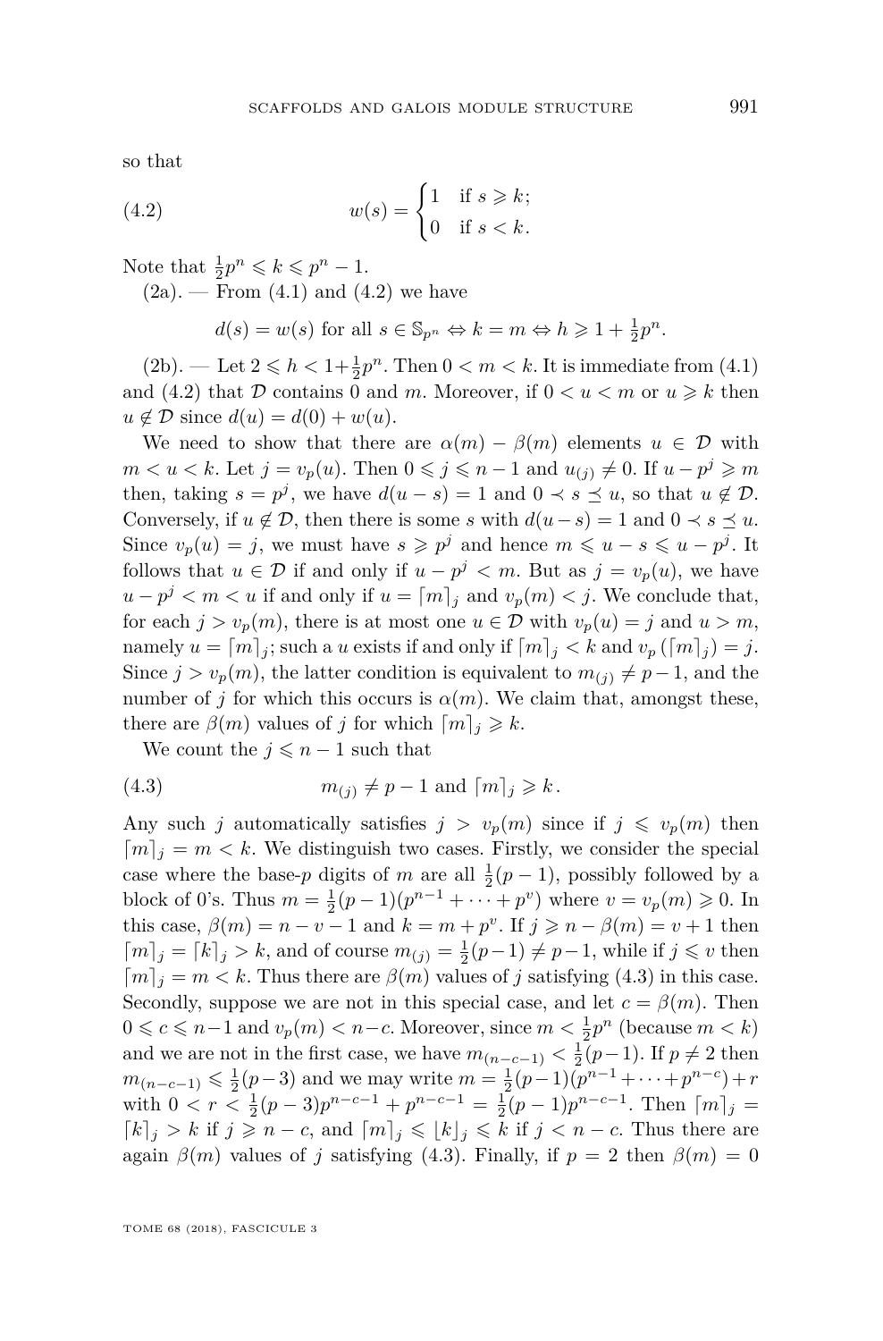so that

$$w(s) = \begin{cases} 1 & \text{if } s \geqslant k; \\ 0 & \text{if } s < k. \end{cases} \tag{4.2}$$

Note that $\frac{1}{2}p^n \leqslant k \leqslant p^n - 1$.

(2a). — From (4.1) and (4.2) we have

$$d(s) = w(s) \text{ for all } s \in \mathbb{S}_{p^n} \Leftrightarrow k = m \Leftrightarrow h \geqslant 1 + \tfrac{1}{2}p^n.$$

(2b). — Let $2 \leqslant h < 1+\frac{1}{2}p^n$. Then $0 < m < k$. It is immediate from (4.1) and (4.2) that $\mathcal{D}$ contains 0 and $m$. Moreover, if $0 < u < m$ or $u \geqslant k$ then $u \notin \mathcal{D}$ since $d(u) = d(0) + w(u)$.

We need to show that there are $\alpha(m) - \beta(m)$ elements $u \in \mathcal{D}$ with $m < u < k$. Let $j = v_p(u)$. Then $0 \leqslant j \leqslant n-1$ and $u_{(j)} \neq 0$. If $u - p^j \geqslant m$ then, taking $s = p^j$, we have $d(u-s) = 1$ and $0 \prec s \preceq u$, so that $u \notin \mathcal{D}$. Conversely, if $u \notin \mathcal{D}$, then there is some $s$ with $d(u-s) = 1$ and $0 \prec s \preceq u$. Since $v_p(u) = j$, we must have $s \geqslant p^j$ and hence $m \leqslant u - s \leqslant u - p^j$. It follows that $u \in \mathcal{D}$ if and only if $u - p^j < m$. But as $j = v_p(u)$, we have $u - p^j < m < u$ if and only if $u = \lceil m \rceil_j$ and $v_p(m) < j$. We conclude that, for each $j > v_p(m)$, there is at most one $u \in \mathcal{D}$ with $v_p(u) = j$ and $u > m$, namely $u = \lceil m \rceil_j$; such a $u$ exists if and only if $\lceil m \rceil_j < k$ and $v_p(\lceil m \rceil_j) = j$. Since $j > v_p(m)$, the latter condition is equivalent to $m_{(j)} \neq p-1$, and the number of $j$ for which this occurs is $\alpha(m)$. We claim that, amongst these, there are $\beta(m)$ values of $j$ for which $\lceil m \rceil_j \geqslant k$.

We count the $j \leqslant n-1$ such that

$$m_{(j)} \neq p-1 \text{ and } \lceil m \rceil_j \geqslant k\,. \tag{4.3}$$

Any such $j$ automatically satisfies $j > v_p(m)$ since if $j \leqslant v_p(m)$ then $\lceil m \rceil_j = m < k$. We distinguish two cases. Firstly, we consider the special case where the base-$p$ digits of $m$ are all $\frac{1}{2}(p-1)$, possibly followed by a block of 0's. Thus $m = \frac{1}{2}(p-1)(p^{n-1} + \cdots + p^v)$ where $v = v_p(m) \geqslant 0$. In this case, $\beta(m) = n - v - 1$ and $k = m + p^v$. If $j \geqslant n - \beta(m) = v+1$ then $\lceil m \rceil_j = \lceil k \rceil_j > k$, and of course $m_{(j)} = \frac{1}{2}(p-1) \neq p-1$, while if $j \leqslant v$ then $\lceil m \rceil_j = m < k$. Thus there are $\beta(m)$ values of $j$ satisfying (4.3) in this case. Secondly, suppose we are not in this special case, and let $c = \beta(m)$. Then $0 \leqslant c \leqslant n-1$ and $v_p(m) < n-c$. Moreover, since $m < \frac{1}{2}p^n$ (because $m < k$) and we are not in the first case, we have $m_{(n-c-1)} < \frac{1}{2}(p-1)$. If $p \neq 2$ then $m_{(n-c-1)} \leqslant \frac{1}{2}(p-3)$ and we may write $m = \frac{1}{2}(p-1)(p^{n-1} + \cdots + p^{n-c}) + r$ with $0 < r < \frac{1}{2}(p-3)p^{n-c-1} + p^{n-c-1} = \frac{1}{2}(p-1)p^{n-c-1}$. Then $\lceil m \rceil_j = \lceil k \rceil_j > k$ if $j \geqslant n-c$, and $\lceil m \rceil_j \leqslant \lfloor k \rfloor_j \leqslant k$ if $j < n-c$. Thus there are again $\beta(m)$ values of $j$ satisfying (4.3). Finally, if $p = 2$ then $\beta(m) = 0$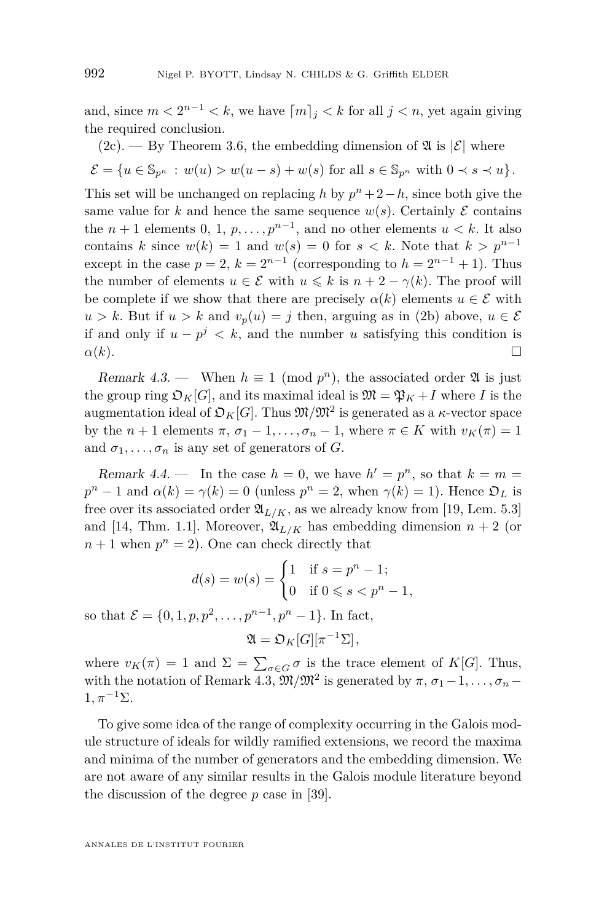and, since $m < 2^{n-1} < k$, we have $\lceil m \rceil_j < k$ for all $j < n$, yet again giving the required conclusion.

(2c). — By Theorem 3.6, the embedding dimension of $\mathfrak{A}$ is $|\mathcal{E}|$ where

$$\mathcal{E} = \{u \in \mathbb{S}_{p^n} : w(u) > w(u-s) + w(s) \text{ for all } s \in \mathbb{S}_{p^n} \text{ with } 0 \prec s \prec u\}.$$

This set will be unchanged on replacing $h$ by $p^n+2-h$, since both give the same value for $k$ and hence the same sequence $w(s)$. Certainly $\mathcal{E}$ contains the $n+1$ elements $0, 1, p, \ldots, p^{n-1}$, and no other elements $u < k$. It also contains $k$ since $w(k) = 1$ and $w(s) = 0$ for $s < k$. Note that $k > p^{n-1}$ except in the case $p = 2$, $k = 2^{n-1}$ (corresponding to $h = 2^{n-1}+1$). Thus the number of elements $u \in \mathcal{E}$ with $u \leqslant k$ is $n + 2 - \gamma(k)$. The proof will be complete if we show that there are precisely $\alpha(k)$ elements $u \in \mathcal{E}$ with $u > k$. But if $u > k$ and $v_p(u) = j$ then, arguing as in (2b) above, $u \in \mathcal{E}$ if and only if $u - p^j < k$, and the number $u$ satisfying this condition is $\alpha(k)$. □

*Remark 4.3.* — When $h \equiv 1 \pmod{p^n}$, the associated order $\mathfrak{A}$ is just the group ring $\mathfrak{O}_K[G]$, and its maximal ideal is $\mathfrak{M} = \mathfrak{P}_K + I$ where $I$ is the augmentation ideal of $\mathfrak{O}_K[G]$. Thus $\mathfrak{M}/\mathfrak{M}^2$ is generated as a $\kappa$-vector space by the $n+1$ elements $\pi, \sigma_1 - 1, \ldots, \sigma_n - 1$, where $\pi \in K$ with $v_K(\pi) = 1$ and $\sigma_1, \ldots, \sigma_n$ is any set of generators of $G$.

*Remark 4.4.* — In the case $h = 0$, we have $h' = p^n$, so that $k = m = p^n - 1$ and $\alpha(k) = \gamma(k) = 0$ (unless $p^n = 2$, when $\gamma(k) = 1$). Hence $\mathfrak{O}_L$ is free over its associated order $\mathfrak{A}_{L/K}$, as we already know from [19, Lem. 5.3] and [14, Thm. 1.1]. Moreover, $\mathfrak{A}_{L/K}$ has embedding dimension $n+2$ (or $n+1$ when $p^n = 2$). One can check directly that

$$d(s) = w(s) = \begin{cases} 1 & \text{if } s = p^n - 1; \\ 0 & \text{if } 0 \leqslant s < p^n - 1, \end{cases}$$

so that $\mathcal{E} = \{0, 1, p, p^2, \ldots, p^{n-1}, p^n - 1\}$. In fact,

$$\mathfrak{A} = \mathfrak{O}_K[G][\pi^{-1}\Sigma],$$

where $v_K(\pi) = 1$ and $\Sigma = \sum_{\sigma \in G} \sigma$ is the trace element of $K[G]$. Thus, with the notation of Remark 4.3, $\mathfrak{M}/\mathfrak{M}^2$ is generated by $\pi, \sigma_1 - 1, \ldots, \sigma_n - 1, \pi^{-1}\Sigma$.

To give some idea of the range of complexity occurring in the Galois module structure of ideals for wildly ramified extensions, we record the maxima and minima of the number of generators and the embedding dimension. We are not aware of any similar results in the Galois module literature beyond the discussion of the degree $p$ case in [39].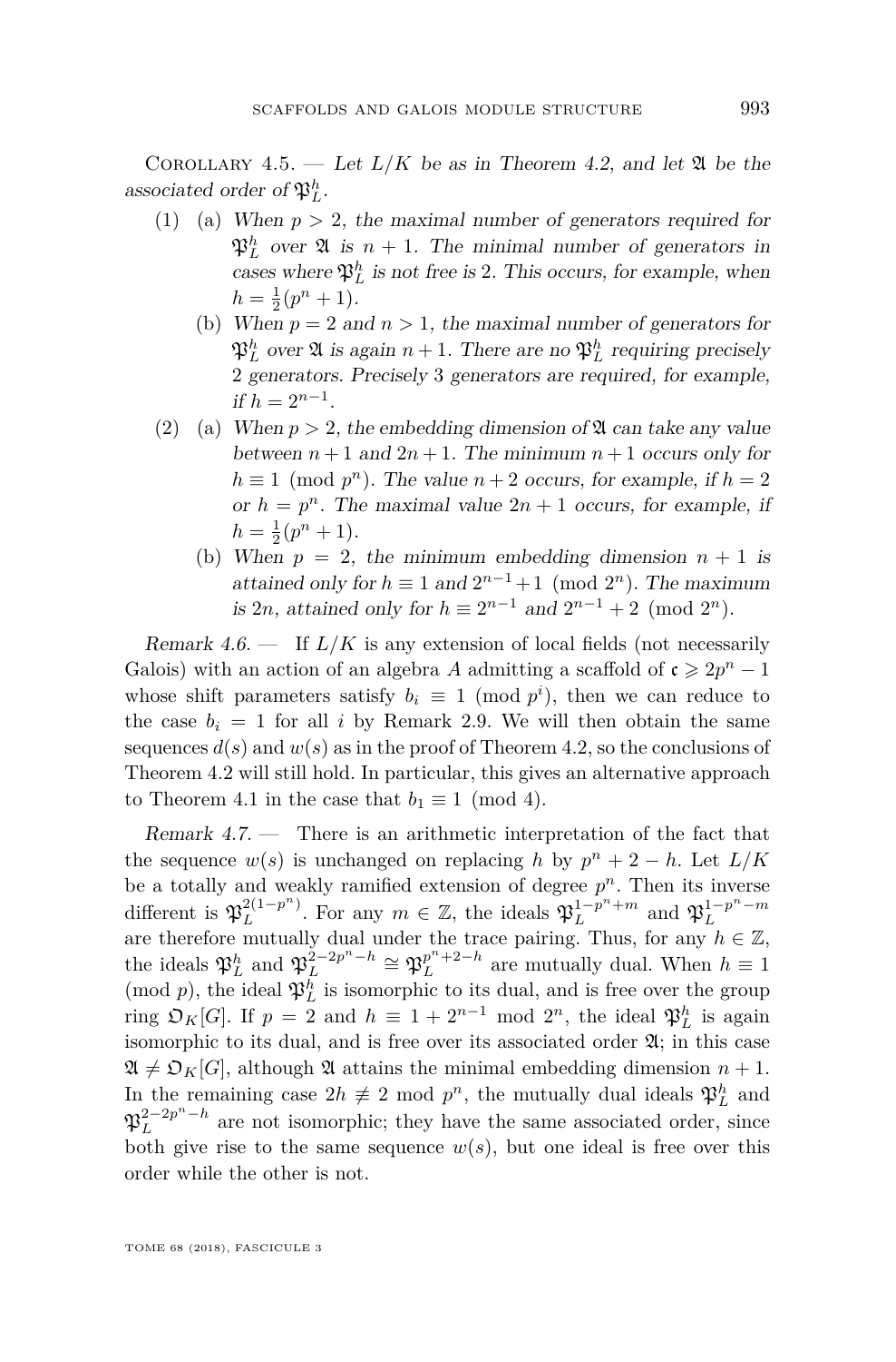Corollary 4.5. — *Let $L/K$ be as in Theorem 4.2, and let $\mathfrak{A}$ be the associated order of $\mathfrak{P}_L^h$.*

1. (a) *When $p > 2$, the maximal number of generators required for $\mathfrak{P}_L^h$ over $\mathfrak{A}$ is $n+1$. The minimal number of generators in cases where $\mathfrak{P}_L^h$ is not free is 2. This occurs, for example, when $h = \frac{1}{2}(p^n+1)$.*

   (b) *When $p = 2$ and $n > 1$, the maximal number of generators for $\mathfrak{P}_L^h$ over $\mathfrak{A}$ is again $n+1$. There are no $\mathfrak{P}_L^h$ requiring precisely 2 generators. Precisely 3 generators are required, for example, if $h = 2^{n-1}$.*

2. (a) *When $p > 2$, the embedding dimension of $\mathfrak{A}$ can take any value between $n+1$ and $2n+1$. The minimum $n+1$ occurs only for $h \equiv 1 \pmod{p^n}$. The value $n+2$ occurs, for example, if $h = 2$ or $h = p^n$. The maximal value $2n+1$ occurs, for example, if $h = \frac{1}{2}(p^n+1)$.*

   (b) *When $p = 2$, the minimum embedding dimension $n+1$ is attained only for $h \equiv 1$ and $2^{n-1}+1 \pmod{2^n}$. The maximum is $2n$, attained only for $h \equiv 2^{n-1}$ and $2^{n-1}+2 \pmod{2^n}$.*

*Remark 4.6.* — If $L/K$ is any extension of local fields (not necessarily Galois) with an action of an algebra $A$ admitting a scaffold of $\mathfrak{c} \geqslant 2p^n - 1$ whose shift parameters satisfy $b_i \equiv 1 \pmod{p^i}$, then we can reduce to the case $b_i = 1$ for all $i$ by Remark 2.9. We will then obtain the same sequences $d(s)$ and $w(s)$ as in the proof of Theorem 4.2, so the conclusions of Theorem 4.2 will still hold. In particular, this gives an alternative approach to Theorem 4.1 in the case that $b_1 \equiv 1 \pmod 4$.

*Remark 4.7.* — There is an arithmetic interpretation of the fact that the sequence $w(s)$ is unchanged on replacing $h$ by $p^n + 2 - h$. Let $L/K$ be a totally and weakly ramified extension of degree $p^n$. Then its inverse different is $\mathfrak{P}_L^{2(1-p^n)}$. For any $m \in \mathbb{Z}$, the ideals $\mathfrak{P}_L^{1-p^n+m}$ and $\mathfrak{P}_L^{1-p^n-m}$ are therefore mutually dual under the trace pairing. Thus, for any $h \in \mathbb{Z}$, the ideals $\mathfrak{P}_L^h$ and $\mathfrak{P}_L^{2-2p^n-h} \cong \mathfrak{P}_L^{p^n+2-h}$ are mutually dual. When $h \equiv 1 \pmod p$, the ideal $\mathfrak{P}_L^h$ is isomorphic to its dual, and is free over the group ring $\mathfrak{O}_K[G]$. If $p = 2$ and $h \equiv 1 + 2^{n-1} \bmod 2^n$, the ideal $\mathfrak{P}_L^h$ is again isomorphic to its dual, and is free over its associated order $\mathfrak{A}$; in this case $\mathfrak{A} \neq \mathfrak{O}_K[G]$, although $\mathfrak{A}$ attains the minimal embedding dimension $n+1$. In the remaining case $2h \not\equiv 2 \bmod p^n$, the mutually dual ideals $\mathfrak{P}_L^h$ and $\mathfrak{P}_L^{2-2p^n-h}$ are not isomorphic; they have the same associated order, since both give rise to the same sequence $w(s)$, but one ideal is free over this order while the other is not.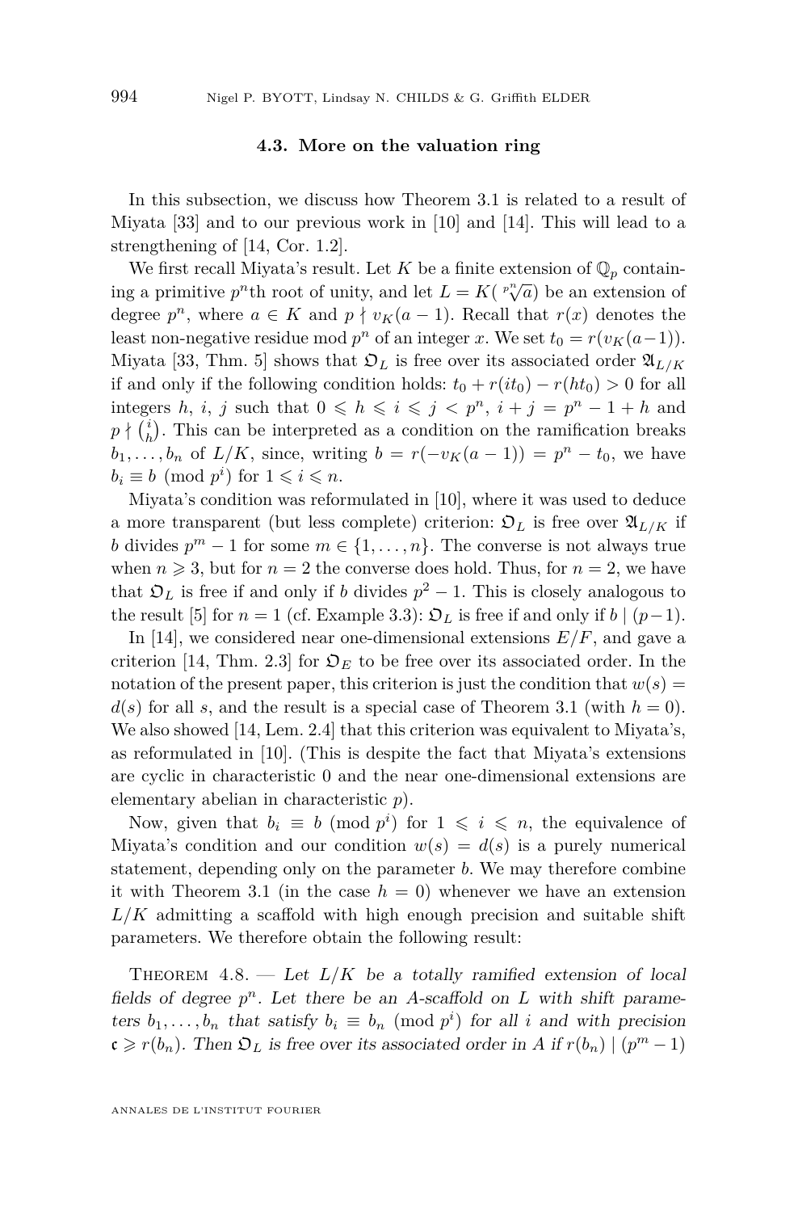### 4.3. More on the valuation ring

In this subsection, we discuss how Theorem 3.1 is related to a result of Miyata [33] and to our previous work in [10] and [14]. This will lead to a strengthening of [14, Cor. 1.2].

We first recall Miyata's result. Let $K$ be a finite extension of $\mathbb{Q}_p$ containing a primitive $p^n$th root of unity, and let $L = K(\sqrt[p^n]{a})$ be an extension of degree $p^n$, where $a \in K$ and $p \nmid v_K(a-1)$. Recall that $r(x)$ denotes the least non-negative residue mod $p^n$ of an integer $x$. We set $t_0 = r(v_K(a-1))$. Miyata [33, Thm. 5] shows that $\mathfrak{O}_L$ is free over its associated order $\mathfrak{A}_{L/K}$ if and only if the following condition holds: $t_0 + r(it_0) - r(ht_0) > 0$ for all integers $h$, $i$, $j$ such that $0 \leqslant h \leqslant i \leqslant j < p^n$, $i + j = p^n - 1 + h$ and $p \nmid \binom{i}{h}$. This can be interpreted as a condition on the ramification breaks $b_1, \ldots, b_n$ of $L/K$, since, writing $b = r(-v_K(a-1)) = p^n - t_0$, we have $b_i \equiv b \pmod{p^i}$ for $1 \leqslant i \leqslant n$.

Miyata's condition was reformulated in [10], where it was used to deduce a more transparent (but less complete) criterion: $\mathfrak{O}_L$ is free over $\mathfrak{A}_{L/K}$ if $b$ divides $p^m - 1$ for some $m \in \{1, \ldots, n\}$. The converse is not always true when $n \geqslant 3$, but for $n = 2$ the converse does hold. Thus, for $n = 2$, we have that $\mathfrak{O}_L$ is free if and only if $b$ divides $p^2 - 1$. This is closely analogous to the result [5] for $n = 1$ (cf. Example 3.3): $\mathfrak{O}_L$ is free if and only if $b \mid (p-1)$.

In [14], we considered near one-dimensional extensions $E/F$, and gave a criterion [14, Thm. 2.3] for $\mathfrak{O}_E$ to be free over its associated order. In the notation of the present paper, this criterion is just the condition that $w(s) = d(s)$ for all $s$, and the result is a special case of Theorem 3.1 (with $h = 0$). We also showed [14, Lem. 2.4] that this criterion was equivalent to Miyata's, as reformulated in [10]. (This is despite the fact that Miyata's extensions are cyclic in characteristic 0 and the near one-dimensional extensions are elementary abelian in characteristic $p$).

Now, given that $b_i \equiv b \pmod{p^i}$ for $1 \leqslant i \leqslant n$, the equivalence of Miyata's condition and our condition $w(s) = d(s)$ is a purely numerical statement, depending only on the parameter $b$. We may therefore combine it with Theorem 3.1 (in the case $h = 0$) whenever we have an extension $L/K$ admitting a scaffold with high enough precision and suitable shift parameters. We therefore obtain the following result:

Theorem 4.8. — *Let $L/K$ be a totally ramified extension of local fields of degree $p^n$. Let there be an $A$-scaffold on $L$ with shift parameters $b_1, \ldots, b_n$ that satisfy $b_i \equiv b_n \pmod{p^i}$ for all $i$ and with precision $\mathfrak{c} \geqslant r(b_n)$. Then $\mathfrak{O}_L$ is free over its associated order in $A$ if $r(b_n) \mid (p^m - 1)$*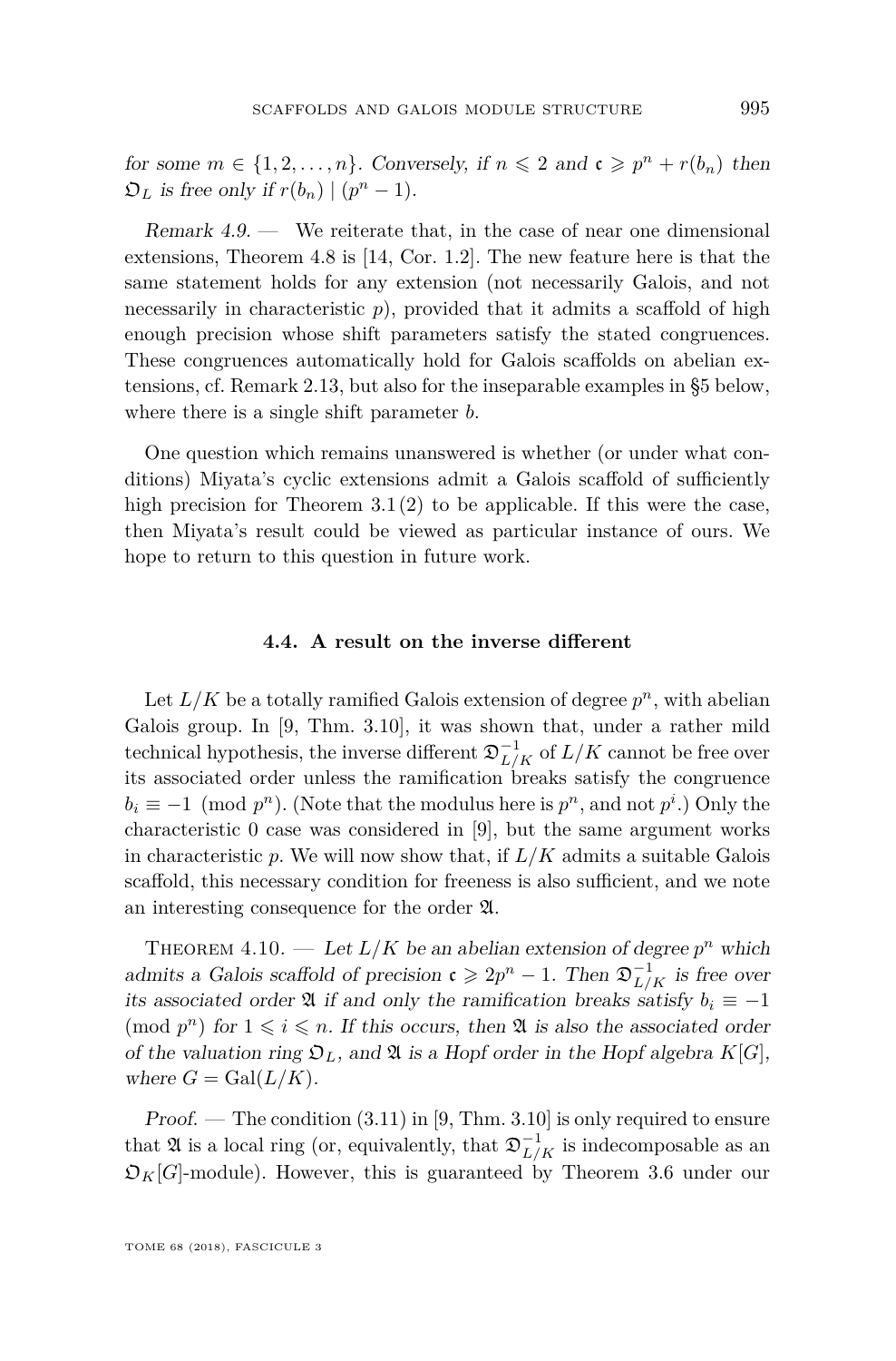*for some $m \in \{1, 2, \dots, n\}$. Conversely, if $n \leqslant 2$ and $\mathfrak{c} \geqslant p^n + r(b_n)$ then $\mathfrak{O}_L$ is free only if $r(b_n) \mid (p^n - 1)$.*

*Remark 4.9.* — We reiterate that, in the case of near one dimensional extensions, Theorem 4.8 is [14, Cor. 1.2]. The new feature here is that the same statement holds for any extension (not necessarily Galois, and not necessarily in characteristic $p$), provided that it admits a scaffold of high enough precision whose shift parameters satisfy the stated congruences. These congruences automatically hold for Galois scaffolds on abelian extensions, cf. Remark 2.13, but also for the inseparable examples in §5 below, where there is a single shift parameter $b$.

One question which remains unanswered is whether (or under what conditions) Miyata's cyclic extensions admit a Galois scaffold of sufficiently high precision for Theorem 3.1 (2) to be applicable. If this were the case, then Miyata's result could be viewed as particular instance of ours. We hope to return to this question in future work.

### 4.4. A result on the inverse different

Let $L/K$ be a totally ramified Galois extension of degree $p^n$, with abelian Galois group. In [9, Thm. 3.10], it was shown that, under a rather mild technical hypothesis, the inverse different $\mathfrak{D}_{L/K}^{-1}$ of $L/K$ cannot be free over its associated order unless the ramification breaks satisfy the congruence $b_i \equiv -1 \pmod{p^n}$. (Note that the modulus here is $p^n$, and not $p^i$.) Only the characteristic 0 case was considered in [9], but the same argument works in characteristic $p$. We will now show that, if $L/K$ admits a suitable Galois scaffold, this necessary condition for freeness is also sufficient, and we note an interesting consequence for the order $\mathfrak{A}$.

Theorem 4.10. — *Let $L/K$ be an abelian extension of degree $p^n$ which admits a Galois scaffold of precision $\mathfrak{c} \geqslant 2p^n - 1$. Then $\mathfrak{D}_{L/K}^{-1}$ is free over its associated order $\mathfrak{A}$ if and only the ramification breaks satisfy $b_i \equiv -1 \pmod{p^n}$ for $1 \leqslant i \leqslant n$. If this occurs, then $\mathfrak{A}$ is also the associated order of the valuation ring $\mathfrak{O}_L$, and $\mathfrak{A}$ is a Hopf order in the Hopf algebra $K[G]$, where $G = \mathrm{Gal}(L/K)$.*

*Proof.* — The condition (3.11) in [9, Thm. 3.10] is only required to ensure that $\mathfrak{A}$ is a local ring (or, equivalently, that $\mathfrak{D}_{L/K}^{-1}$ is indecomposable as an $\mathfrak{O}_K[G]$-module). However, this is guaranteed by Theorem 3.6 under our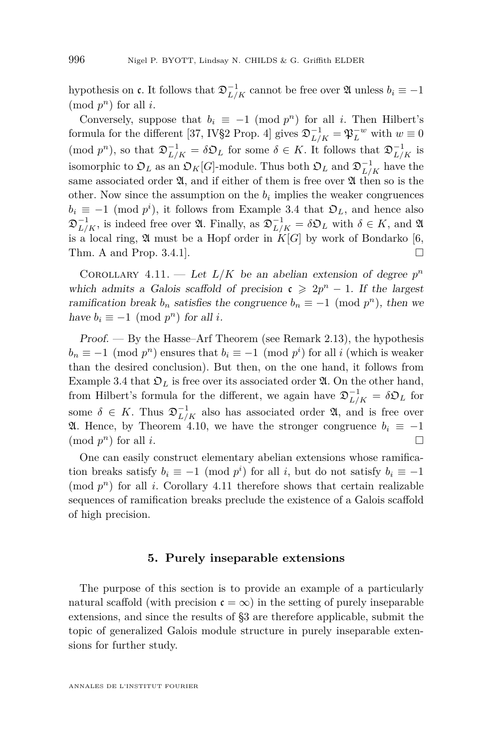hypothesis on $\mathfrak{c}$. It follows that $\mathfrak{D}_{L/K}^{-1}$ cannot be free over $\mathfrak{A}$ unless $b_i \equiv -1 \pmod{p^n}$ for all $i$.

Conversely, suppose that $b_i \equiv -1 \pmod{p^n}$ for all $i$. Then Hilbert's formula for the different [37, IV§2 Prop. 4] gives $\mathfrak{D}_{L/K}^{-1} = \mathfrak{P}_L^{-w}$ with $w \equiv 0 \pmod{p^n}$, so that $\mathfrak{D}_{L/K}^{-1} = \delta\mathfrak{O}_L$ for some $\delta \in K$. It follows that $\mathfrak{D}_{L/K}^{-1}$ is isomorphic to $\mathfrak{O}_L$ as an $\mathfrak{O}_K[G]$-module. Thus both $\mathfrak{O}_L$ and $\mathfrak{D}_{L/K}^{-1}$ have the same associated order $\mathfrak{A}$, and if either of them is free over $\mathfrak{A}$ then so is the other. Now since the assumption on the $b_i$ implies the weaker congruences $b_i \equiv -1 \pmod{p^i}$, it follows from Example 3.4 that $\mathfrak{O}_L$, and hence also $\mathfrak{D}_{L/K}^{-1}$, is indeed free over $\mathfrak{A}$. Finally, as $\mathfrak{D}_{L/K}^{-1} = \delta\mathfrak{O}_L$ with $\delta \in K$, and $\mathfrak{A}$ is a local ring, $\mathfrak{A}$ must be a Hopf order in $K[G]$ by work of Bondarko [6, Thm. A and Prop. 3.4.1]. □

Corollary 4.11. — *Let $L/K$ be an abelian extension of degree $p^n$ which admits a Galois scaffold of precision $\mathfrak{c} \geqslant 2p^n - 1$. If the largest ramification break $b_n$ satisfies the congruence $b_n \equiv -1 \pmod{p^n}$, then we have $b_i \equiv -1 \pmod{p^n}$ for all $i$.*

*Proof.* — By the Hasse–Arf Theorem (see Remark 2.13), the hypothesis $b_n \equiv -1 \pmod{p^n}$ ensures that $b_i \equiv -1 \pmod{p^i}$ for all $i$ (which is weaker than the desired conclusion). But then, on the one hand, it follows from Example 3.4 that $\mathfrak{O}_L$ is free over its associated order $\mathfrak{A}$. On the other hand, from Hilbert's formula for the different, we again have $\mathfrak{D}_{L/K}^{-1} = \delta\mathfrak{O}_L$ for some $\delta \in K$. Thus $\mathfrak{D}_{L/K}^{-1}$ also has associated order $\mathfrak{A}$, and is free over $\mathfrak{A}$. Hence, by Theorem 4.10, we have the stronger congruence $b_i \equiv -1 \pmod{p^n}$ for all $i$. □

One can easily construct elementary abelian extensions whose ramification breaks satisfy $b_i \equiv -1 \pmod{p^i}$ for all $i$, but do not satisfy $b_i \equiv -1 \pmod{p^n}$ for all $i$. Corollary 4.11 therefore shows that certain realizable sequences of ramification breaks preclude the existence of a Galois scaffold of high precision.

## 5. Purely inseparable extensions

The purpose of this section is to provide an example of a particularly natural scaffold (with precision $\mathfrak{c} = \infty$) in the setting of purely inseparable extensions, and since the results of §3 are therefore applicable, submit the topic of generalized Galois module structure in purely inseparable extensions for further study.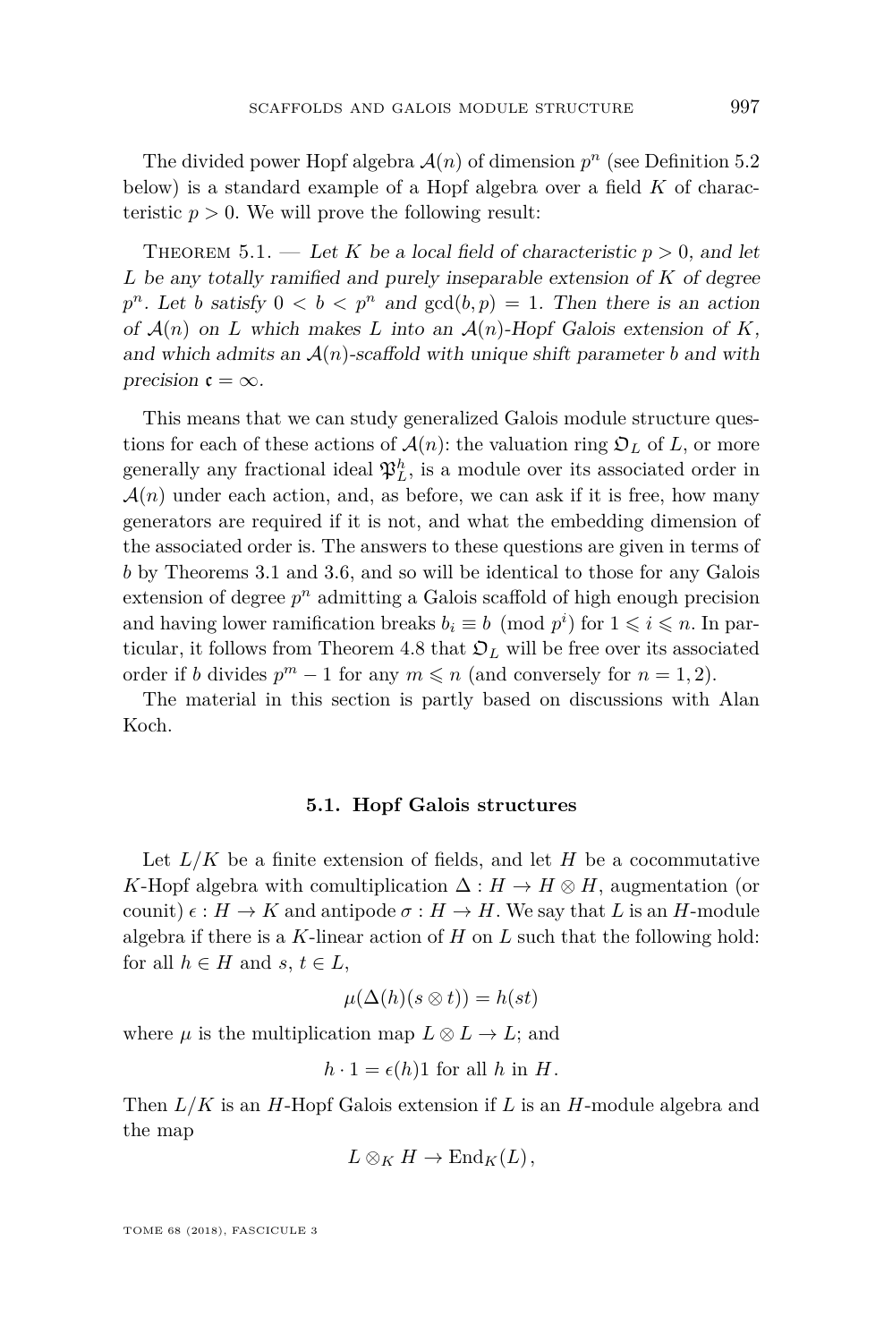The divided power Hopf algebra $\mathcal{A}(n)$ of dimension $p^n$ (see Definition 5.2 below) is a standard example of a Hopf algebra over a field $K$ of characteristic $p > 0$. We will prove the following result:

Theorem 5.1. — *Let $K$ be a local field of characteristic $p > 0$, and let $L$ be any totally ramified and purely inseparable extension of $K$ of degree $p^n$. Let $b$ satisfy $0 < b < p^n$ and $\gcd(b, p) = 1$. Then there is an action of $\mathcal{A}(n)$ on $L$ which makes $L$ into an $\mathcal{A}(n)$-Hopf Galois extension of $K$, and which admits an $\mathcal{A}(n)$-scaffold with unique shift parameter $b$ and with precision $\mathfrak{c} = \infty$.*

This means that we can study generalized Galois module structure questions for each of these actions of $\mathcal{A}(n)$: the valuation ring $\mathfrak{O}_L$ of $L$, or more generally any fractional ideal $\mathfrak{P}_L^h$, is a module over its associated order in $\mathcal{A}(n)$ under each action, and, as before, we can ask if it is free, how many generators are required if it is not, and what the embedding dimension of the associated order is. The answers to these questions are given in terms of $b$ by Theorems 3.1 and 3.6, and so will be identical to those for any Galois extension of degree $p^n$ admitting a Galois scaffold of high enough precision and having lower ramification breaks $b_i \equiv b \pmod{p^i}$ for $1 \leqslant i \leqslant n$. In particular, it follows from Theorem 4.8 that $\mathfrak{O}_L$ will be free over its associated order if $b$ divides $p^m - 1$ for any $m \leqslant n$ (and conversely for $n = 1, 2$).

The material in this section is partly based on discussions with Alan Koch.

### 5.1. Hopf Galois structures

Let $L/K$ be a finite extension of fields, and let $H$ be a cocommutative $K$-Hopf algebra with comultiplication $\Delta : H \to H \otimes H$, augmentation (or counit) $\epsilon : H \to K$ and antipode $\sigma : H \to H$. We say that $L$ is an $H$-module algebra if there is a $K$-linear action of $H$ on $L$ such that the following hold: for all $h \in H$ and $s, t \in L$,

$$\mu(\Delta(h)(s \otimes t)) = h(st)$$

where $\mu$ is the multiplication map $L \otimes L \to L$; and

$$h \cdot 1 = \epsilon(h)1 \text{ for all } h \text{ in } H.$$

Then $L/K$ is an $H$-Hopf Galois extension if $L$ is an $H$-module algebra and the map

$$L \otimes_K H \to \operatorname{End}_K(L),$$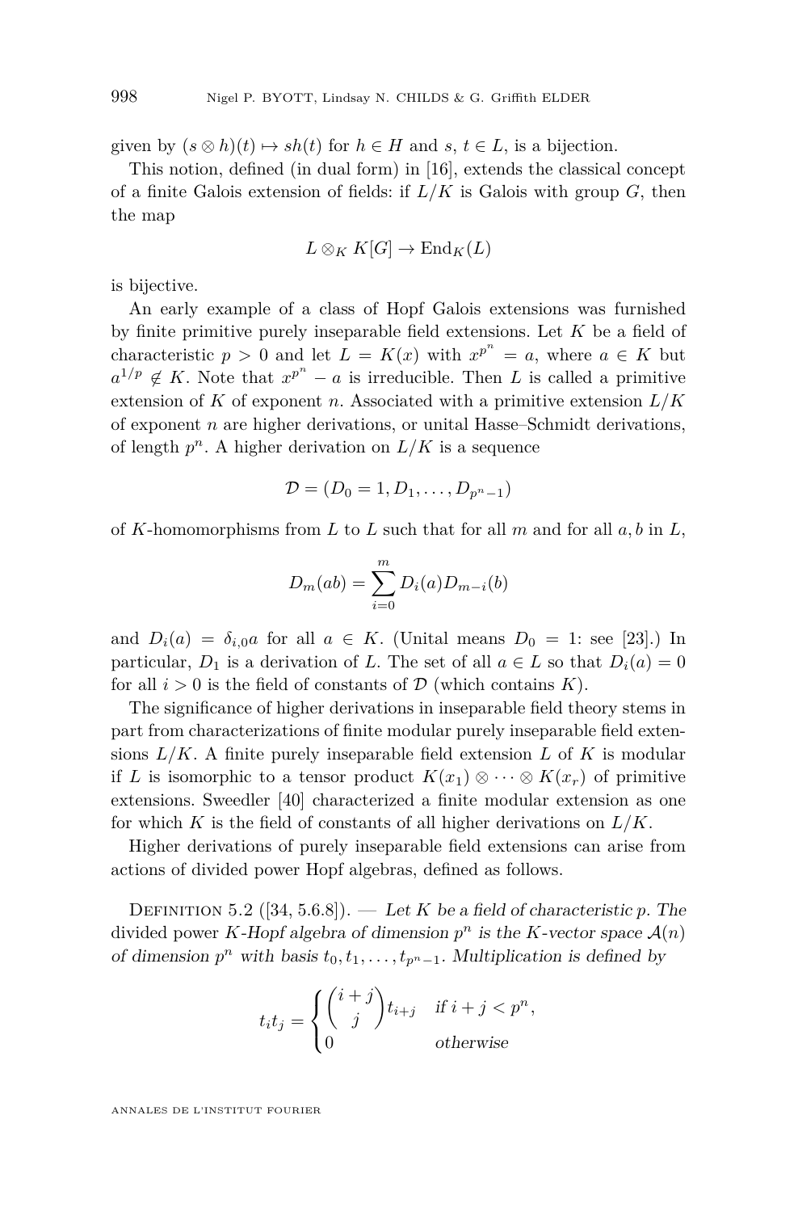given by $(s \otimes h)(t) \mapsto sh(t)$ for $h \in H$ and $s, t \in L$, is a bijection.

This notion, defined (in dual form) in [16], extends the classical concept of a finite Galois extension of fields: if $L/K$ is Galois with group $G$, then the map

$$L \otimes_K K[G] \to \mathrm{End}_K(L)$$

is bijective.

An early example of a class of Hopf Galois extensions was furnished by finite primitive purely inseparable field extensions. Let $K$ be a field of characteristic $p > 0$ and let $L = K(x)$ with $x^{p^n} = a$, where $a \in K$ but $a^{1/p} \notin K$. Note that $x^{p^n} - a$ is irreducible. Then $L$ is called a primitive extension of $K$ of exponent $n$. Associated with a primitive extension $L/K$ of exponent $n$ are higher derivations, or unital Hasse–Schmidt derivations, of length $p^n$. A higher derivation on $L/K$ is a sequence

$$\mathcal{D} = (D_0 = 1, D_1, \dots, D_{p^n-1})$$

of $K$-homomorphisms from $L$ to $L$ such that for all $m$ and for all $a, b$ in $L$,

$$D_m(ab) = \sum_{i=0}^{m} D_i(a) D_{m-i}(b)$$

and $D_i(a) = \delta_{i,0} a$ for all $a \in K$. (Unital means $D_0 = 1$: see [23].) In particular, $D_1$ is a derivation of $L$. The set of all $a \in L$ so that $D_i(a) = 0$ for all $i > 0$ is the field of constants of $\mathcal{D}$ (which contains $K$).

The significance of higher derivations in inseparable field theory stems in part from characterizations of finite modular purely inseparable field extensions $L/K$. A finite purely inseparable field extension $L$ of $K$ is modular if $L$ is isomorphic to a tensor product $K(x_1) \otimes \cdots \otimes K(x_r)$ of primitive extensions. Sweedler [40] characterized a finite modular extension as one for which $K$ is the field of constants of all higher derivations on $L/K$.

Higher derivations of purely inseparable field extensions can arise from actions of divided power Hopf algebras, defined as follows.

Definition 5.2 ([34, 5.6.8]). — *Let $K$ be a field of characteristic $p$. The divided power $K$-Hopf algebra of dimension $p^n$ is the $K$-vector space $\mathcal{A}(n)$ of dimension $p^n$ with basis $t_0, t_1, \dots, t_{p^n-1}$. Multiplication is defined by*

$$t_i t_j = \begin{cases} \dbinom{i+j}{j} t_{i+j} & \text{if } i + j < p^n, \\ 0 & \text{otherwise} \end{cases}$$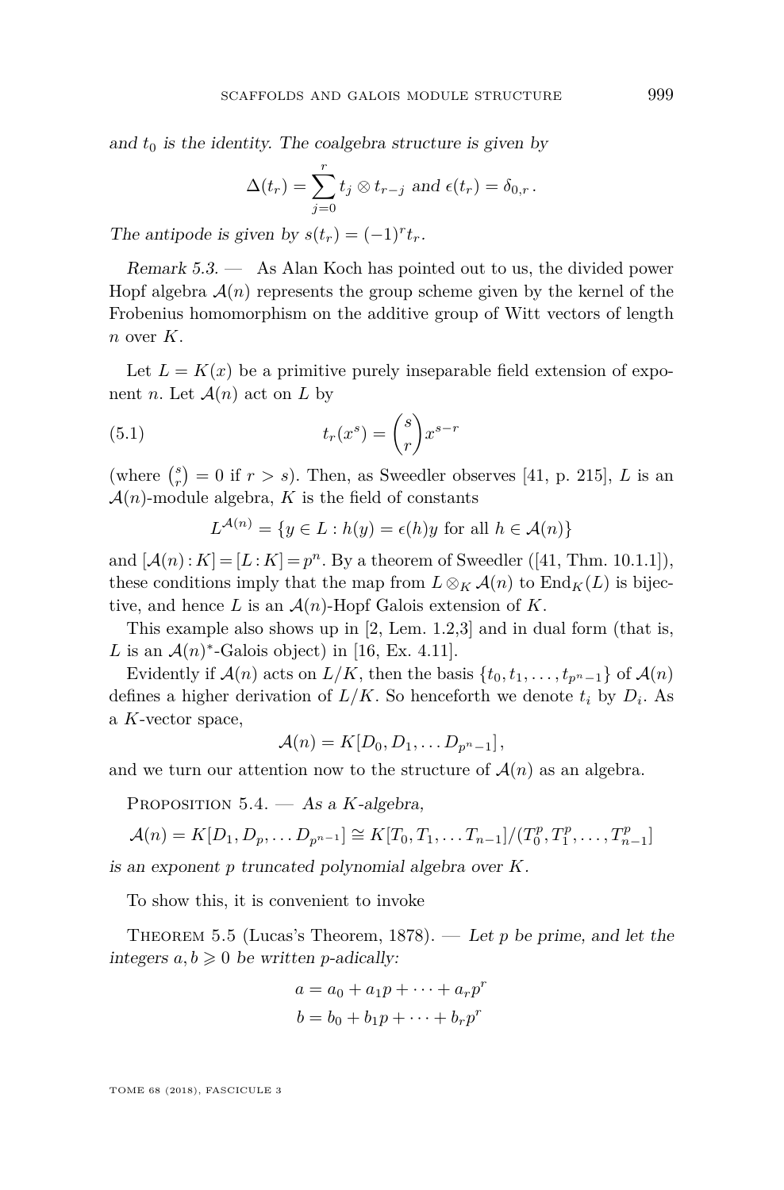*and $t_0$ is the identity. The coalgebra structure is given by*

$$\Delta(t_r) = \sum_{j=0}^{r} t_j \otimes t_{r-j} \text{ and } \epsilon(t_r) = \delta_{0,r}\,.$$

*The antipode is given by $s(t_r) = (-1)^r t_r$.*

*Remark 5.3.* — As Alan Koch has pointed out to us, the divided power Hopf algebra $\mathcal{A}(n)$ represents the group scheme given by the kernel of the Frobenius homomorphism on the additive group of Witt vectors of length $n$ over $K$.

Let $L = K(x)$ be a primitive purely inseparable field extension of exponent $n$. Let $\mathcal{A}(n)$ act on $L$ by

$$t_r(x^s) = \binom{s}{r} x^{s-r} \tag{5.1}$$

(where $\binom{s}{r} = 0$ if $r > s$). Then, as Sweedler observes [41, p. 215], $L$ is an $\mathcal{A}(n)$-module algebra, $K$ is the field of constants

$$L^{\mathcal{A}(n)} = \{y \in L : h(y) = \epsilon(h)y \text{ for all } h \in \mathcal{A}(n)\}$$

and $[\mathcal{A}(n) : K] = [L : K] = p^n$. By a theorem of Sweedler ([41, Thm. 10.1.1]), these conditions imply that the map from $L \otimes_K \mathcal{A}(n)$ to $\mathrm{End}_K(L)$ is bijective, and hence $L$ is an $\mathcal{A}(n)$-Hopf Galois extension of $K$.

This example also shows up in [2, Lem. 1.2,3] and in dual form (that is, $L$ is an $\mathcal{A}(n)^*$-Galois object) in [16, Ex. 4.11].

Evidently if $\mathcal{A}(n)$ acts on $L/K$, then the basis $\{t_0, t_1, \ldots, t_{p^n-1}\}$ of $\mathcal{A}(n)$ defines a higher derivation of $L/K$. So henceforth we denote $t_i$ by $D_i$. As a $K$-vector space,

$$\mathcal{A}(n) = K[D_0, D_1, \ldots D_{p^n-1}],$$

and we turn our attention now to the structure of $\mathcal{A}(n)$ as an algebra.

Proposition 5.4. — *As a $K$-algebra,*

$$\mathcal{A}(n) = K[D_1, D_p, \ldots D_{p^{n-1}}] \cong K[T_0, T_1, \ldots T_{n-1}]/(T_0^p, T_1^p, \ldots, T_{n-1}^p]$$

*is an exponent $p$ truncated polynomial algebra over $K$.*

To show this, it is convenient to invoke

Theorem 5.5 (Lucas's Theorem, 1878). — *Let $p$ be prime, and let the integers $a, b \geqslant 0$ be written $p$-adically:*

$$a = a_0 + a_1 p + \cdots + a_r p^r$$
$$b = b_0 + b_1 p + \cdots + b_r p^r$$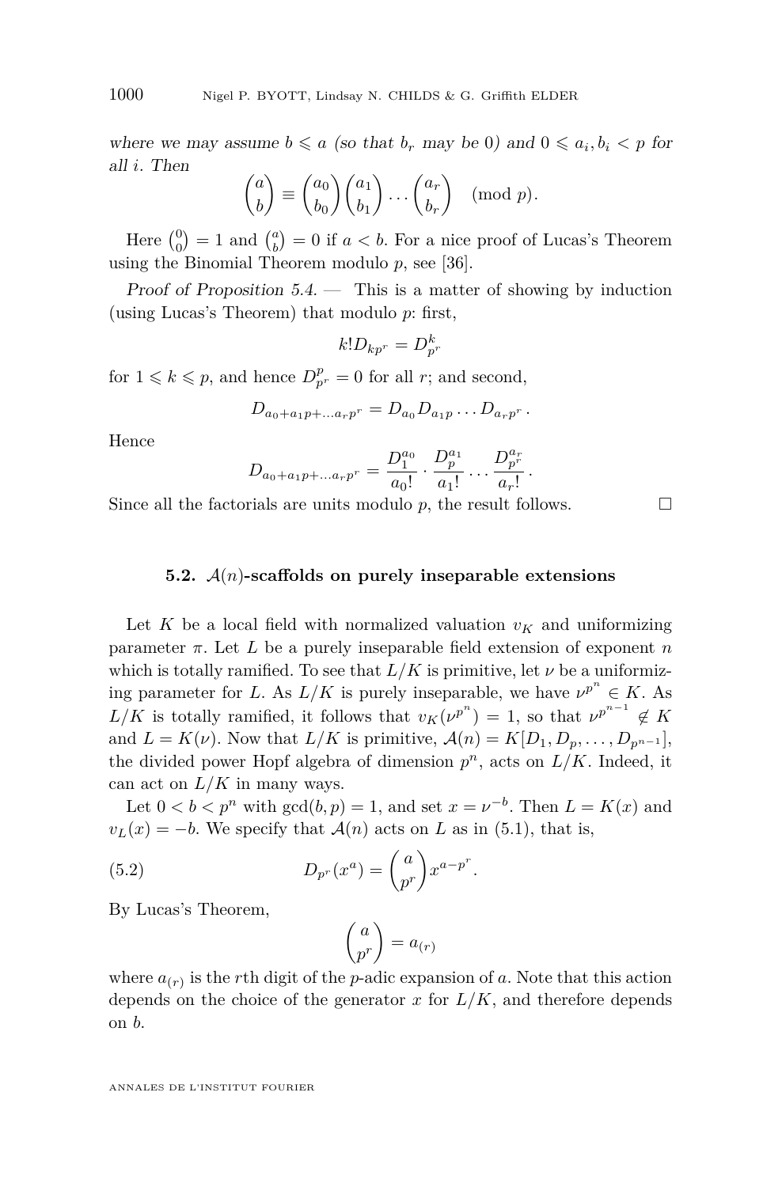*where we may assume $b \leqslant a$ (so that $b_r$ may be 0) and $0 \leqslant a_i, b_i < p$ for all $i$. Then*

$$\binom{a}{b} \equiv \binom{a_0}{b_0}\binom{a_1}{b_1}\cdots\binom{a_r}{b_r} \pmod{p}.$$

Here $\binom{0}{0} = 1$ and $\binom{a}{b} = 0$ if $a < b$. For a nice proof of Lucas's Theorem using the Binomial Theorem modulo $p$, see [36].

*Proof of Proposition 5.4.* — This is a matter of showing by induction (using Lucas's Theorem) that modulo $p$: first,

$$k! D_{kp^r} = D_{p^r}^k$$

for $1 \leqslant k \leqslant p$, and hence $D_{p^r}^p = 0$ for all $r$; and second,

$$D_{a_0 + a_1 p + \ldots a_r p^r} = D_{a_0} D_{a_1 p} \ldots D_{a_r p^r}.$$

Hence

$$D_{a_0 + a_1 p + \ldots a_r p^r} = \frac{D_1^{a_0}}{a_0!} \cdot \frac{D_p^{a_1}}{a_1!} \cdots \frac{D_{p^r}^{a_r}}{a_r!}.$$

Since all the factorials are units modulo $p$, the result follows. $\square$

### 5.2. $\mathcal{A}(n)$-scaffolds on purely inseparable extensions

Let $K$ be a local field with normalized valuation $v_K$ and uniformizing parameter $\pi$. Let $L$ be a purely inseparable field extension of exponent $n$ which is totally ramified. To see that $L/K$ is primitive, let $\nu$ be a uniformizing parameter for $L$. As $L/K$ is purely inseparable, we have $\nu^{p^n} \in K$. As $L/K$ is totally ramified, it follows that $v_K(\nu^{p^n}) = 1$, so that $\nu^{p^{n-1}} \notin K$ and $L = K(\nu)$. Now that $L/K$ is primitive, $\mathcal{A}(n) = K[D_1, D_p, \ldots, D_{p^{n-1}}]$, the divided power Hopf algebra of dimension $p^n$, acts on $L/K$. Indeed, it can act on $L/K$ in many ways.

Let $0 < b < p^n$ with $\gcd(b, p) = 1$, and set $x = \nu^{-b}$. Then $L = K(x)$ and $v_L(x) = -b$. We specify that $\mathcal{A}(n)$ acts on $L$ as in (5.1), that is,

$$D_{p^r}(x^a) = \binom{a}{p^r} x^{a - p^r}. \tag{5.2}$$

By Lucas's Theorem,

$$\binom{a}{p^r} = a_{(r)}$$

where $a_{(r)}$ is the $r$th digit of the $p$-adic expansion of $a$. Note that this action depends on the choice of the generator $x$ for $L/K$, and therefore depends on $b$.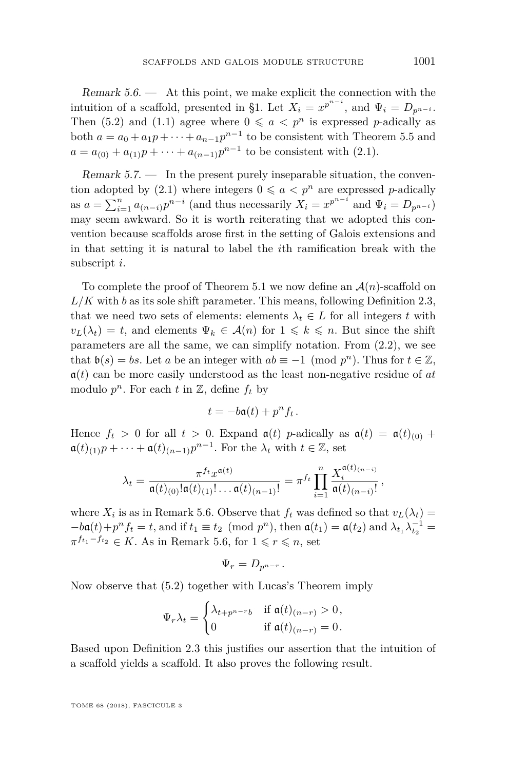*Remark 5.6.* — At this point, we make explicit the connection with the intuition of a scaffold, presented in §1. Let $X_i = x^{p^{n-i}}$, and $\Psi_i = D_{p^{n-i}}$. Then (5.2) and (1.1) agree where $0 \leqslant a < p^n$ is expressed $p$-adically as both $a = a_0 + a_1 p + \cdots + a_{n-1}p^{n-1}$ to be consistent with Theorem 5.5 and $a = a_{(0)} + a_{(1)}p + \cdots + a_{(n-1)}p^{n-1}$ to be consistent with (2.1).

*Remark 5.7.* — In the present purely inseparable situation, the convention adopted by (2.1) where integers $0 \leqslant a < p^n$ are expressed $p$-adically as $a = \sum_{i=1}^{n} a_{(n-i)}p^{n-i}$ (and thus necessarily $X_i = x^{p^{n-i}}$ and $\Psi_i = D_{p^{n-i}}$) may seem awkward. So it is worth reiterating that we adopted this convention because scaffolds arose first in the setting of Galois extensions and in that setting it is natural to label the $i$th ramification break with the subscript $i$.

To complete the proof of Theorem 5.1 we now define an $\mathcal{A}(n)$-scaffold on $L/K$ with $b$ as its sole shift parameter. This means, following Definition 2.3, that we need two sets of elements: elements $\lambda_t \in L$ for all integers $t$ with $v_L(\lambda_t) = t$, and elements $\Psi_k \in \mathcal{A}(n)$ for $1 \leqslant k \leqslant n$. But since the shift parameters are all the same, we can simplify notation. From (2.2), we see that $\mathfrak{b}(s) = bs$. Let $a$ be an integer with $ab \equiv -1 \pmod{p^n}$. Thus for $t \in \mathbb{Z}$, $\mathfrak{a}(t)$ can be more easily understood as the least non-negative residue of $at$ modulo $p^n$. For each $t$ in $\mathbb{Z}$, define $f_t$ by

$$t = -b\mathfrak{a}(t) + p^n f_t\,.$$

Hence $f_t > 0$ for all $t > 0$. Expand $\mathfrak{a}(t)$ $p$-adically as $\mathfrak{a}(t) = \mathfrak{a}(t)_{(0)} + \mathfrak{a}(t)_{(1)}p + \cdots + \mathfrak{a}(t)_{(n-1)}p^{n-1}$. For the $\lambda_t$ with $t \in \mathbb{Z}$, set

$$\lambda_t = \frac{\pi^{f_t} x^{\mathfrak{a}(t)}}{\mathfrak{a}(t)_{(0)}!\mathfrak{a}(t)_{(1)}! \dots \mathfrak{a}(t)_{(n-1)}!} = \pi^{f_t} \prod_{i=1}^{n} \frac{X_i^{\mathfrak{a}(t)_{(n-i)}}}{\mathfrak{a}(t)_{(n-i)}!}\,,$$

where $X_i$ is as in Remark 5.6. Observe that $f_t$ was defined so that $v_L(\lambda_t) = -b\mathfrak{a}(t)+p^n f_t = t$, and if $t_1 \equiv t_2 \pmod{p^n}$, then $\mathfrak{a}(t_1) = \mathfrak{a}(t_2)$ and $\lambda_{t_1}\lambda_{t_2}^{-1} = \pi^{f_{t_1}-f_{t_2}} \in K$. As in Remark 5.6, for $1 \leqslant r \leqslant n$, set

$$\Psi_r = D_{p^{n-r}}\,.$$

Now observe that (5.2) together with Lucas's Theorem imply

$$\Psi_r \lambda_t = \begin{cases} \lambda_{t+p^{n-r}b} & \text{if } \mathfrak{a}(t)_{(n-r)} > 0\,, \\ 0 & \text{if } \mathfrak{a}(t)_{(n-r)} = 0\,. \end{cases}$$

Based upon Definition 2.3 this justifies our assertion that the intuition of a scaffold yields a scaffold. It also proves the following result.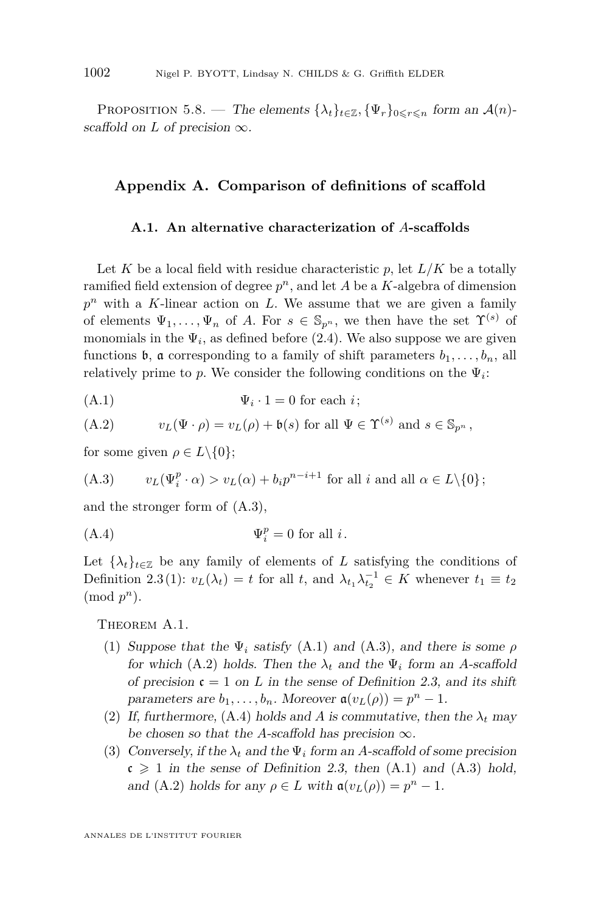Proposition 5.8. — *The elements $\{\lambda_t\}_{t\in\mathbb{Z}}, \{\Psi_r\}_{0\leqslant r\leqslant n}$ form an $\mathcal{A}(n)$-scaffold on $L$ of precision $\infty$.*

## Appendix A. Comparison of definitions of scaffold

### A.1. An alternative characterization of $A$-scaffolds

Let $K$ be a local field with residue characteristic $p$, let $L/K$ be a totally ramified field extension of degree $p^n$, and let $A$ be a $K$-algebra of dimension $p^n$ with a $K$-linear action on $L$. We assume that we are given a family of elements $\Psi_1, \dots, \Psi_n$ of $A$. For $s \in \mathbb{S}_{p^n}$, we then have the set $\Upsilon^{(s)}$ of monomials in the $\Psi_i$, as defined before (2.4). We also suppose we are given functions $\mathfrak{b}$, $\mathfrak{a}$ corresponding to a family of shift parameters $b_1, \dots, b_n$, all relatively prime to $p$. We consider the following conditions on the $\Psi_i$:

$$\Psi_i \cdot 1 = 0 \text{ for each } i; \tag{A.1}$$

$$v_L(\Psi \cdot \rho) = v_L(\rho) + \mathfrak{b}(s) \text{ for all } \Psi \in \Upsilon^{(s)} \text{ and } s \in \mathbb{S}_{p^n}, \tag{A.2}$$

for some given $\rho \in L\backslash\{0\}$;

$$v_L(\Psi_i^p \cdot \alpha) > v_L(\alpha) + b_i p^{n-i+1} \text{ for all } i \text{ and all } \alpha \in L\backslash\{0\}; \tag{A.3}$$

and the stronger form of (A.3),

$$\Psi_i^p = 0 \text{ for all } i. \tag{A.4}$$

Let $\{\lambda_t\}_{t\in\mathbb{Z}}$ be any family of elements of $L$ satisfying the conditions of Definition 2.3(1): $v_L(\lambda_t) = t$ for all $t$, and $\lambda_{t_1}\lambda_{t_2}^{-1} \in K$ whenever $t_1 \equiv t_2 \pmod{p^n}$.

Theorem A.1.

1. *Suppose that the $\Psi_i$ satisfy* (A.1) *and* (A.3)*, and there is some $\rho$ for which* (A.2) *holds. Then the $\lambda_t$ and the $\Psi_i$ form an $A$-scaffold of precision $\mathfrak{c} = 1$ on $L$ in the sense of Definition 2.3, and its shift parameters are $b_1, \dots, b_n$. Moreover $\mathfrak{a}(v_L(\rho)) = p^n - 1$.*
2. *If, furthermore,* (A.4) *holds and $A$ is commutative, then the $\lambda_t$ may be chosen so that the $A$-scaffold has precision $\infty$.*
3. *Conversely, if the $\lambda_t$ and the $\Psi_i$ form an $A$-scaffold of some precision $\mathfrak{c} \geqslant 1$ in the sense of Definition 2.3, then* (A.1) *and* (A.3) *hold, and* (A.2) *holds for any $\rho \in L$ with $\mathfrak{a}(v_L(\rho)) = p^n - 1$.*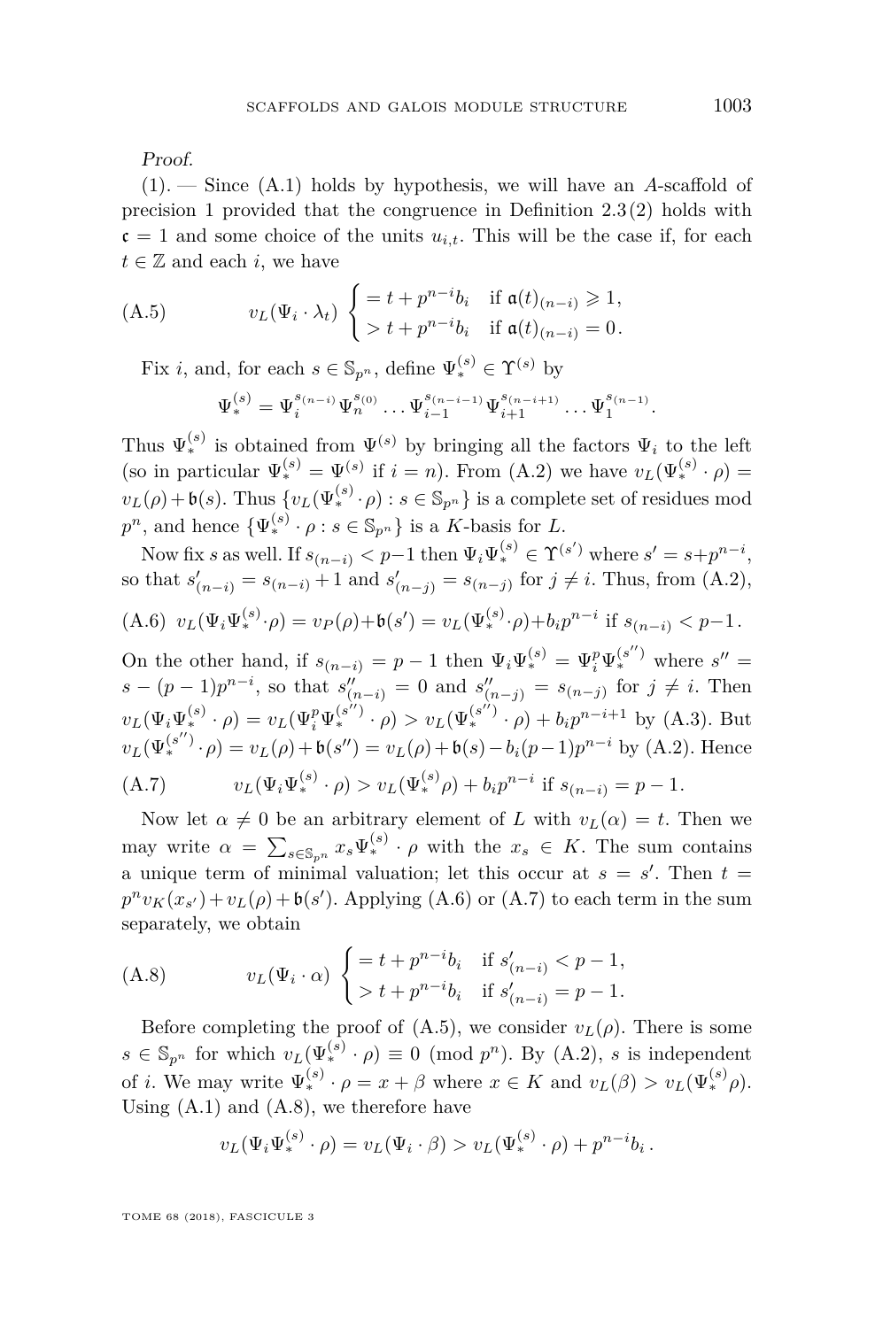*Proof.*

(1). — Since (A.1) holds by hypothesis, we will have an $A$-scaffold of precision 1 provided that the congruence in Definition 2.3 (2) holds with $\mathfrak{c} = 1$ and some choice of the units $u_{i,t}$. This will be the case if, for each $t \in \mathbb{Z}$ and each $i$, we have

$$v_L(\Psi_i \cdot \lambda_t) \begin{cases} = t + p^{n-i} b_i & \text{if } \mathfrak{a}(t)_{(n-i)} \geqslant 1, \\ > t + p^{n-i} b_i & \text{if } \mathfrak{a}(t)_{(n-i)} = 0. \end{cases} \tag{A.5}$$

Fix $i$, and, for each $s \in \mathbb{S}_{p^n}$, define $\Psi_*^{(s)} \in \Upsilon^{(s)}$ by

$$\Psi_*^{(s)} = \Psi_i^{s_{(n-i)}} \Psi_n^{s_{(0)}} \dots \Psi_{i-1}^{s_{(n-i-1)}} \Psi_{i+1}^{s_{(n-i+1)}} \dots \Psi_1^{s_{(n-1)}}.$$

Thus $\Psi_*^{(s)}$ is obtained from $\Psi^{(s)}$ by bringing all the factors $\Psi_i$ to the left (so in particular $\Psi_*^{(s)} = \Psi^{(s)}$ if $i = n$). From (A.2) we have $v_L(\Psi_*^{(s)} \cdot \rho) = v_L(\rho) + \mathfrak{b}(s)$. Thus $\{v_L(\Psi_*^{(s)} \cdot \rho) : s \in \mathbb{S}_{p^n}\}$ is a complete set of residues mod $p^n$, and hence $\{\Psi_*^{(s)} \cdot \rho : s \in \mathbb{S}_{p^n}\}$ is a $K$-basis for $L$.

Now fix $s$ as well. If $s_{(n-i)} < p-1$ then $\Psi_i \Psi_*^{(s)} \in \Upsilon^{(s')}$ where $s' = s + p^{n-i}$, so that $s'_{(n-i)} = s_{(n-i)} + 1$ and $s'_{(n-j)} = s_{(n-j)}$ for $j \neq i$. Thus, from (A.2),

$$v_L(\Psi_i \Psi_*^{(s)} \cdot \rho) = v_P(\rho) + \mathfrak{b}(s') = v_L(\Psi_*^{(s)} \cdot \rho) + b_i p^{n-i} \text{ if } s_{(n-i)} < p-1. \tag{A.6}$$

On the other hand, if $s_{(n-i)} = p-1$ then $\Psi_i \Psi_*^{(s)} = \Psi_i^p \Psi_*^{(s'')}$ where $s'' = s - (p-1)p^{n-i}$, so that $s''_{(n-i)} = 0$ and $s''_{(n-j)} = s_{(n-j)}$ for $j \neq i$. Then $v_L(\Psi_i \Psi_*^{(s)} \cdot \rho) = v_L(\Psi_i^p \Psi_*^{(s'')} \cdot \rho) > v_L(\Psi_*^{(s'')} \cdot \rho) + b_i p^{n-i+1}$ by (A.3). But $v_L(\Psi_*^{(s'')} \cdot \rho) = v_L(\rho) + \mathfrak{b}(s'') = v_L(\rho) + \mathfrak{b}(s) - b_i(p-1)p^{n-i}$ by (A.2). Hence

$$v_L(\Psi_i \Psi_*^{(s)} \cdot \rho) > v_L(\Psi_*^{(s)} \rho) + b_i p^{n-i} \text{ if } s_{(n-i)} = p-1. \tag{A.7}$$

Now let $\alpha \neq 0$ be an arbitrary element of $L$ with $v_L(\alpha) = t$. Then we may write $\alpha = \sum_{s \in \mathbb{S}_{p^n}} x_s \Psi_*^{(s)} \cdot \rho$ with the $x_s \in K$. The sum contains a unique term of minimal valuation; let this occur at $s = s'$. Then $t = p^n v_K(x_{s'}) + v_L(\rho) + \mathfrak{b}(s')$. Applying (A.6) or (A.7) to each term in the sum separately, we obtain

$$v_L(\Psi_i \cdot \alpha) \begin{cases} = t + p^{n-i} b_i & \text{if } s'_{(n-i)} < p-1, \\ > t + p^{n-i} b_i & \text{if } s'_{(n-i)} = p-1. \end{cases} \tag{A.8}$$

Before completing the proof of (A.5), we consider $v_L(\rho)$. There is some $s \in \mathbb{S}_{p^n}$ for which $v_L(\Psi_*^{(s)} \cdot \rho) \equiv 0 \pmod{p^n}$. By (A.2), $s$ is independent of $i$. We may write $\Psi_*^{(s)} \cdot \rho = x + \beta$ where $x \in K$ and $v_L(\beta) > v_L(\Psi_*^{(s)} \rho)$. Using (A.1) and (A.8), we therefore have

$$v_L(\Psi_i \Psi_*^{(s)} \cdot \rho) = v_L(\Psi_i \cdot \beta) > v_L(\Psi_*^{(s)} \cdot \rho) + p^{n-i} b_i .$$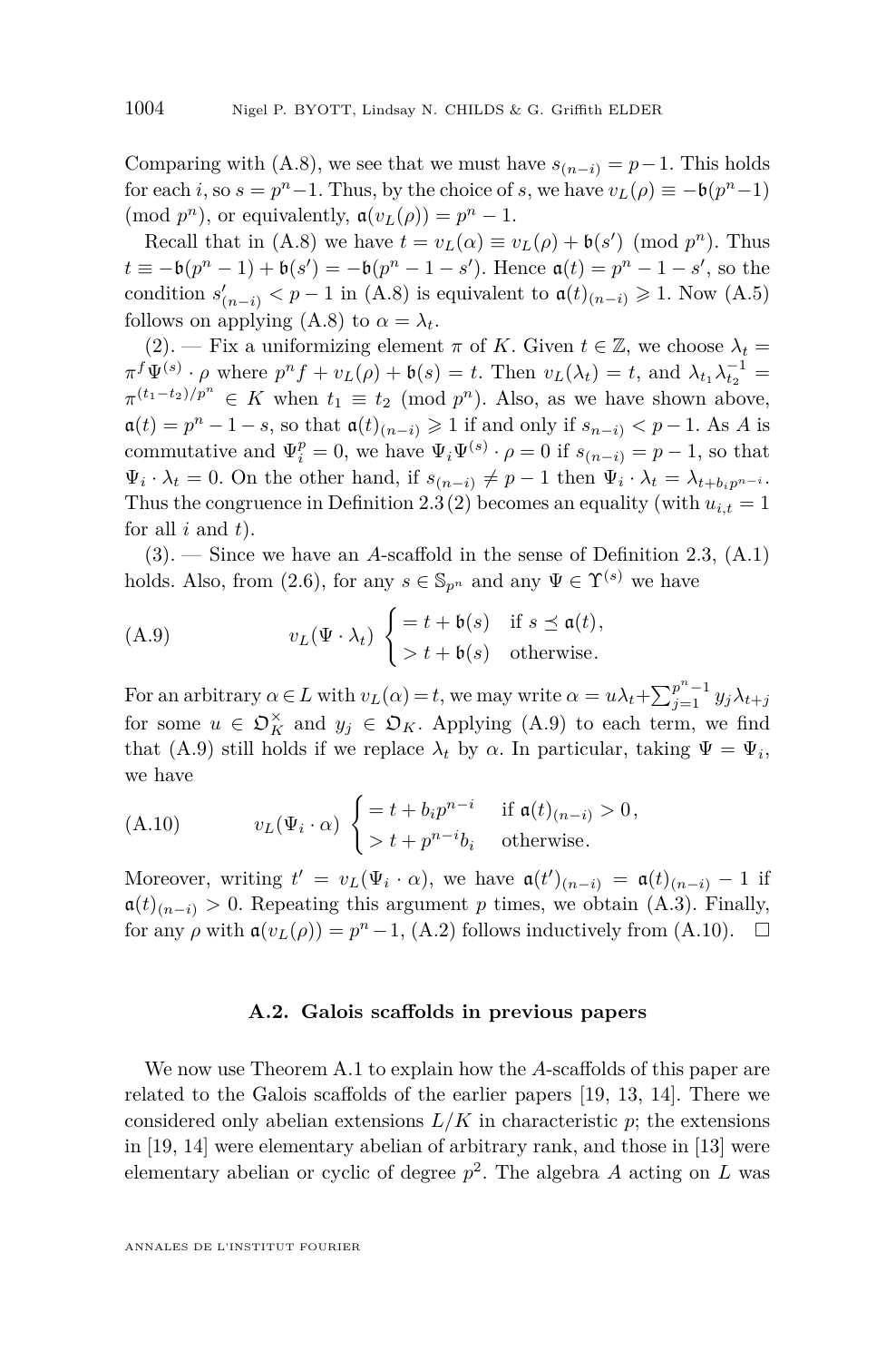Comparing with (A.8), we see that we must have $s_{(n-i)} = p-1$. This holds for each $i$, so $s = p^n-1$. Thus, by the choice of $s$, we have $v_L(\rho) \equiv -\mathfrak{b}(p^n-1) \pmod{p^n}$, or equivalently, $\mathfrak{a}(v_L(\rho)) = p^n - 1$.

Recall that in (A.8) we have $t = v_L(\alpha) \equiv v_L(\rho) + \mathfrak{b}(s') \pmod{p^n}$. Thus $t \equiv -\mathfrak{b}(p^n-1) + \mathfrak{b}(s') = -\mathfrak{b}(p^n - 1 - s')$. Hence $\mathfrak{a}(t) = p^n - 1 - s'$, so the condition $s'_{(n-i)} < p-1$ in (A.8) is equivalent to $\mathfrak{a}(t)_{(n-i)} \geqslant 1$. Now (A.5) follows on applying (A.8) to $\alpha = \lambda_t$.

(2). — Fix a uniformizing element $\pi$ of $K$. Given $t \in \mathbb{Z}$, we choose $\lambda_t = \pi^f \Psi^{(s)} \cdot \rho$ where $p^n f + v_L(\rho) + \mathfrak{b}(s) = t$. Then $v_L(\lambda_t) = t$, and $\lambda_{t_1}\lambda_{t_2}^{-1} = \pi^{(t_1-t_2)/p^n} \in K$ when $t_1 \equiv t_2 \pmod{p^n}$. Also, as we have shown above, $\mathfrak{a}(t) = p^n - 1 - s$, so that $\mathfrak{a}(t)_{(n-i)} \geqslant 1$ if and only if $s_{n-i)} < p-1$. As $A$ is commutative and $\Psi_i^p = 0$, we have $\Psi_i \Psi^{(s)} \cdot \rho = 0$ if $s_{(n-i)} = p-1$, so that $\Psi_i \cdot \lambda_t = 0$. On the other hand, if $s_{(n-i)} \neq p-1$ then $\Psi_i \cdot \lambda_t = \lambda_{t+b_i p^{n-i}}$. Thus the congruence in Definition 2.3 (2) becomes an equality (with $u_{i,t} = 1$ for all $i$ and $t$).

(3). — Since we have an $A$-scaffold in the sense of Definition 2.3, (A.1) holds. Also, from (2.6), for any $s \in \mathbb{S}_{p^n}$ and any $\Psi \in \Upsilon^{(s)}$ we have

$$v_L(\Psi \cdot \lambda_t) \begin{cases} = t + \mathfrak{b}(s) & \text{if } s \preceq \mathfrak{a}(t), \\ > t + \mathfrak{b}(s) & \text{otherwise}. \end{cases} \tag{A.9}$$

For an arbitrary $\alpha \in L$ with $v_L(\alpha) = t$, we may write $\alpha = u\lambda_t + \sum_{j=1}^{p^n-1} y_j \lambda_{t+j}$ for some $u \in \mathfrak{O}_K^\times$ and $y_j \in \mathfrak{O}_K$. Applying (A.9) to each term, we find that (A.9) still holds if we replace $\lambda_t$ by $\alpha$. In particular, taking $\Psi = \Psi_i$, we have

$$v_L(\Psi_i \cdot \alpha) \begin{cases} = t + b_i p^{n-i} & \text{if } \mathfrak{a}(t)_{(n-i)} > 0\,, \\ > t + p^{n-i} b_i & \text{otherwise}. \end{cases} \tag{A.10}$$

Moreover, writing $t' = v_L(\Psi_i \cdot \alpha)$, we have $\mathfrak{a}(t')_{(n-i)} = \mathfrak{a}(t)_{(n-i)} - 1$ if $\mathfrak{a}(t)_{(n-i)} > 0$. Repeating this argument $p$ times, we obtain (A.3). Finally, for any $\rho$ with $\mathfrak{a}(v_L(\rho)) = p^n - 1$, (A.2) follows inductively from (A.10). $\square$

### A.2. Galois scaffolds in previous papers

We now use Theorem A.1 to explain how the $A$-scaffolds of this paper are related to the Galois scaffolds of the earlier papers [19, 13, 14]. There we considered only abelian extensions $L/K$ in characteristic $p$; the extensions in [19, 14] were elementary abelian of arbitrary rank, and those in [13] were elementary abelian or cyclic of degree $p^2$. The algebra $A$ acting on $L$ was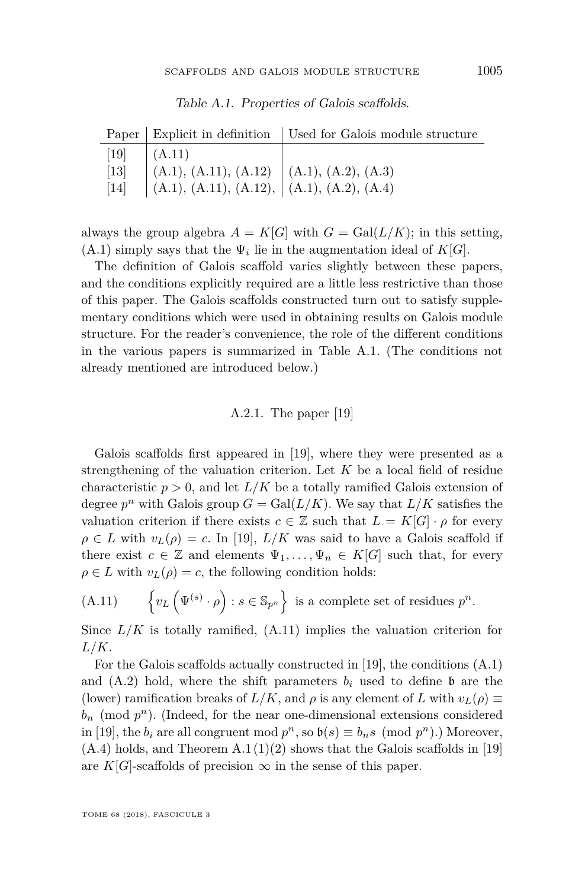Table A.1. Properties of Galois scaffolds.

| Paper | Explicit in definition | Used for Galois module structure |
|---|---|---|
| [19] | (A.11) | |
| [13] | (A.1), (A.11), (A.12) | (A.1), (A.2), (A.3) |
| [14] | (A.1), (A.11), (A.12), | (A.1), (A.2), (A.4) |

always the group algebra $A = K[G]$ with $G = \mathrm{Gal}(L/K)$; in this setting, (A.1) simply says that the $\Psi_i$ lie in the augmentation ideal of $K[G]$.

The definition of Galois scaffold varies slightly between these papers, and the conditions explicitly required are a little less restrictive than those of this paper. The Galois scaffolds constructed turn out to satisfy supplementary conditions which were used in obtaining results on Galois module structure. For the reader's convenience, the role of the different conditions in the various papers is summarized in Table A.1. (The conditions not already mentioned are introduced below.)

### A.2.1. The paper [19]

Galois scaffolds first appeared in [19], where they were presented as a strengthening of the valuation criterion. Let $K$ be a local field of residue characteristic $p > 0$, and let $L/K$ be a totally ramified Galois extension of degree $p^n$ with Galois group $G = \mathrm{Gal}(L/K)$. We say that $L/K$ satisfies the valuation criterion if there exists $c \in \mathbb{Z}$ such that $L = K[G] \cdot \rho$ for every $\rho \in L$ with $v_L(\rho) = c$. In [19], $L/K$ was said to have a Galois scaffold if there exist $c \in \mathbb{Z}$ and elements $\Psi_1, \dots, \Psi_n \in K[G]$ such that, for every $\rho \in L$ with $v_L(\rho) = c$, the following condition holds:

$$\text{(A.11)} \qquad \left\{ v_L\left(\Psi^{(s)} \cdot \rho\right) : s \in \mathbb{S}_{p^n} \right\} \text{ is a complete set of residues } p^n.$$

Since $L/K$ is totally ramified, (A.11) implies the valuation criterion for $L/K$.

For the Galois scaffolds actually constructed in [19], the conditions (A.1) and (A.2) hold, where the shift parameters $b_i$ used to define $\mathfrak{b}$ are the (lower) ramification breaks of $L/K$, and $\rho$ is any element of $L$ with $v_L(\rho) \equiv b_n \pmod{p^n}$. (Indeed, for the near one-dimensional extensions considered in [19], the $b_i$ are all congruent mod $p^n$, so $\mathfrak{b}(s) \equiv b_n s \pmod{p^n}$.) Moreover, (A.4) holds, and Theorem A.1 (1)(2) shows that the Galois scaffolds in [19] are $K[G]$-scaffolds of precision $\infty$ in the sense of this paper.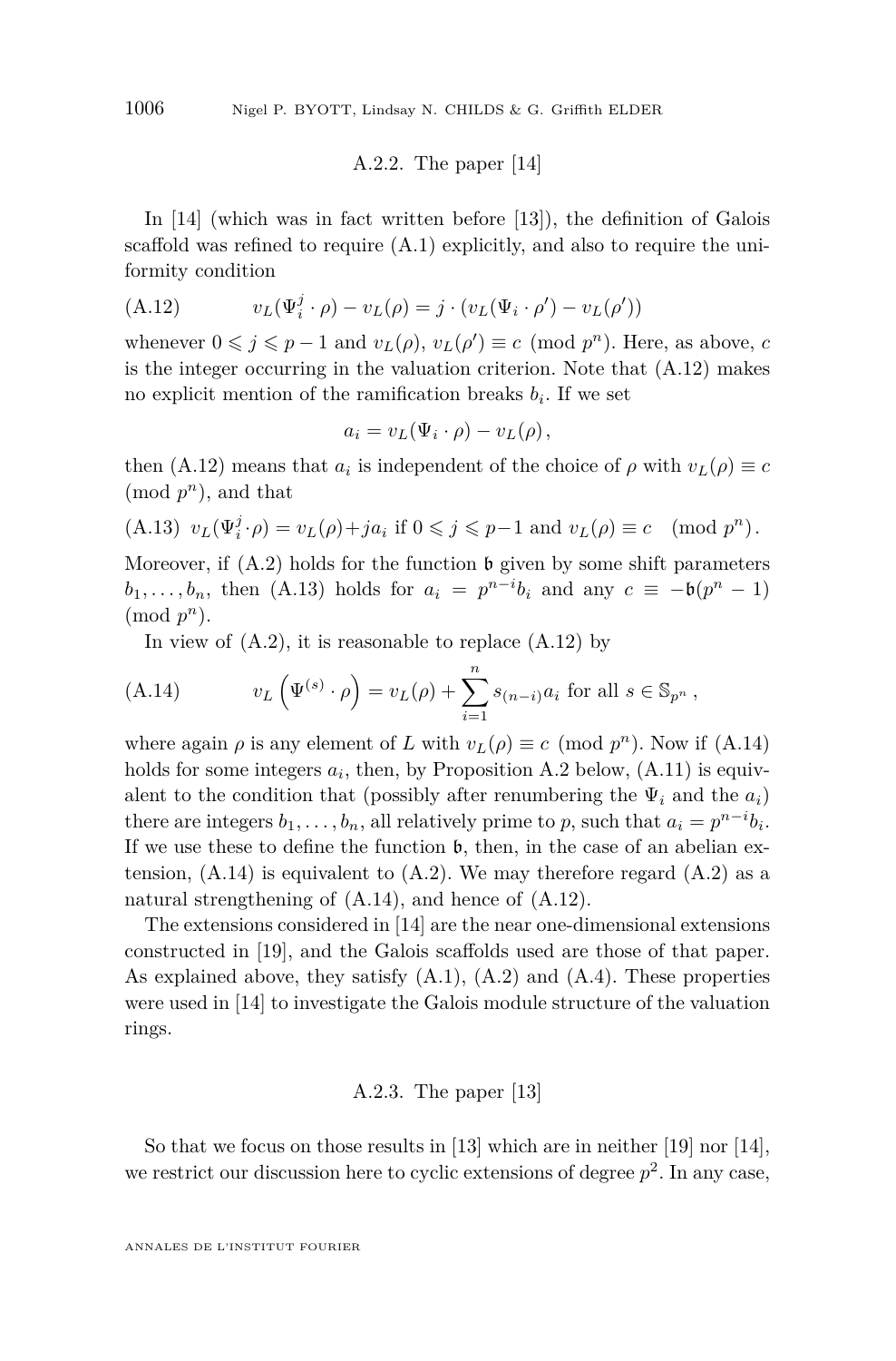### A.2.2. The paper [14]

In [14] (which was in fact written before [13]), the definition of Galois scaffold was refined to require (A.1) explicitly, and also to require the uniformity condition

$$v_L(\Psi_i^j \cdot \rho) - v_L(\rho) = j \cdot (v_L(\Psi_i \cdot \rho') - v_L(\rho')) \tag{A.12}$$

whenever $0 \leqslant j \leqslant p-1$ and $v_L(\rho), v_L(\rho') \equiv c \pmod{p^n}$. Here, as above, $c$ is the integer occurring in the valuation criterion. Note that (A.12) makes no explicit mention of the ramification breaks $b_i$. If we set

$$a_i = v_L(\Psi_i \cdot \rho) - v_L(\rho),$$

then (A.12) means that $a_i$ is independent of the choice of $\rho$ with $v_L(\rho) \equiv c \pmod{p^n}$, and that

$$v_L(\Psi_i^j \cdot \rho) = v_L(\rho) + j a_i \text{ if } 0 \leqslant j \leqslant p-1 \text{ and } v_L(\rho) \equiv c \pmod{p^n}. \tag{A.13}$$

Moreover, if (A.2) holds for the function $\mathfrak{b}$ given by some shift parameters $b_1, \dots, b_n$, then (A.13) holds for $a_i = p^{n-i} b_i$ and any $c \equiv -\mathfrak{b}(p^n - 1) \pmod{p^n}$.

In view of (A.2), it is reasonable to replace (A.12) by

$$v_L\left(\Psi^{(s)} \cdot \rho\right) = v_L(\rho) + \sum_{i=1}^{n} s_{(n-i)} a_i \text{ for all } s \in \mathbb{S}_{p^n}, \tag{A.14}$$

where again $\rho$ is any element of $L$ with $v_L(\rho) \equiv c \pmod{p^n}$. Now if (A.14) holds for some integers $a_i$, then, by Proposition A.2 below, (A.11) is equivalent to the condition that (possibly after renumbering the $\Psi_i$ and the $a_i$) there are integers $b_1, \dots, b_n$, all relatively prime to $p$, such that $a_i = p^{n-i} b_i$. If we use these to define the function $\mathfrak{b}$, then, in the case of an abelian extension, (A.14) is equivalent to (A.2). We may therefore regard (A.2) as a natural strengthening of (A.14), and hence of (A.12).

The extensions considered in [14] are the near one-dimensional extensions constructed in [19], and the Galois scaffolds used are those of that paper. As explained above, they satisfy (A.1), (A.2) and (A.4). These properties were used in [14] to investigate the Galois module structure of the valuation rings.

### A.2.3. The paper [13]

So that we focus on those results in [13] which are in neither [19] nor [14], we restrict our discussion here to cyclic extensions of degree $p^2$. In any case,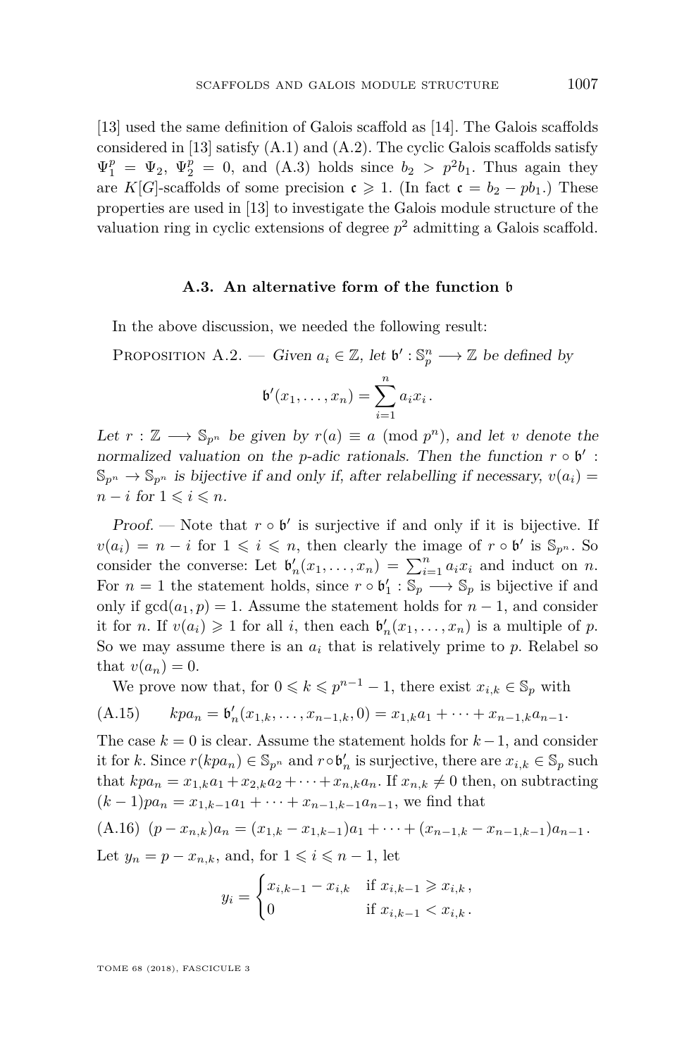[13] used the same definition of Galois scaffold as [14]. The Galois scaffolds considered in [13] satisfy (A.1) and (A.2). The cyclic Galois scaffolds satisfy $\Psi_1^p = \Psi_2$, $\Psi_2^p = 0$, and (A.3) holds since $b_2 > p^2 b_1$. Thus again they are $K[G]$-scaffolds of some precision $\mathfrak{c} \geqslant 1$. (In fact $\mathfrak{c} = b_2 - pb_1$.) These properties are used in [13] to investigate the Galois module structure of the valuation ring in cyclic extensions of degree $p^2$ admitting a Galois scaffold.

### A.3. An alternative form of the function $\mathfrak{b}$

In the above discussion, we needed the following result:

Proposition A.2. — *Given $a_i \in \mathbb{Z}$, let $\mathfrak{b}' : \mathbb{S}_p^n \longrightarrow \mathbb{Z}$ be defined by*

$$\mathfrak{b}'(x_1, \ldots, x_n) = \sum_{i=1}^{n} a_i x_i .$$

*Let $r : \mathbb{Z} \longrightarrow \mathbb{S}_{p^n}$ be given by $r(a) \equiv a \pmod{p^n}$, and let $v$ denote the normalized valuation on the $p$-adic rationals. Then the function $r \circ \mathfrak{b}' : \mathbb{S}_{p^n} \to \mathbb{S}_{p^n}$ is bijective if and only if, after relabelling if necessary, $v(a_i) = n - i$ for $1 \leqslant i \leqslant n$.*

*Proof.* — Note that $r \circ \mathfrak{b}'$ is surjective if and only if it is bijective. If $v(a_i) = n - i$ for $1 \leqslant i \leqslant n$, then clearly the image of $r \circ \mathfrak{b}'$ is $\mathbb{S}_{p^n}$. So consider the converse: Let $\mathfrak{b}'_n(x_1, \ldots, x_n) = \sum_{i=1}^{n} a_i x_i$ and induct on $n$. For $n = 1$ the statement holds, since $r \circ \mathfrak{b}'_1 : \mathbb{S}_p \longrightarrow \mathbb{S}_p$ is bijective if and only if $\gcd(a_1, p) = 1$. Assume the statement holds for $n - 1$, and consider it for $n$. If $v(a_i) \geqslant 1$ for all $i$, then each $\mathfrak{b}'_n(x_1, \ldots, x_n)$ is a multiple of $p$. So we may assume there is an $a_i$ that is relatively prime to $p$. Relabel so that $v(a_n) = 0$.

We prove now that, for $0 \leqslant k \leqslant p^{n-1} - 1$, there exist $x_{i,k} \in \mathbb{S}_p$ with

$$kpa_n = \mathfrak{b}'_n(x_{1,k}, \ldots, x_{n-1,k}, 0) = x_{1,k}a_1 + \cdots + x_{n-1,k}a_{n-1}. \tag{A.15}$$

The case $k = 0$ is clear. Assume the statement holds for $k - 1$, and consider it for $k$. Since $r(kpa_n) \in \mathbb{S}_{p^n}$ and $r \circ \mathfrak{b}'_n$ is surjective, there are $x_{i,k} \in \mathbb{S}_p$ such that $kpa_n = x_{1,k}a_1 + x_{2,k}a_2 + \cdots + x_{n,k}a_n$. If $x_{n,k} \neq 0$ then, on subtracting $(k-1)pa_n = x_{1,k-1}a_1 + \cdots + x_{n-1,k-1}a_{n-1}$, we find that

$$(p - x_{n,k})a_n = (x_{1,k} - x_{1,k-1})a_1 + \cdots + (x_{n-1,k} - x_{n-1,k-1})a_{n-1} . \tag{A.16}$$

Let $y_n = p - x_{n,k}$, and, for $1 \leqslant i \leqslant n - 1$, let

$$y_i = \begin{cases} x_{i,k-1} - x_{i,k} & \text{if } x_{i,k-1} \geqslant x_{i,k} , \\ 0 & \text{if } x_{i,k-1} < x_{i,k} . \end{cases}$$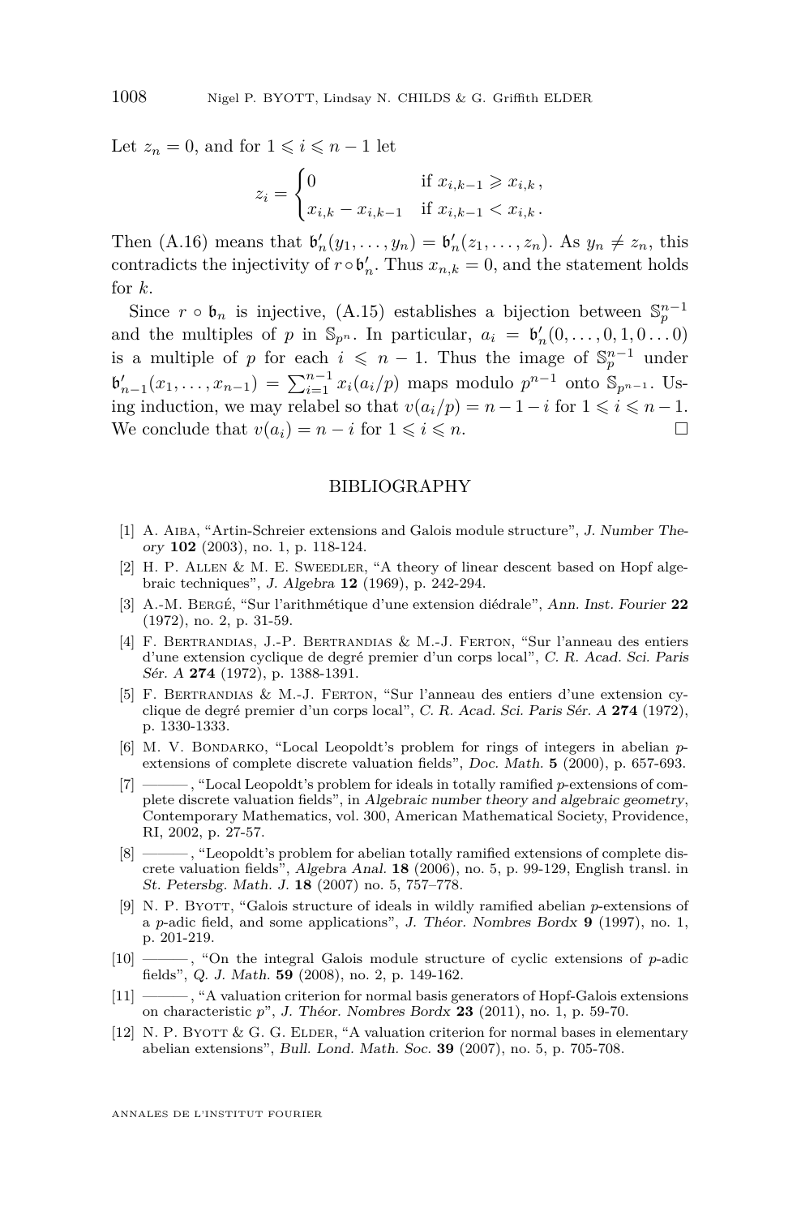Let $z_n = 0$, and for $1 \leqslant i \leqslant n-1$ let

$$z_i = \begin{cases} 0 & \text{if } x_{i,k-1} \geqslant x_{i,k}\,, \\ x_{i,k} - x_{i,k-1} & \text{if } x_{i,k-1} < x_{i,k}\,. \end{cases}$$

Then (A.16) means that $\mathfrak{b}'_n(y_1,\ldots,y_n) = \mathfrak{b}'_n(z_1,\ldots,z_n)$. As $y_n \neq z_n$, this contradicts the injectivity of $r \circ \mathfrak{b}'_n$. Thus $x_{n,k} = 0$, and the statement holds for $k$.

Since $r \circ \mathfrak{b}_n$ is injective, (A.15) establishes a bijection between $\mathbb{S}_p^{n-1}$ and the multiples of $p$ in $\mathbb{S}_{p^n}$. In particular, $a_i = \mathfrak{b}'_n(0,\ldots,0,1,0\ldots0)$ is a multiple of $p$ for each $i \leqslant n-1$. Thus the image of $\mathbb{S}_p^{n-1}$ under $\mathfrak{b}'_{n-1}(x_1,\ldots,x_{n-1}) = \sum_{i=1}^{n-1} x_i(a_i/p)$ maps modulo $p^{n-1}$ onto $\mathbb{S}_{p^{n-1}}$. Using induction, we may relabel so that $v(a_i/p) = n-1-i$ for $1 \leqslant i \leqslant n-1$. We conclude that $v(a_i) = n-i$ for $1 \leqslant i \leqslant n$. □

## BIBLIOGRAPHY

[1] A. Aiba, "Artin-Schreier extensions and Galois module structure", *J. Number Theory* **102** (2003), no. 1, p. 118-124.

[2] H. P. Allen & M. E. Sweedler, "A theory of linear descent based on Hopf algebraic techniques", *J. Algebra* **12** (1969), p. 242-294.

[3] A.-M. Bergé, "Sur l'arithmétique d'une extension diédrale", *Ann. Inst. Fourier* **22** (1972), no. 2, p. 31-59.

[4] F. Bertrandias, J.-P. Bertrandias & M.-J. Ferton, "Sur l'anneau des entiers d'une extension cyclique de degré premier d'un corps local", *C. R. Acad. Sci. Paris Sér. A* **274** (1972), p. 1388-1391.

[5] F. Bertrandias & M.-J. Ferton, "Sur l'anneau des entiers d'une extension cyclique de degré premier d'un corps local", *C. R. Acad. Sci. Paris Sér. A* **274** (1972), p. 1330-1333.

[6] M. V. Bondarko, "Local Leopoldt's problem for rings of integers in abelian $p$-extensions of complete discrete valuation fields", *Doc. Math.* **5** (2000), p. 657-693.

[7] ———, "Local Leopoldt's problem for ideals in totally ramified $p$-extensions of complete discrete valuation fields", in *Algebraic number theory and algebraic geometry*, Contemporary Mathematics, vol. 300, American Mathematical Society, Providence, RI, 2002, p. 27-57.

[8] ———, "Leopoldt's problem for abelian totally ramified extensions of complete discrete valuation fields", *Algebra Anal.* **18** (2006), no. 5, p. 99-129, English transl. in *St. Petersbg. Math. J.* **18** (2007) no. 5, 757–778.

[9] N. P. Byott, "Galois structure of ideals in wildly ramified abelian $p$-extensions of a $p$-adic field, and some applications", *J. Théor. Nombres Bordx* **9** (1997), no. 1, p. 201-219.

[10] ———, "On the integral Galois module structure of cyclic extensions of $p$-adic fields", *Q. J. Math.* **59** (2008), no. 2, p. 149-162.

[11] ———, "A valuation criterion for normal basis generators of Hopf-Galois extensions on characteristic $p$", *J. Théor. Nombres Bordx* **23** (2011), no. 1, p. 59-70.

[12] N. P. Byott & G. G. Elder, "A valuation criterion for normal bases in elementary abelian extensions", *Bull. Lond. Math. Soc.* **39** (2007), no. 5, p. 705-708.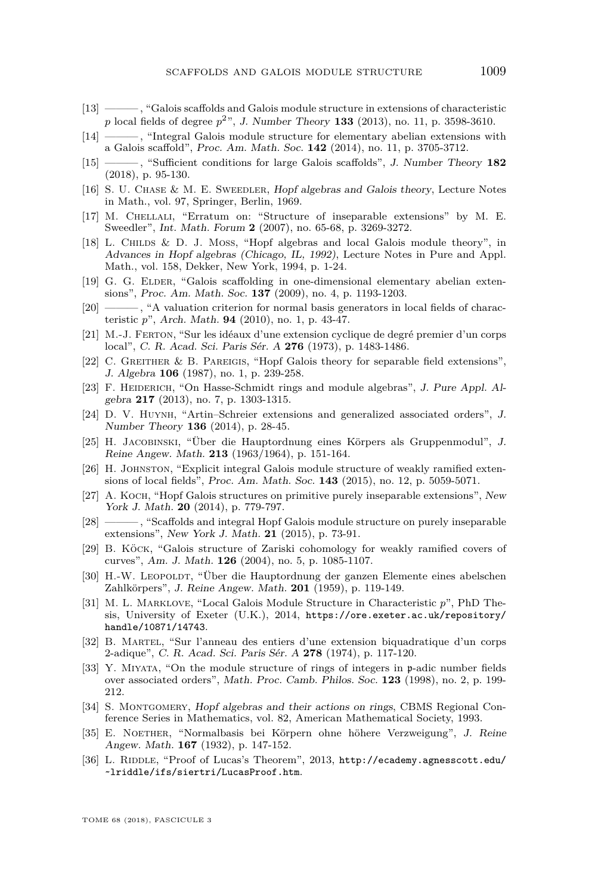[13] ———, "Galois scaffolds and Galois module structure in extensions of characteristic $p$ local fields of degree $p^2$", *J. Number Theory* **133** (2013), no. 11, p. 3598-3610.

[14] ———, "Integral Galois module structure for elementary abelian extensions with a Galois scaffold", *Proc. Am. Math. Soc.* **142** (2014), no. 11, p. 3705-3712.

[15] ———, "Sufficient conditions for large Galois scaffolds", *J. Number Theory* **182** (2018), p. 95-130.

[16] S. U. Chase & M. E. Sweedler, *Hopf algebras and Galois theory*, Lecture Notes in Math., vol. 97, Springer, Berlin, 1969.

[17] M. Chellali, "Erratum on: "Structure of inseparable extensions" by M. E. Sweedler", *Int. Math. Forum* **2** (2007), no. 65-68, p. 3269-3272.

[18] L. Childs & D. J. Moss, "Hopf algebras and local Galois module theory", in *Advances in Hopf algebras (Chicago, IL, 1992)*, Lecture Notes in Pure and Appl. Math., vol. 158, Dekker, New York, 1994, p. 1-24.

[19] G. G. Elder, "Galois scaffolding in one-dimensional elementary abelian extensions", *Proc. Am. Math. Soc.* **137** (2009), no. 4, p. 1193-1203.

[20] ———, "A valuation criterion for normal basis generators in local fields of characteristic $p$", *Arch. Math.* **94** (2010), no. 1, p. 43-47.

[21] M.-J. Ferton, "Sur les idéaux d'une extension cyclique de degré premier d'un corps local", *C. R. Acad. Sci. Paris Sér. A* **276** (1973), p. 1483-1486.

[22] C. Greither & B. Pareigis, "Hopf Galois theory for separable field extensions", *J. Algebra* **106** (1987), no. 1, p. 239-258.

[23] F. Heiderich, "On Hasse-Schmidt rings and module algebras", *J. Pure Appl. Algebra* **217** (2013), no. 7, p. 1303-1315.

[24] D. V. Huynh, "Artin–Schreier extensions and generalized associated orders", *J. Number Theory* **136** (2014), p. 28-45.

[25] H. Jacobinski, "Über die Hauptordnung eines Körpers als Gruppenmodul", *J. Reine Angew. Math.* **213** (1963/1964), p. 151-164.

[26] H. Johnston, "Explicit integral Galois module structure of weakly ramified extensions of local fields", *Proc. Am. Math. Soc.* **143** (2015), no. 12, p. 5059-5071.

[27] A. Koch, "Hopf Galois structures on primitive purely inseparable extensions", *New York J. Math.* **20** (2014), p. 779-797.

[28] ———, "Scaffolds and integral Hopf Galois module structure on purely inseparable extensions", *New York J. Math.* **21** (2015), p. 73-91.

[29] B. Köck, "Galois structure of Zariski cohomology for weakly ramified covers of curves", *Am. J. Math.* **126** (2004), no. 5, p. 1085-1107.

[30] H.-W. Leopoldt, "Über die Hauptordnung der ganzen Elemente eines abelschen Zahlkörpers", *J. Reine Angew. Math.* **201** (1959), p. 119-149.

[31] M. L. Marklove, "Local Galois Module Structure in Characteristic $p$", PhD Thesis, University of Exeter (U.K.), 2014, https://ore.exeter.ac.uk/repository/handle/10871/14743.

[32] B. Martel, "Sur l'anneau des entiers d'une extension biquadratique d'un corps 2-adique", *C. R. Acad. Sci. Paris Sér. A* **278** (1974), p. 117-120.

[33] Y. Miyata, "On the module structure of rings of integers in $\mathfrak{p}$-adic number fields over associated orders", *Math. Proc. Camb. Philos. Soc.* **123** (1998), no. 2, p. 199-212.

[34] S. Montgomery, *Hopf algebras and their actions on rings*, CBMS Regional Conference Series in Mathematics, vol. 82, American Mathematical Society, 1993.

[35] E. Noether, "Normalbasis bei Körpern ohne höhere Verzweigung", *J. Reine Angew. Math.* **167** (1932), p. 147-152.

[36] L. Riddle, "Proof of Lucas's Theorem", 2013, http://ecademy.agnesscott.edu/~lriddle/ifs/siertri/LucasProof.htm.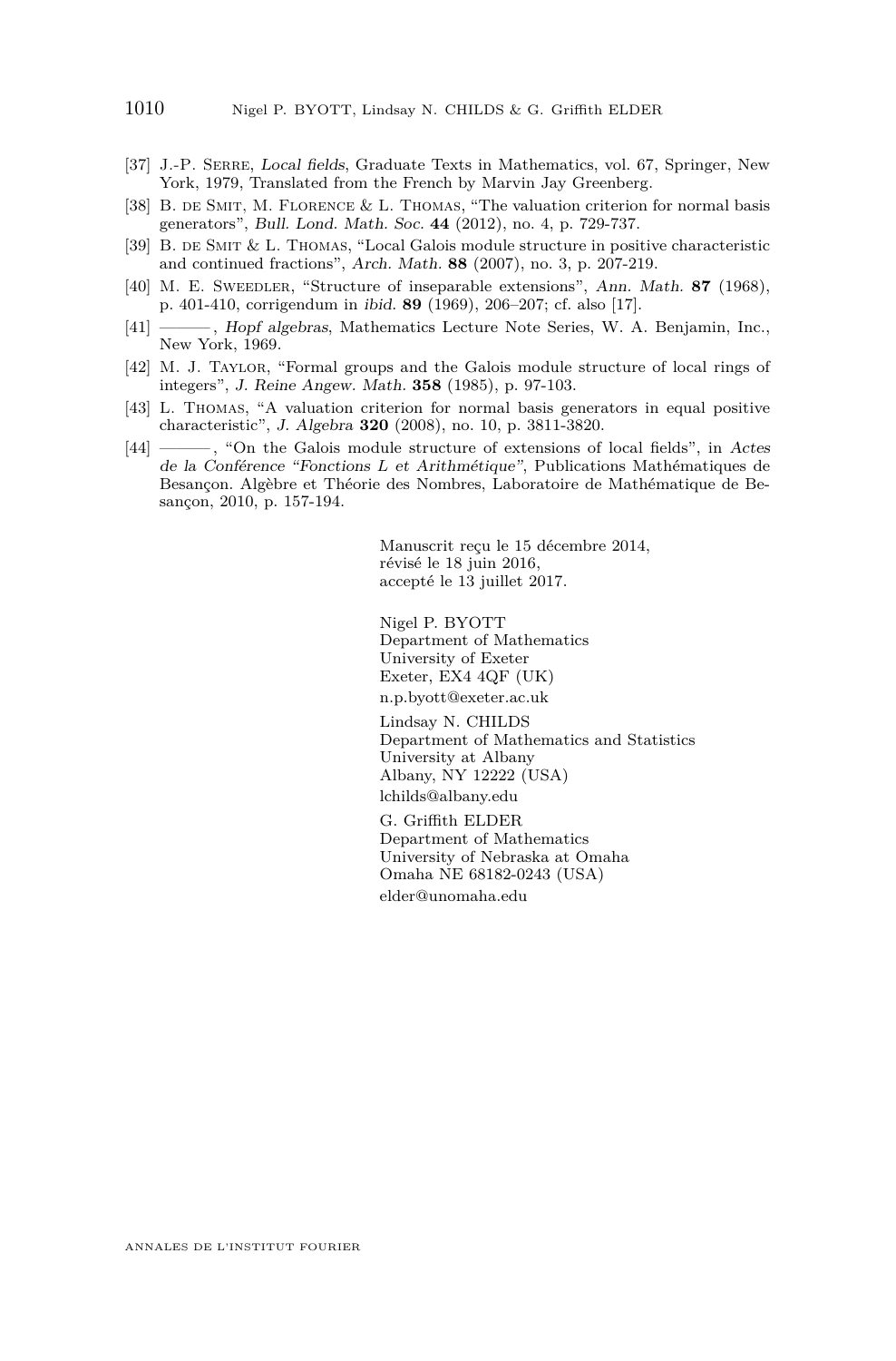[37] J.-P. Serre, *Local fields*, Graduate Texts in Mathematics, vol. 67, Springer, New York, 1979, Translated from the French by Marvin Jay Greenberg.

[38] B. de Smit, M. Florence & L. Thomas, "The valuation criterion for normal basis generators", *Bull. Lond. Math. Soc.* **44** (2012), no. 4, p. 729-737.

[39] B. de Smit & L. Thomas, "Local Galois module structure in positive characteristic and continued fractions", *Arch. Math.* **88** (2007), no. 3, p. 207-219.

[40] M. E. Sweedler, "Structure of inseparable extensions", *Ann. Math.* **87** (1968), p. 401-410, corrigendum in *ibid.* **89** (1969), 206–207; cf. also [17].

[41] ———, *Hopf algebras*, Mathematics Lecture Note Series, W. A. Benjamin, Inc., New York, 1969.

[42] M. J. Taylor, "Formal groups and the Galois module structure of local rings of integers", *J. Reine Angew. Math.* **358** (1985), p. 97-103.

[43] L. Thomas, "A valuation criterion for normal basis generators in equal positive characteristic", *J. Algebra* **320** (2008), no. 10, p. 3811-3820.

[44] ———, "On the Galois module structure of extensions of local fields", in *Actes de la Conférence "Fonctions L et Arithmétique"*, Publications Mathématiques de Besançon. Algèbre et Théorie des Nombres, Laboratoire de Mathématique de Besançon, 2010, p. 157-194.

Manuscrit reçu le 15 décembre 2014,
révisé le 18 juin 2016,
accepté le 13 juillet 2017.

Nigel P. BYOTT
Department of Mathematics
University of Exeter
Exeter, EX4 4QF (UK)
n.p.byott@exeter.ac.uk

Lindsay N. CHILDS
Department of Mathematics and Statistics
University at Albany
Albany, NY 12222 (USA)
lchilds@albany.edu

G. Griffith ELDER
Department of Mathematics
University of Nebraska at Omaha
Omaha NE 68182-0243 (USA)
elder@unomaha.edu